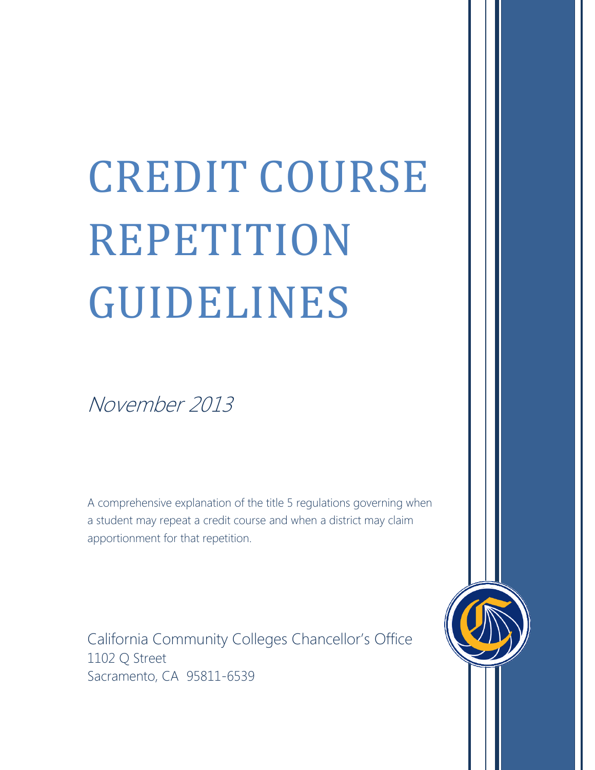# CREDIT COURSE REPETITION GUIDELINES

*November 2013*

A comprehensive explanation of the title 5 regulations governing when a student may repeat a credit course and when a district may claim apportionment for that repetition.

California Community Colleges Chancellor's Office
1102 Q Street
Sacramento, CA 95811-6539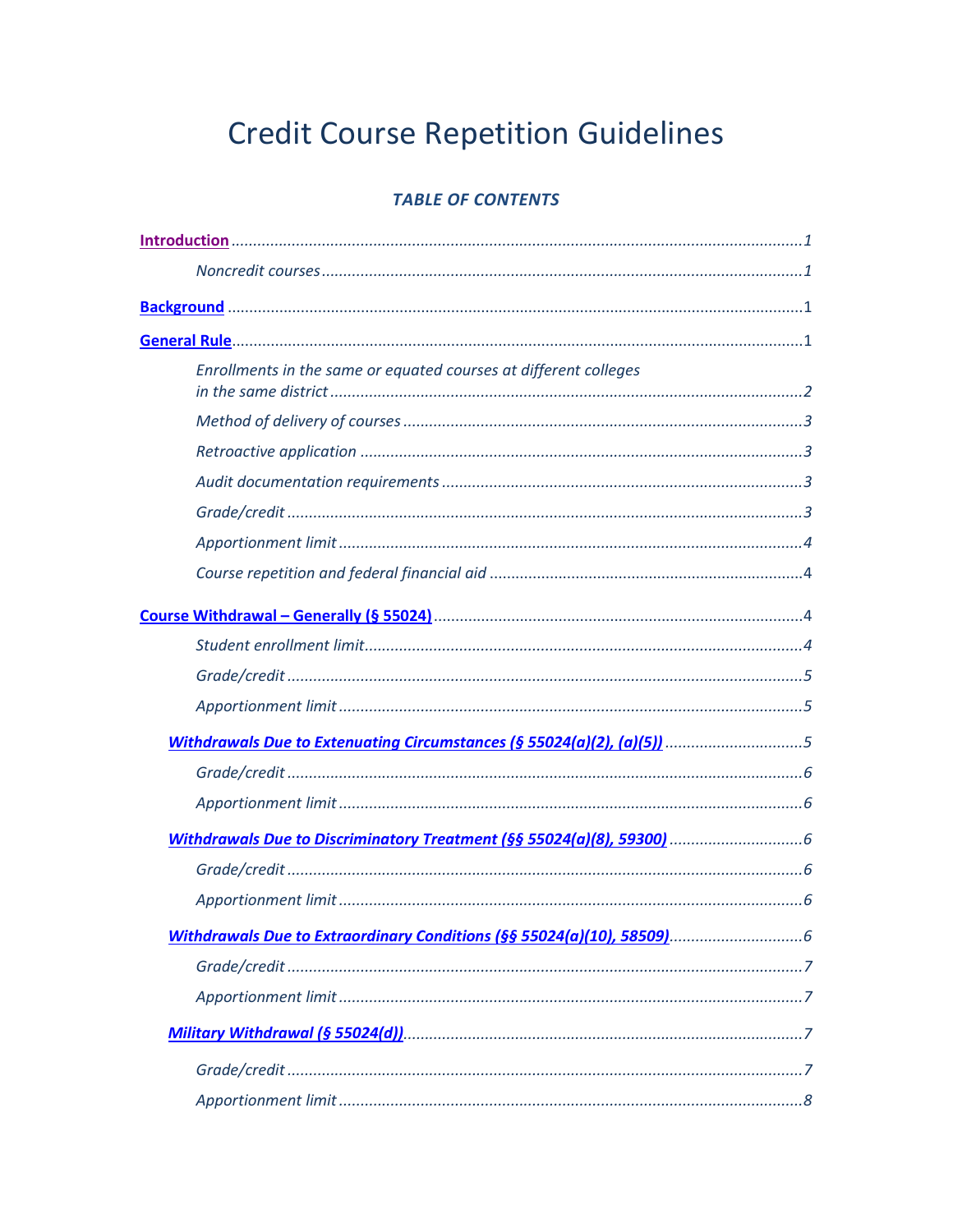# Credit Course Repetition Guidelines

***TABLE OF CONTENTS***

**Introduction** ... 1

*Noncredit courses* ... 1

**Background** ... 1

**General Rule** ... 1

*Enrollments in the same or equated courses at different colleges in the same district* ... 2

*Method of delivery of courses* ... 3

*Retroactive application* ... 3

*Audit documentation requirements* ... 3

*Grade/credit* ... 3

*Apportionment limit* ... 4

*Course repetition and federal financial aid* ... 4

**Course Withdrawal – Generally (§ 55024)** ... 4

*Student enrollment limit* ... 4

*Grade/credit* ... 5

*Apportionment limit* ... 5

***Withdrawals Due to Extenuating Circumstances (§ 55024(a)(2), (a)(5))*** ... 5

*Grade/credit* ... 6

*Apportionment limit* ... 6

***Withdrawals Due to Discriminatory Treatment (§§ 55024(a)(8), 59300)*** ... 6

*Grade/credit* ... 6

*Apportionment limit* ... 6

***Withdrawals Due to Extraordinary Conditions (§§ 55024(a)(10), 58509)*** ... 6

*Grade/credit* ... 7

*Apportionment limit* ... 7

***Military Withdrawal (§ 55024(d))*** ... 7

*Grade/credit* ... 7

*Apportionment limit* ... 8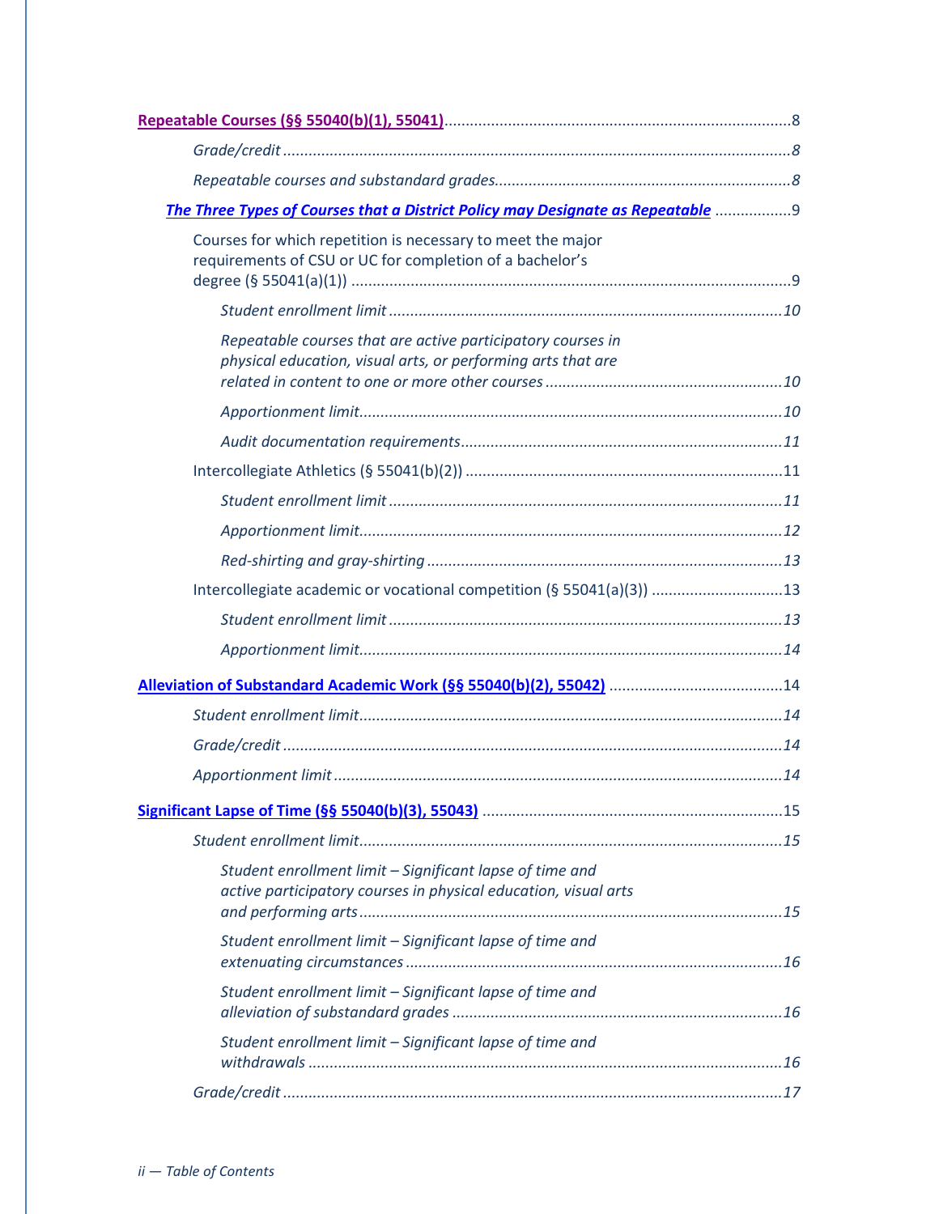**Repeatable Courses (§§ 55040(b)(1), 55041)** ... 8

*Grade/credit* ... 8

*Repeatable courses and substandard grades* ... 8

***The Three Types of Courses that a District Policy may Designate as Repeatable*** ... 9

Courses for which repetition is necessary to meet the major requirements of CSU or UC for completion of a bachelor's degree (§ 55041(a)(1)) ... 9

*Student enrollment limit* ... 10

*Repeatable courses that are active participatory courses in physical education, visual arts, or performing arts that are related in content to one or more other courses* ... 10

*Apportionment limit* ... 10

*Audit documentation requirements* ... 11

Intercollegiate Athletics (§ 55041(b)(2)) ... 11

*Student enrollment limit* ... 11

*Apportionment limit* ... 12

*Red-shirting and gray-shirting* ... 13

Intercollegiate academic or vocational competition (§ 55041(a)(3)) ... 13

*Student enrollment limit* ... 13

*Apportionment limit* ... 14

**Alleviation of Substandard Academic Work (§§ 55040(b)(2), 55042)** ... 14

*Student enrollment limit* ... 14

*Grade/credit* ... 14

*Apportionment limit* ... 14

**Significant Lapse of Time (§§ 55040(b)(3), 55043)** ... 15

*Student enrollment limit* ... 15

*Student enrollment limit – Significant lapse of time and active participatory courses in physical education, visual arts and performing arts* ... 15

*Student enrollment limit – Significant lapse of time and extenuating circumstances* ... 16

*Student enrollment limit – Significant lapse of time and alleviation of substandard grades* ... 16

*Student enrollment limit – Significant lapse of time and withdrawals* ... 16

*Grade/credit* ... 17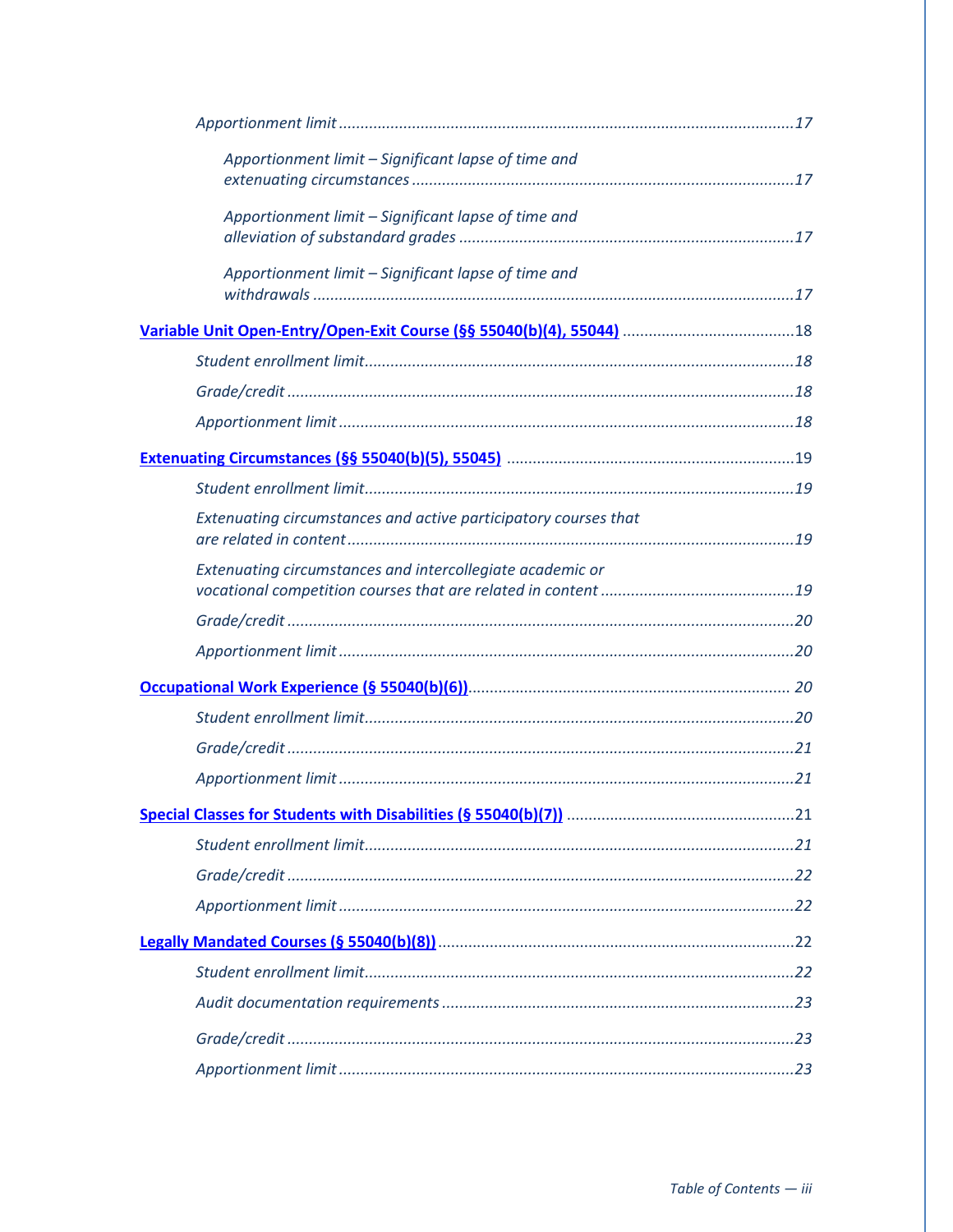*Apportionment limit* ........................................................................................................17

*Apportionment limit – Significant lapse of time and extenuating circumstances* ........................................................................................17

*Apportionment limit – Significant lapse of time and alleviation of substandard grades* .............................................................................17

*Apportionment limit – Significant lapse of time and withdrawals* ..............................................................................................................17

**Variable Unit Open-Entry/Open-Exit Course (§§ 55040(b)(4), 55044)** ........................................18

*Student enrollment limit*..................................................................................................18

*Grade/credit* ....................................................................................................................18

*Apportionment limit* ........................................................................................................18

**Extenuating Circumstances (§§ 55040(b)(5), 55045)** ..................................................................19

*Student enrollment limit*..................................................................................................19

*Extenuating circumstances and active participatory courses that are related in content* ......................................................................................19

*Extenuating circumstances and intercollegiate academic or vocational competition courses that are related in content* ............................................19

*Grade/credit* ....................................................................................................................20

*Apportionment limit* ........................................................................................................20

**Occupational Work Experience (§ 55040(b)(6))**.......................................................................... 20

*Student enrollment limit*..................................................................................................20

*Grade/credit* ....................................................................................................................21

*Apportionment limit* ........................................................................................................21

**Special Classes for Students with Disabilities (§ 55040(b)(7))** ....................................................21

*Student enrollment limit*..................................................................................................21

*Grade/credit* ....................................................................................................................22

*Apportionment limit* ........................................................................................................22

**Legally Mandated Courses (§ 55040(b)(8))**..................................................................................22

*Student enrollment limit*..................................................................................................22

*Audit documentation requirements* .................................................................................23

*Grade/credit* ....................................................................................................................23

*Apportionment limit* ........................................................................................................23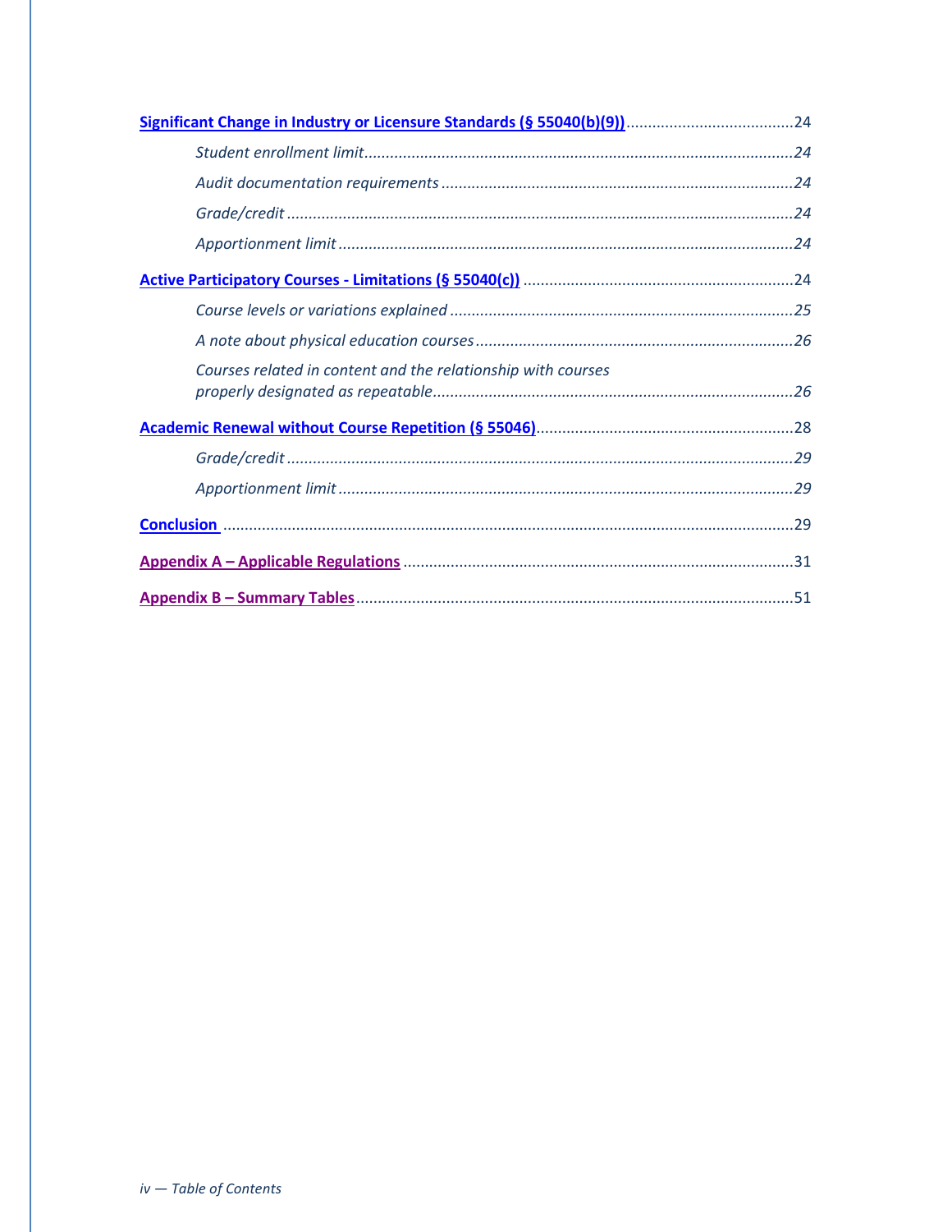[Significant Change in Industry or Licensure Standards (§ 55040(b)(9))](#) ........ 24

*Student enrollment limit* ........ 24

*Audit documentation requirements* ........ 24

*Grade/credit* ........ 24

*Apportionment limit* ........ 24

[Active Participatory Courses - Limitations (§ 55040(c))](#) ........ 24

*Course levels or variations explained* ........ 25

*A note about physical education courses* ........ 26

*Courses related in content and the relationship with courses properly designated as repeatable* ........ 26

[Academic Renewal without Course Repetition (§ 55046)](#) ........ 28

*Grade/credit* ........ 29

*Apportionment limit* ........ 29

[Conclusion](#) ........ 29

[Appendix A – Applicable Regulations](#) ........ 31

[Appendix B – Summary Tables](#) ........ 51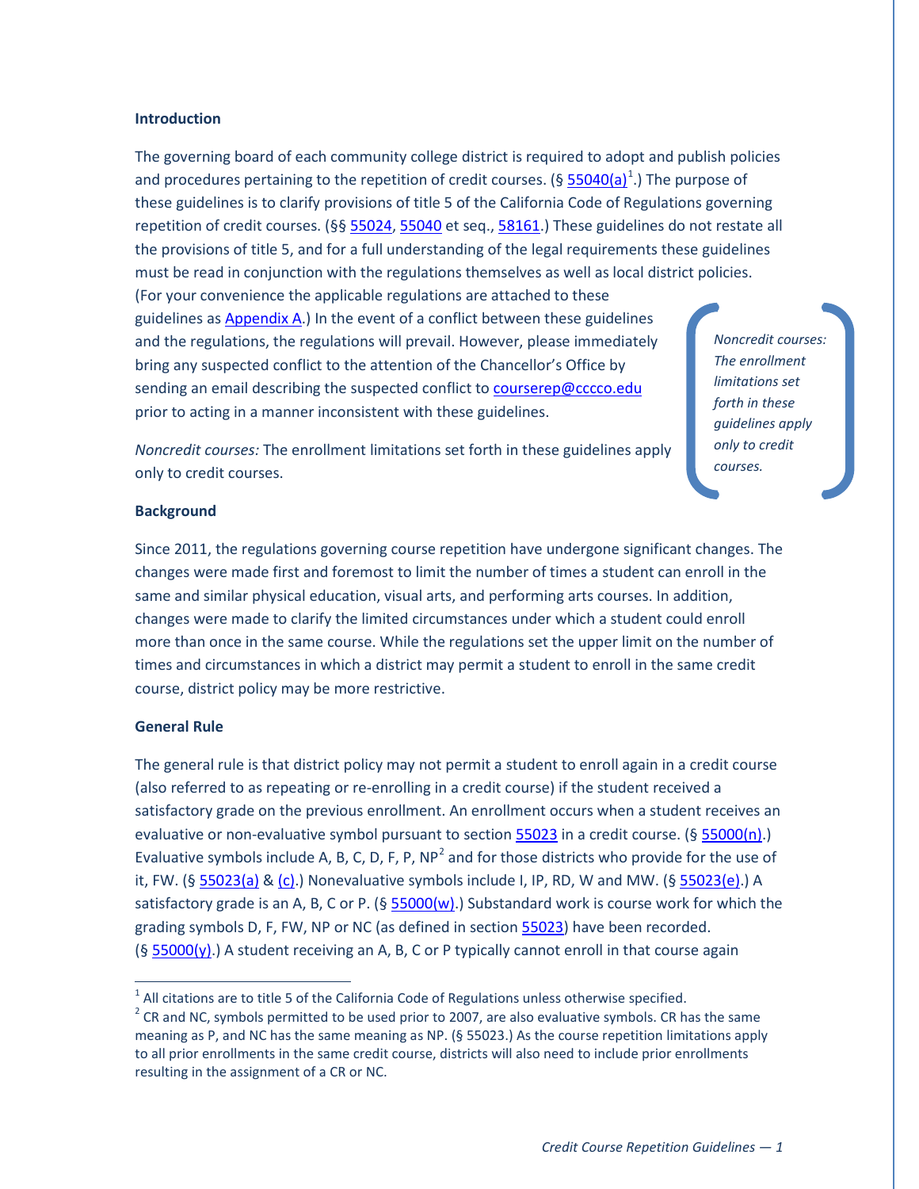## Introduction

The governing board of each community college district is required to adopt and publish policies and procedures pertaining to the repetition of credit courses. (§ 55040(a)[1].) The purpose of these guidelines is to clarify provisions of title 5 of the California Code of Regulations governing repetition of credit courses. (§§ 55024, 55040 et seq., 58161.) These guidelines do not restate all the provisions of title 5, and for a full understanding of the legal requirements these guidelines must be read in conjunction with the regulations themselves as well as local district policies. (For your convenience the applicable regulations are attached to these guidelines as Appendix A.) In the event of a conflict between these guidelines and the regulations, the regulations will prevail. However, please immediately bring any suspected conflict to the attention of the Chancellor's Office by sending an email describing the suspected conflict to courserep@cccco.edu prior to acting in a manner inconsistent with these guidelines.

*Noncredit courses:* The enrollment limitations set forth in these guidelines apply only to credit courses.

> *Noncredit courses: The enrollment limitations set forth in these guidelines apply only to credit courses.*

## Background

Since 2011, the regulations governing course repetition have undergone significant changes. The changes were made first and foremost to limit the number of times a student can enroll in the same and similar physical education, visual arts, and performing arts courses. In addition, changes were made to clarify the limited circumstances under which a student could enroll more than once in the same course. While the regulations set the upper limit on the number of times and circumstances in which a district may permit a student to enroll in the same credit course, district policy may be more restrictive.

## General Rule

The general rule is that district policy may not permit a student to enroll again in a credit course (also referred to as repeating or re-enrolling in a credit course) if the student received a satisfactory grade on the previous enrollment. An enrollment occurs when a student receives an evaluative or non-evaluative symbol pursuant to section 55023 in a credit course. (§ 55000(n).) Evaluative symbols include A, B, C, D, F, P, NP[2] and for those districts who provide for the use of it, FW. (§ 55023(a) & (c).) Nonevaluative symbols include I, IP, RD, W and MW. (§ 55023(e).) A satisfactory grade is an A, B, C or P. (§ 55000(w).) Substandard work is course work for which the grading symbols D, F, FW, NP or NC (as defined in section 55023) have been recorded. (§ 55000(y).) A student receiving an A, B, C or P typically cannot enroll in that course again

---

[1] All citations are to title 5 of the California Code of Regulations unless otherwise specified.

[2] CR and NC, symbols permitted to be used prior to 2007, are also evaluative symbols. CR has the same meaning as P, and NC has the same meaning as NP. (§ 55023.) As the course repetition limitations apply to all prior enrollments in the same credit course, districts will also need to include prior enrollments resulting in the assignment of a CR or NC.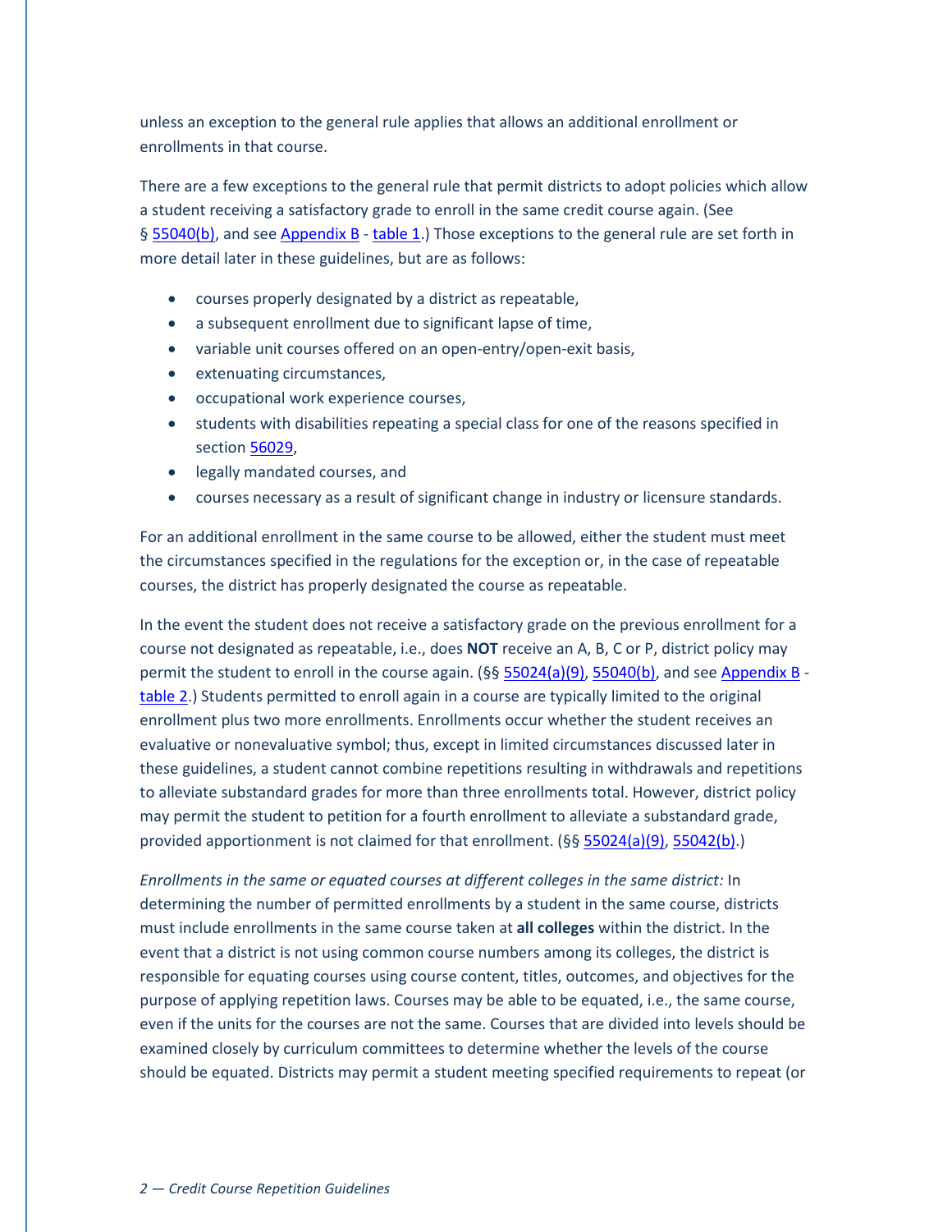unless an exception to the general rule applies that allows an additional enrollment or enrollments in that course.

There are a few exceptions to the general rule that permit districts to adopt policies which allow a student receiving a satisfactory grade to enroll in the same credit course again. (See § 55040(b), and see Appendix B - table 1.) Those exceptions to the general rule are set forth in more detail later in these guidelines, but are as follows:

- courses properly designated by a district as repeatable,
- a subsequent enrollment due to significant lapse of time,
- variable unit courses offered on an open-entry/open-exit basis,
- extenuating circumstances,
- occupational work experience courses,
- students with disabilities repeating a special class for one of the reasons specified in section 56029,
- legally mandated courses, and
- courses necessary as a result of significant change in industry or licensure standards.

For an additional enrollment in the same course to be allowed, either the student must meet the circumstances specified in the regulations for the exception or, in the case of repeatable courses, the district has properly designated the course as repeatable.

In the event the student does not receive a satisfactory grade on the previous enrollment for a course not designated as repeatable, i.e., does **NOT** receive an A, B, C or P, district policy may permit the student to enroll in the course again. (§§ 55024(a)(9), 55040(b), and see Appendix B - table 2.) Students permitted to enroll again in a course are typically limited to the original enrollment plus two more enrollments. Enrollments occur whether the student receives an evaluative or nonevaluative symbol; thus, except in limited circumstances discussed later in these guidelines, a student cannot combine repetitions resulting in withdrawals and repetitions to alleviate substandard grades for more than three enrollments total. However, district policy may permit the student to petition for a fourth enrollment to alleviate a substandard grade, provided apportionment is not claimed for that enrollment. (§§ 55024(a)(9), 55042(b).)

*Enrollments in the same or equated courses at different colleges in the same district:* In determining the number of permitted enrollments by a student in the same course, districts must include enrollments in the same course taken at **all colleges** within the district. In the event that a district is not using common course numbers among its colleges, the district is responsible for equating courses using course content, titles, outcomes, and objectives for the purpose of applying repetition laws. Courses may be able to be equated, i.e., the same course, even if the units for the courses are not the same. Courses that are divided into levels should be examined closely by curriculum committees to determine whether the levels of the course should be equated. Districts may permit a student meeting specified requirements to repeat (or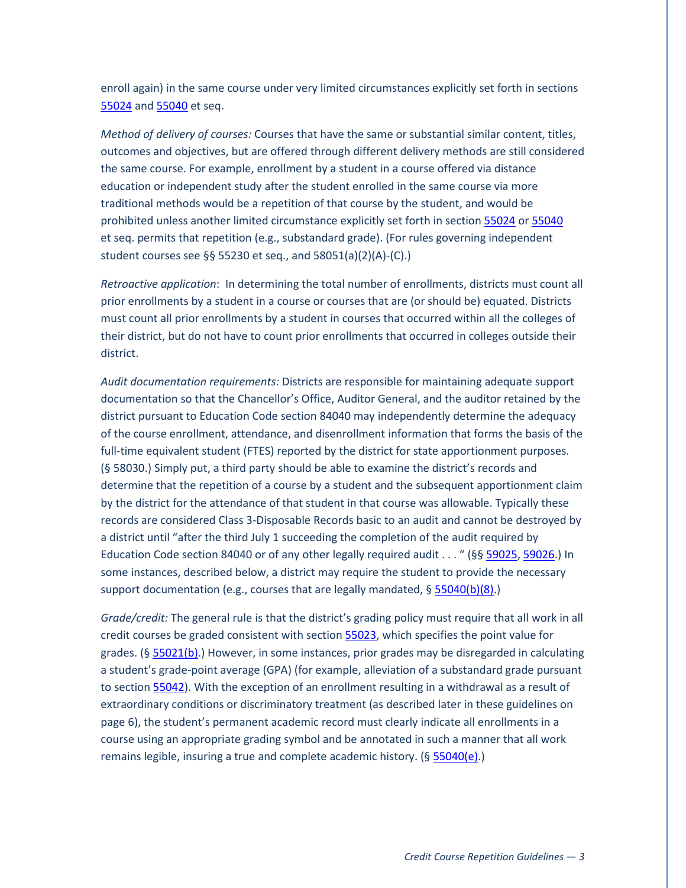enroll again) in the same course under very limited circumstances explicitly set forth in sections 55024 and 55040 et seq.

*Method of delivery of courses:* Courses that have the same or substantial similar content, titles, outcomes and objectives, but are offered through different delivery methods are still considered the same course. For example, enrollment by a student in a course offered via distance education or independent study after the student enrolled in the same course via more traditional methods would be a repetition of that course by the student, and would be prohibited unless another limited circumstance explicitly set forth in section 55024 or 55040 et seq. permits that repetition (e.g., substandard grade). (For rules governing independent student courses see §§ 55230 et seq., and 58051(a)(2)(A)-(C).)

*Retroactive application*: In determining the total number of enrollments, districts must count all prior enrollments by a student in a course or courses that are (or should be) equated. Districts must count all prior enrollments by a student in courses that occurred within all the colleges of their district, but do not have to count prior enrollments that occurred in colleges outside their district.

*Audit documentation requirements:* Districts are responsible for maintaining adequate support documentation so that the Chancellor's Office, Auditor General, and the auditor retained by the district pursuant to Education Code section 84040 may independently determine the adequacy of the course enrollment, attendance, and disenrollment information that forms the basis of the full-time equivalent student (FTES) reported by the district for state apportionment purposes. (§ 58030.) Simply put, a third party should be able to examine the district's records and determine that the repetition of a course by a student and the subsequent apportionment claim by the district for the attendance of that student in that course was allowable. Typically these records are considered Class 3-Disposable Records basic to an audit and cannot be destroyed by a district until "after the third July 1 succeeding the completion of the audit required by Education Code section 84040 or of any other legally required audit . . . " (§§ 59025, 59026.) In some instances, described below, a district may require the student to provide the necessary support documentation (e.g., courses that are legally mandated, § 55040(b)(8).)

*Grade/credit:* The general rule is that the district's grading policy must require that all work in all credit courses be graded consistent with section 55023, which specifies the point value for grades. (§ 55021(b).) However, in some instances, prior grades may be disregarded in calculating a student's grade-point average (GPA) (for example, alleviation of a substandard grade pursuant to section 55042). With the exception of an enrollment resulting in a withdrawal as a result of extraordinary conditions or discriminatory treatment (as described later in these guidelines on page 6), the student's permanent academic record must clearly indicate all enrollments in a course using an appropriate grading symbol and be annotated in such a manner that all work remains legible, insuring a true and complete academic history. (§ 55040(e).)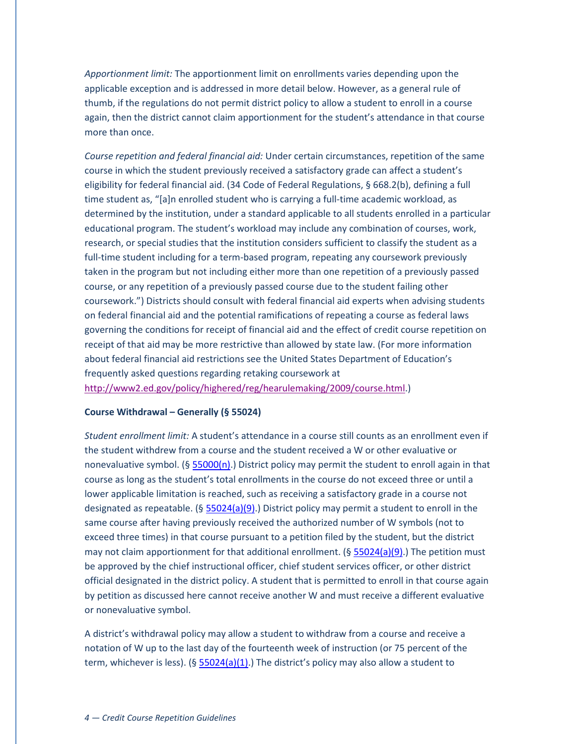*Apportionment limit:* The apportionment limit on enrollments varies depending upon the applicable exception and is addressed in more detail below. However, as a general rule of thumb, if the regulations do not permit district policy to allow a student to enroll in a course again, then the district cannot claim apportionment for the student's attendance in that course more than once.

*Course repetition and federal financial aid:* Under certain circumstances, repetition of the same course in which the student previously received a satisfactory grade can affect a student's eligibility for federal financial aid. (34 Code of Federal Regulations, § 668.2(b), defining a full time student as, "[a]n enrolled student who is carrying a full-time academic workload, as determined by the institution, under a standard applicable to all students enrolled in a particular educational program. The student's workload may include any combination of courses, work, research, or special studies that the institution considers sufficient to classify the student as a full-time student including for a term-based program, repeating any coursework previously taken in the program but not including either more than one repetition of a previously passed course, or any repetition of a previously passed course due to the student failing other coursework.") Districts should consult with federal financial aid experts when advising students on federal financial aid and the potential ramifications of repeating a course as federal laws governing the conditions for receipt of financial aid and the effect of credit course repetition on receipt of that aid may be more restrictive than allowed by state law. (For more information about federal financial aid restrictions see the United States Department of Education's frequently asked questions regarding retaking coursework at [http://www2.ed.gov/policy/highered/reg/hearulemaking/2009/course.html](http://www2.ed.gov/policy/highered/reg/hearulemaking/2009/course.html).)

**Course Withdrawal – Generally (§ 55024)**

*Student enrollment limit:* A student's attendance in a course still counts as an enrollment even if the student withdrew from a course and the student received a W or other evaluative or nonevaluative symbol. (§ 55000(n).) District policy may permit the student to enroll again in that course as long as the student's total enrollments in the course do not exceed three or until a lower applicable limitation is reached, such as receiving a satisfactory grade in a course not designated as repeatable. (§ 55024(a)(9).) District policy may permit a student to enroll in the same course after having previously received the authorized number of W symbols (not to exceed three times) in that course pursuant to a petition filed by the student, but the district may not claim apportionment for that additional enrollment. (§ 55024(a)(9).) The petition must be approved by the chief instructional officer, chief student services officer, or other district official designated in the district policy. A student that is permitted to enroll in that course again by petition as discussed here cannot receive another W and must receive a different evaluative or nonevaluative symbol.

A district's withdrawal policy may allow a student to withdraw from a course and receive a notation of W up to the last day of the fourteenth week of instruction (or 75 percent of the term, whichever is less). (§ 55024(a)(1).) The district's policy may also allow a student to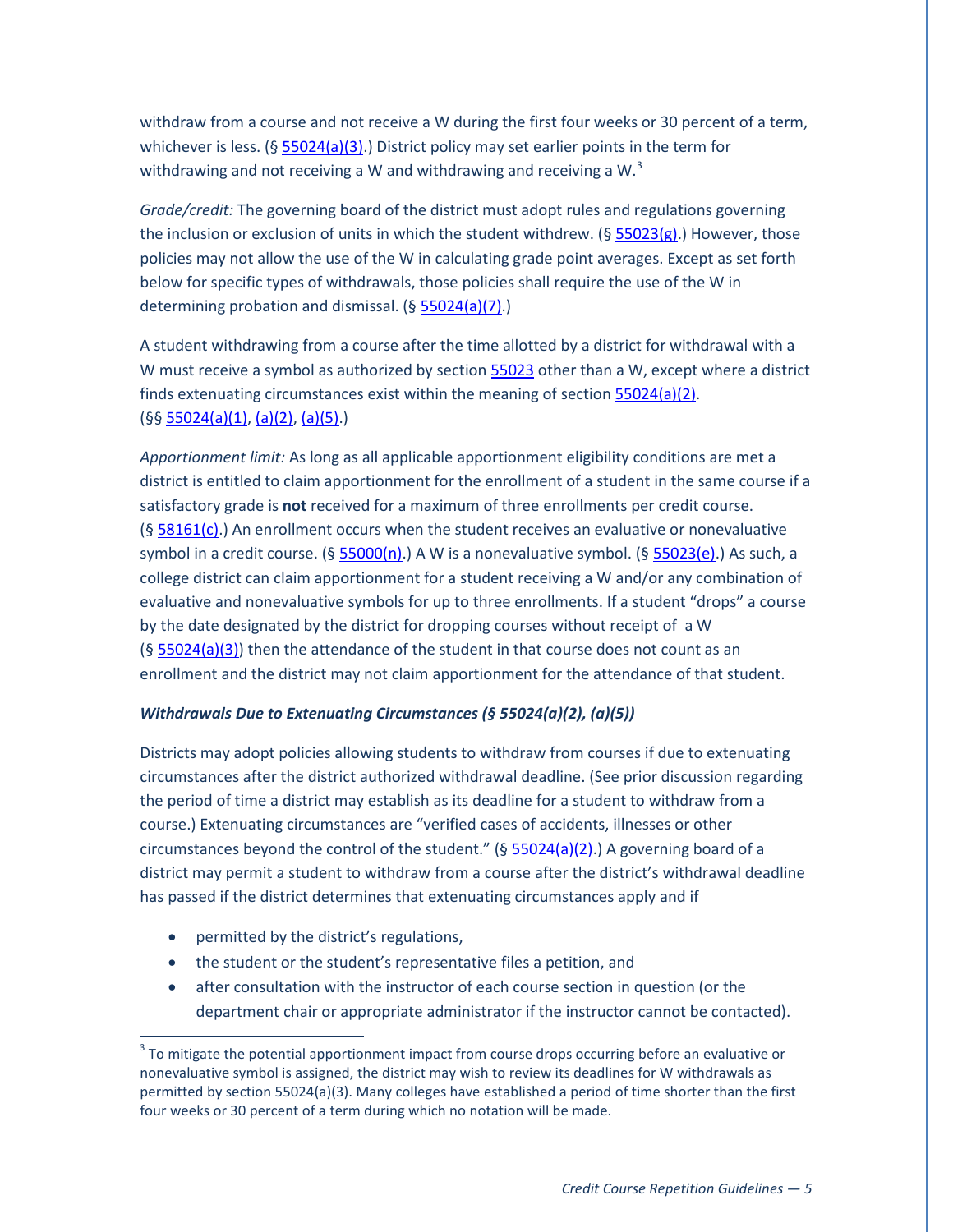withdraw from a course and not receive a W during the first four weeks or 30 percent of a term, whichever is less. (§ 55024(a)(3).) District policy may set earlier points in the term for withdrawing and not receiving a W and withdrawing and receiving a W.[3]

*Grade/credit:* The governing board of the district must adopt rules and regulations governing the inclusion or exclusion of units in which the student withdrew. (§ 55023(g).) However, those policies may not allow the use of the W in calculating grade point averages. Except as set forth below for specific types of withdrawals, those policies shall require the use of the W in determining probation and dismissal. (§ 55024(a)(7).)

A student withdrawing from a course after the time allotted by a district for withdrawal with a W must receive a symbol as authorized by section 55023 other than a W, except where a district finds extenuating circumstances exist within the meaning of section 55024(a)(2). (§§ 55024(a)(1), (a)(2), (a)(5).)

*Apportionment limit:* As long as all applicable apportionment eligibility conditions are met a district is entitled to claim apportionment for the enrollment of a student in the same course if a satisfactory grade is **not** received for a maximum of three enrollments per credit course. (§ 58161(c).) An enrollment occurs when the student receives an evaluative or nonevaluative symbol in a credit course. (§ 55000(n).) A W is a nonevaluative symbol. (§ 55023(e).) As such, a college district can claim apportionment for a student receiving a W and/or any combination of evaluative and nonevaluative symbols for up to three enrollments. If a student "drops" a course by the date designated by the district for dropping courses without receipt of a W (§ 55024(a)(3)) then the attendance of the student in that course does not count as an enrollment and the district may not claim apportionment for the attendance of that student.

***Withdrawals Due to Extenuating Circumstances (§ 55024(a)(2), (a)(5))***

Districts may adopt policies allowing students to withdraw from courses if due to extenuating circumstances after the district authorized withdrawal deadline. (See prior discussion regarding the period of time a district may establish as its deadline for a student to withdraw from a course.) Extenuating circumstances are "verified cases of accidents, illnesses or other circumstances beyond the control of the student." (§ 55024(a)(2).) A governing board of a district may permit a student to withdraw from a course after the district's withdrawal deadline has passed if the district determines that extenuating circumstances apply and if

- permitted by the district's regulations,
- the student or the student's representative files a petition, and
- after consultation with the instructor of each course section in question (or the department chair or appropriate administrator if the instructor cannot be contacted).

[3] To mitigate the potential apportionment impact from course drops occurring before an evaluative or nonevaluative symbol is assigned, the district may wish to review its deadlines for W withdrawals as permitted by section 55024(a)(3). Many colleges have established a period of time shorter than the first four weeks or 30 percent of a term during which no notation will be made.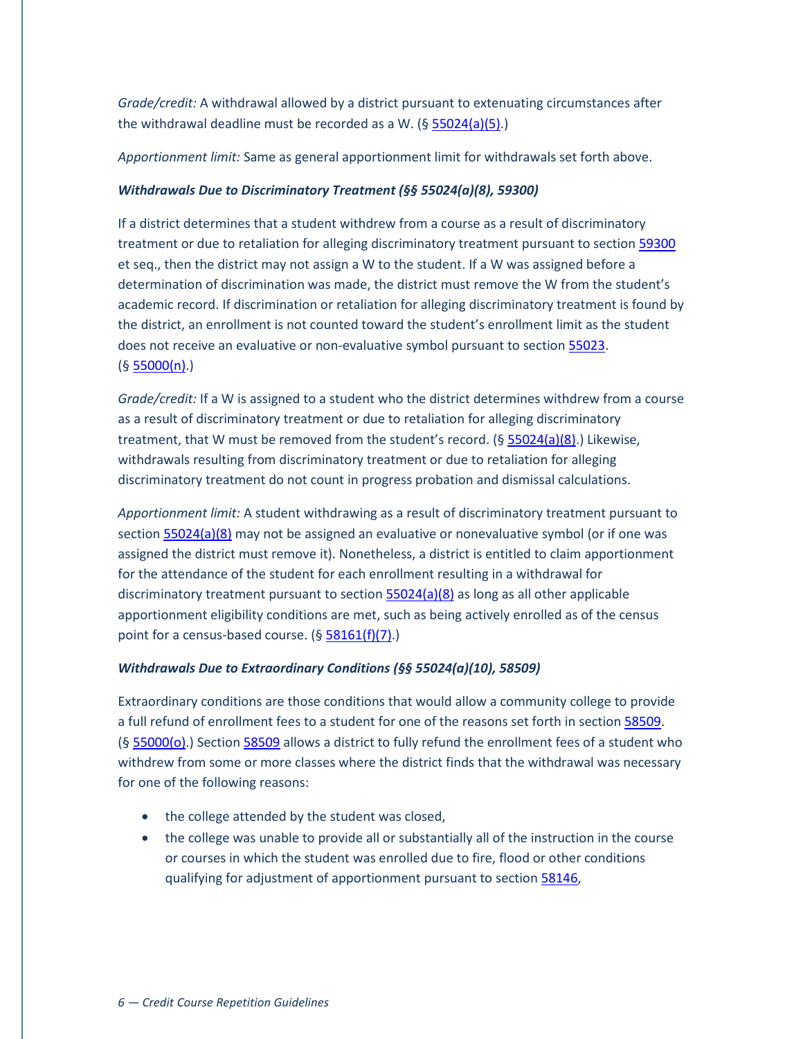*Grade/credit:* A withdrawal allowed by a district pursuant to extenuating circumstances after the withdrawal deadline must be recorded as a W. (§ 55024(a)(5).)

*Apportionment limit:* Same as general apportionment limit for withdrawals set forth above.

### *Withdrawals Due to Discriminatory Treatment (§§ 55024(a)(8), 59300)*

If a district determines that a student withdrew from a course as a result of discriminatory treatment or due to retaliation for alleging discriminatory treatment pursuant to section 59300 et seq., then the district may not assign a W to the student. If a W was assigned before a determination of discrimination was made, the district must remove the W from the student's academic record. If discrimination or retaliation for alleging discriminatory treatment is found by the district, an enrollment is not counted toward the student's enrollment limit as the student does not receive an evaluative or non-evaluative symbol pursuant to section 55023. (§ 55000(n).)

*Grade/credit:* If a W is assigned to a student who the district determines withdrew from a course as a result of discriminatory treatment or due to retaliation for alleging discriminatory treatment, that W must be removed from the student's record. (§ 55024(a)(8).) Likewise, withdrawals resulting from discriminatory treatment or due to retaliation for alleging discriminatory treatment do not count in progress probation and dismissal calculations.

*Apportionment limit:* A student withdrawing as a result of discriminatory treatment pursuant to section 55024(a)(8) may not be assigned an evaluative or nonevaluative symbol (or if one was assigned the district must remove it). Nonetheless, a district is entitled to claim apportionment for the attendance of the student for each enrollment resulting in a withdrawal for discriminatory treatment pursuant to section 55024(a)(8) as long as all other applicable apportionment eligibility conditions are met, such as being actively enrolled as of the census point for a census-based course. (§ 58161(f)(7).)

### *Withdrawals Due to Extraordinary Conditions (§§ 55024(a)(10), 58509)*

Extraordinary conditions are those conditions that would allow a community college to provide a full refund of enrollment fees to a student for one of the reasons set forth in section 58509. (§ 55000(o).) Section 58509 allows a district to fully refund the enrollment fees of a student who withdrew from some or more classes where the district finds that the withdrawal was necessary for one of the following reasons:

- the college attended by the student was closed,
- the college was unable to provide all or substantially all of the instruction in the course or courses in which the student was enrolled due to fire, flood or other conditions qualifying for adjustment of apportionment pursuant to section 58146,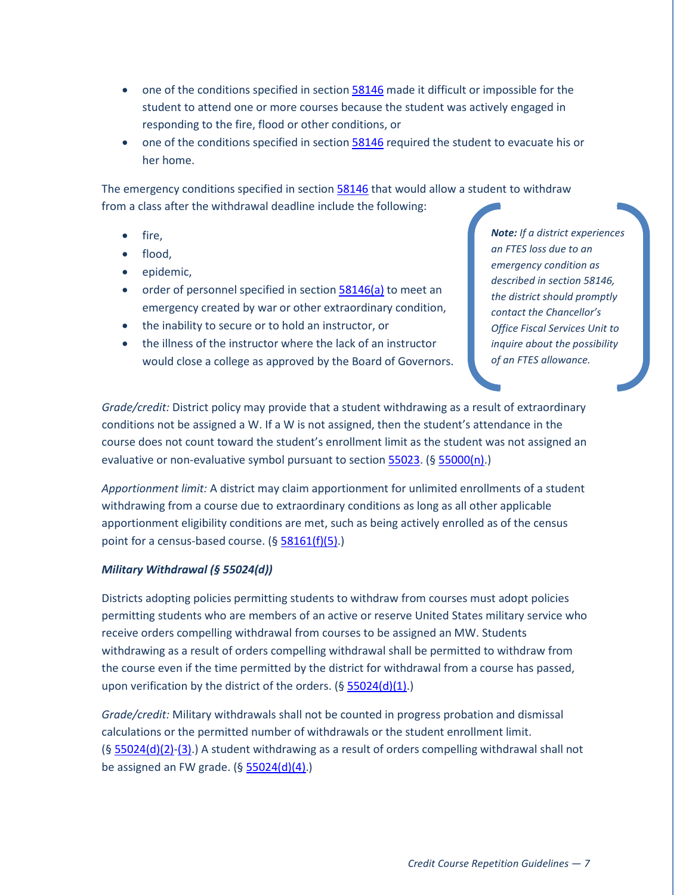- one of the conditions specified in section 58146 made it difficult or impossible for the student to attend one or more courses because the student was actively engaged in responding to the fire, flood or other conditions, or
- one of the conditions specified in section 58146 required the student to evacuate his or her home.

The emergency conditions specified in section 58146 that would allow a student to withdraw from a class after the withdrawal deadline include the following:

- fire,
- flood,
- epidemic,
- order of personnel specified in section 58146(a) to meet an emergency created by war or other extraordinary condition,
- the inability to secure or to hold an instructor, or
- the illness of the instructor where the lack of an instructor would close a college as approved by the Board of Governors.

> ***Note:*** *If a district experiences an FTES loss due to an emergency condition as described in section 58146, the district should promptly contact the Chancellor's Office Fiscal Services Unit to inquire about the possibility of an FTES allowance.*

*Grade/credit:* District policy may provide that a student withdrawing as a result of extraordinary conditions not be assigned a W. If a W is not assigned, then the student's attendance in the course does not count toward the student's enrollment limit as the student was not assigned an evaluative or non-evaluative symbol pursuant to section 55023. (§ 55000(n).)

*Apportionment limit:* A district may claim apportionment for unlimited enrollments of a student withdrawing from a course due to extraordinary conditions as long as all other applicable apportionment eligibility conditions are met, such as being actively enrolled as of the census point for a census-based course. (§ 58161(f)(5).)

***Military Withdrawal (§ 55024(d))***

Districts adopting policies permitting students to withdraw from courses must adopt policies permitting students who are members of an active or reserve United States military service who receive orders compelling withdrawal from courses to be assigned an MW. Students withdrawing as a result of orders compelling withdrawal shall be permitted to withdraw from the course even if the time permitted by the district for withdrawal from a course has passed, upon verification by the district of the orders. (§ 55024(d)(1).)

*Grade/credit:* Military withdrawals shall not be counted in progress probation and dismissal calculations or the permitted number of withdrawals or the student enrollment limit. (§ 55024(d)(2)-(3).) A student withdrawing as a result of orders compelling withdrawal shall not be assigned an FW grade. (§ 55024(d)(4).)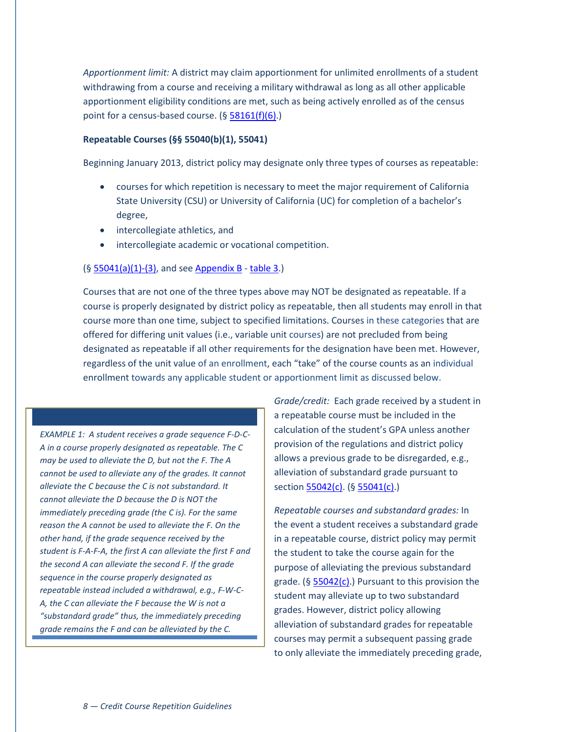*Apportionment limit:* A district may claim apportionment for unlimited enrollments of a student withdrawing from a course and receiving a military withdrawal as long as all other applicable apportionment eligibility conditions are met, such as being actively enrolled as of the census point for a census-based course. (§ [58161(f)(6)](58161(f)(6)).)

**Repeatable Courses (§§ 55040(b)(1), 55041)**

Beginning January 2013, district policy may designate only three types of courses as repeatable:

- courses for which repetition is necessary to meet the major requirement of California State University (CSU) or University of California (UC) for completion of a bachelor's degree,
- intercollegiate athletics, and
- intercollegiate academic or vocational competition.

(§ 55041(a)(1)-(3), and see Appendix B - table 3.)

Courses that are not one of the three types above may NOT be designated as repeatable. If a course is properly designated by district policy as repeatable, then all students may enroll in that course more than one time, subject to specified limitations. Courses in these categories that are offered for differing unit values (i.e., variable unit courses) are not precluded from being designated as repeatable if all other requirements for the designation have been met. However, regardless of the unit value of an enrollment, each "take" of the course counts as an individual enrollment towards any applicable student or apportionment limit as discussed below.

> *EXAMPLE 1: A student receives a grade sequence F-D-C-A in a course properly designated as repeatable. The C may be used to alleviate the D, but not the F. The A cannot be used to alleviate any of the grades. It cannot alleviate the C because the C is not substandard. It cannot alleviate the D because the D is NOT the immediately preceding grade (the C is). For the same reason the A cannot be used to alleviate the F. On the other hand, if the grade sequence received by the student is F-A-F-A, the first A can alleviate the first F and the second A can alleviate the second F. If the grade sequence in the course properly designated as repeatable instead included a withdrawal, e.g., F-W-C-A, the C can alleviate the F because the W is not a "substandard grade" thus, the immediately preceding grade remains the F and can be alleviated by the C.*

*Grade/credit:* Each grade received by a student in a repeatable course must be included in the calculation of the student's GPA unless another provision of the regulations and district policy allows a previous grade to be disregarded, e.g., alleviation of substandard grade pursuant to section 55042(c). (§ 55041(c).)

*Repeatable courses and substandard grades:* In the event a student receives a substandard grade in a repeatable course, district policy may permit the student to take the course again for the purpose of alleviating the previous substandard grade. (§ 55042(c).) Pursuant to this provision the student may alleviate up to two substandard grades. However, district policy allowing alleviation of substandard grades for repeatable courses may permit a subsequent passing grade to only alleviate the immediately preceding grade,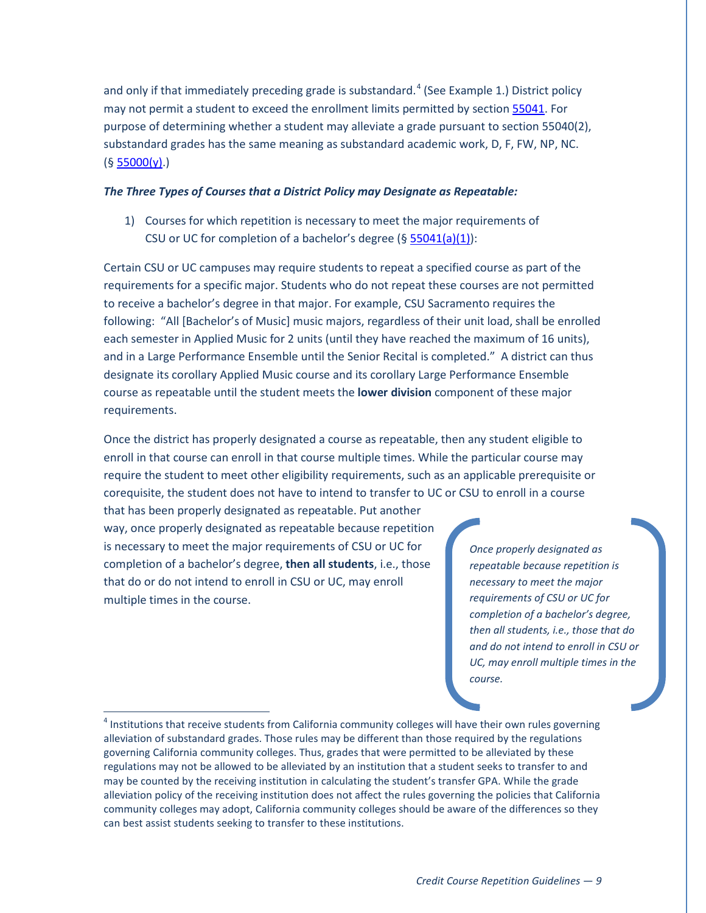and only if that immediately preceding grade is substandard.[4] (See Example 1.) District policy may not permit a student to exceed the enrollment limits permitted by section 55041. For purpose of determining whether a student may alleviate a grade pursuant to section 55040(2), substandard grades has the same meaning as substandard academic work, D, F, FW, NP, NC. (§ 55000(y).)

***The Three Types of Courses that a District Policy may Designate as Repeatable:***

1) Courses for which repetition is necessary to meet the major requirements of CSU or UC for completion of a bachelor's degree (§ 55041(a)(1)):

Certain CSU or UC campuses may require students to repeat a specified course as part of the requirements for a specific major. Students who do not repeat these courses are not permitted to receive a bachelor's degree in that major. For example, CSU Sacramento requires the following: "All [Bachelor's of Music] music majors, regardless of their unit load, shall be enrolled each semester in Applied Music for 2 units (until they have reached the maximum of 16 units), and in a Large Performance Ensemble until the Senior Recital is completed." A district can thus designate its corollary Applied Music course and its corollary Large Performance Ensemble course as repeatable until the student meets the **lower division** component of these major requirements.

Once the district has properly designated a course as repeatable, then any student eligible to enroll in that course can enroll in that course multiple times. While the particular course may require the student to meet other eligibility requirements, such as an applicable prerequisite or corequisite, the student does not have to intend to transfer to UC or CSU to enroll in a course that has been properly designated as repeatable. Put another way, once properly designated as repeatable because repetition is necessary to meet the major requirements of CSU or UC for completion of a bachelor's degree, **then all students**, i.e., those that do or do not intend to enroll in CSU or UC, may enroll multiple times in the course.

*Once properly designated as repeatable because repetition is necessary to meet the major requirements of CSU or UC for completion of a bachelor's degree, then all students, i.e., those that do and do not intend to enroll in CSU or UC, may enroll multiple times in the course.*

[4] Institutions that receive students from California community colleges will have their own rules governing alleviation of substandard grades. Those rules may be different than those required by the regulations governing California community colleges. Thus, grades that were permitted to be alleviated by these regulations may not be allowed to be alleviated by an institution that a student seeks to transfer to and may be counted by the receiving institution in calculating the student's transfer GPA. While the grade alleviation policy of the receiving institution does not affect the rules governing the policies that California community colleges may adopt, California community colleges should be aware of the differences so they can best assist students seeking to transfer to these institutions.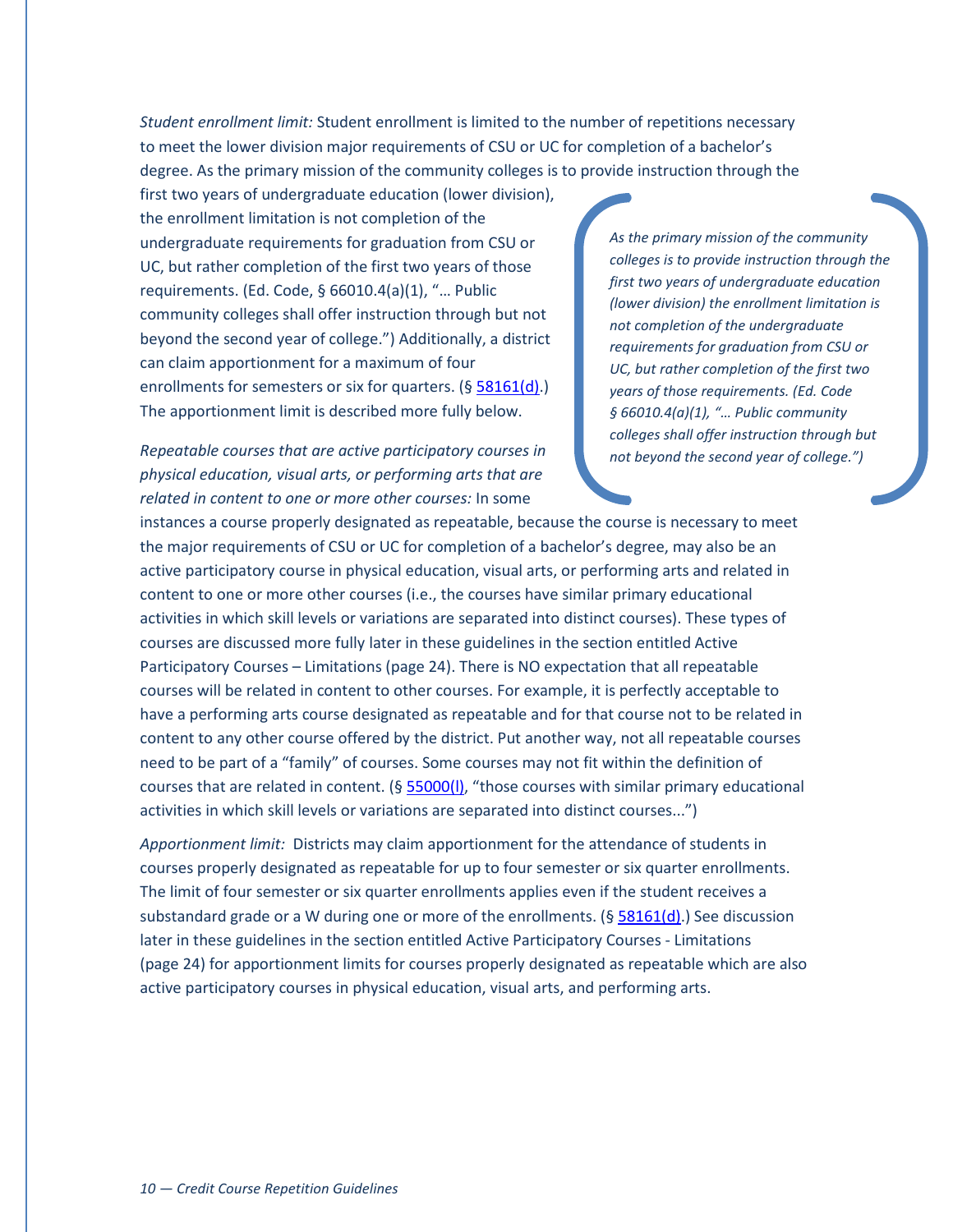*Student enrollment limit:* Student enrollment is limited to the number of repetitions necessary to meet the lower division major requirements of CSU or UC for completion of a bachelor's degree. As the primary mission of the community colleges is to provide instruction through the first two years of undergraduate education (lower division), the enrollment limitation is not completion of the undergraduate requirements for graduation from CSU or UC, but rather completion of the first two years of those requirements. (Ed. Code, § 66010.4(a)(1), "… Public community colleges shall offer instruction through but not beyond the second year of college.") Additionally, a district can claim apportionment for a maximum of four enrollments for semesters or six for quarters. (§ 58161(d).) The apportionment limit is described more fully below.

> *As the primary mission of the community colleges is to provide instruction through the first two years of undergraduate education (lower division) the enrollment limitation is not completion of the undergraduate requirements for graduation from CSU or UC, but rather completion of the first two years of those requirements. (Ed. Code § 66010.4(a)(1), "… Public community colleges shall offer instruction through but not beyond the second year of college.")*

*Repeatable courses that are active participatory courses in physical education, visual arts, or performing arts that are related in content to one or more other courses:* In some instances a course properly designated as repeatable, because the course is necessary to meet the major requirements of CSU or UC for completion of a bachelor's degree, may also be an active participatory course in physical education, visual arts, or performing arts and related in content to one or more other courses (i.e., the courses have similar primary educational activities in which skill levels or variations are separated into distinct courses). These types of courses are discussed more fully later in these guidelines in the section entitled Active Participatory Courses – Limitations (page 24). There is NO expectation that all repeatable courses will be related in content to other courses. For example, it is perfectly acceptable to have a performing arts course designated as repeatable and for that course not to be related in content to any other course offered by the district. Put another way, not all repeatable courses need to be part of a "family" of courses. Some courses may not fit within the definition of courses that are related in content. (§ 55000(l), "those courses with similar primary educational activities in which skill levels or variations are separated into distinct courses...")

*Apportionment limit:* Districts may claim apportionment for the attendance of students in courses properly designated as repeatable for up to four semester or six quarter enrollments. The limit of four semester or six quarter enrollments applies even if the student receives a substandard grade or a W during one or more of the enrollments. (§ 58161(d).) See discussion later in these guidelines in the section entitled Active Participatory Courses - Limitations (page 24) for apportionment limits for courses properly designated as repeatable which are also active participatory courses in physical education, visual arts, and performing arts.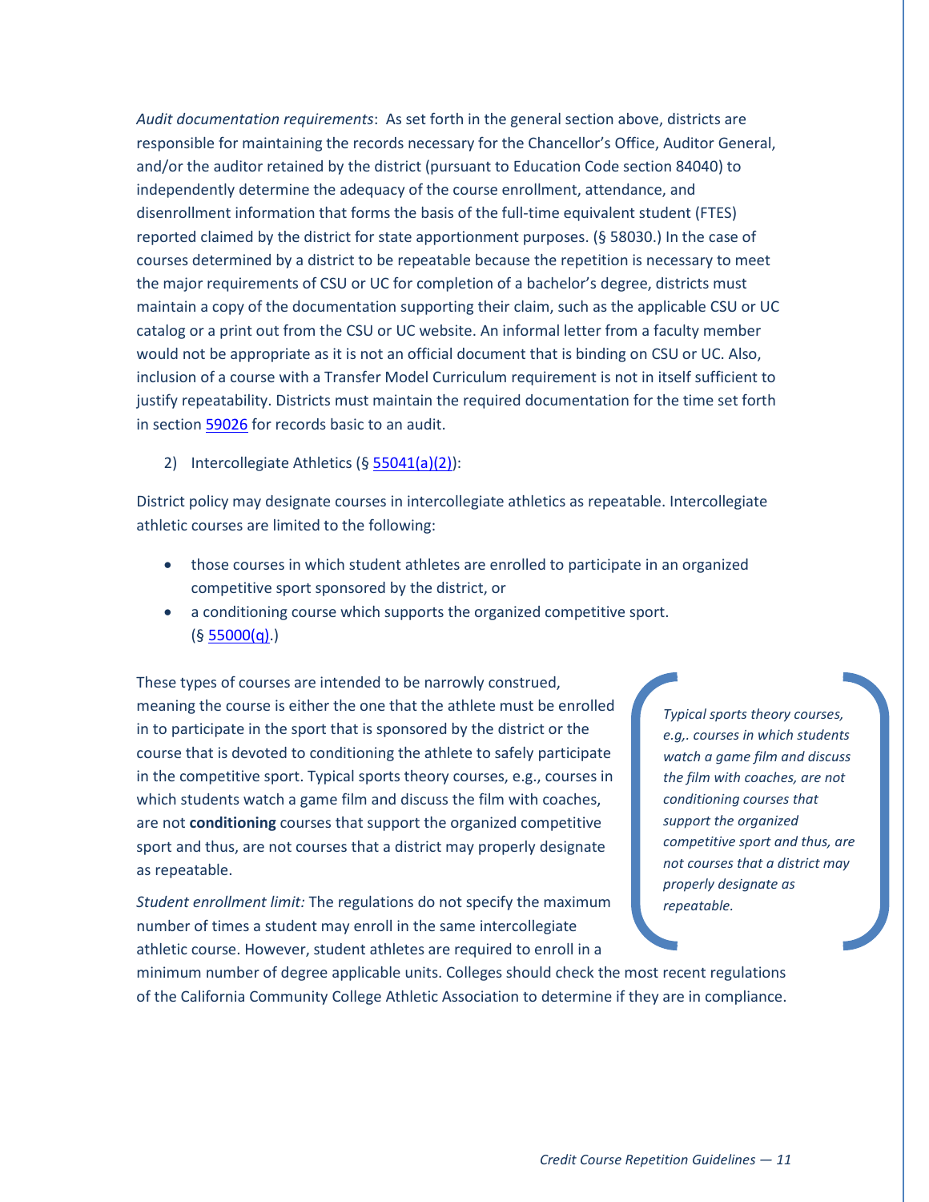*Audit documentation requirements*: As set forth in the general section above, districts are responsible for maintaining the records necessary for the Chancellor's Office, Auditor General, and/or the auditor retained by the district (pursuant to Education Code section 84040) to independently determine the adequacy of the course enrollment, attendance, and disenrollment information that forms the basis of the full-time equivalent student (FTES) reported claimed by the district for state apportionment purposes. (§ 58030.) In the case of courses determined by a district to be repeatable because the repetition is necessary to meet the major requirements of CSU or UC for completion of a bachelor's degree, districts must maintain a copy of the documentation supporting their claim, such as the applicable CSU or UC catalog or a print out from the CSU or UC website. An informal letter from a faculty member would not be appropriate as it is not an official document that is binding on CSU or UC. Also, inclusion of a course with a Transfer Model Curriculum requirement is not in itself sufficient to justify repeatability. Districts must maintain the required documentation for the time set forth in section 59026 for records basic to an audit.

2) Intercollegiate Athletics (§ 55041(a)(2)):

District policy may designate courses in intercollegiate athletics as repeatable. Intercollegiate athletic courses are limited to the following:

- those courses in which student athletes are enrolled to participate in an organized competitive sport sponsored by the district, or
- a conditioning course which supports the organized competitive sport. (§ 55000(q).)

These types of courses are intended to be narrowly construed, meaning the course is either the one that the athlete must be enrolled in to participate in the sport that is sponsored by the district or the course that is devoted to conditioning the athlete to safely participate in the competitive sport. Typical sports theory courses, e.g., courses in which students watch a game film and discuss the film with coaches, are not **conditioning** courses that support the organized competitive sport and thus, are not courses that a district may properly designate as repeatable.

> *Typical sports theory courses, e.g,. courses in which students watch a game film and discuss the film with coaches, are not conditioning courses that support the organized competitive sport and thus, are not courses that a district may properly designate as repeatable.*

*Student enrollment limit:* The regulations do not specify the maximum number of times a student may enroll in the same intercollegiate athletic course. However, student athletes are required to enroll in a minimum number of degree applicable units. Colleges should check the most recent regulations of the California Community College Athletic Association to determine if they are in compliance.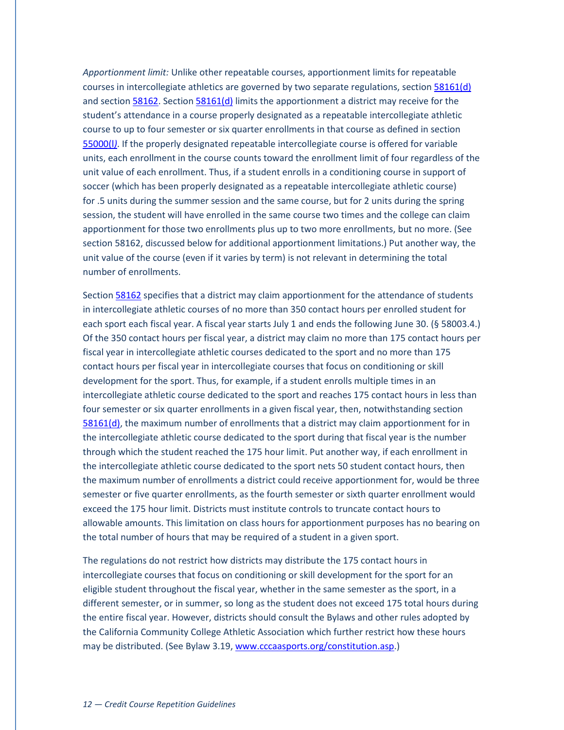*Apportionment limit:* Unlike other repeatable courses, apportionment limits for repeatable courses in intercollegiate athletics are governed by two separate regulations, section 58161(d) and section 58162. Section 58161(d) limits the apportionment a district may receive for the student's attendance in a course properly designated as a repeatable intercollegiate athletic course to up to four semester or six quarter enrollments in that course as defined in section 55000(*l*). If the properly designated repeatable intercollegiate course is offered for variable units, each enrollment in the course counts toward the enrollment limit of four regardless of the unit value of each enrollment. Thus, if a student enrolls in a conditioning course in support of soccer (which has been properly designated as a repeatable intercollegiate athletic course) for .5 units during the summer session and the same course, but for 2 units during the spring session, the student will have enrolled in the same course two times and the college can claim apportionment for those two enrollments plus up to two more enrollments, but no more. (See section 58162, discussed below for additional apportionment limitations.) Put another way, the unit value of the course (even if it varies by term) is not relevant in determining the total number of enrollments.

Section 58162 specifies that a district may claim apportionment for the attendance of students in intercollegiate athletic courses of no more than 350 contact hours per enrolled student for each sport each fiscal year. A fiscal year starts July 1 and ends the following June 30. (§ 58003.4.) Of the 350 contact hours per fiscal year, a district may claim no more than 175 contact hours per fiscal year in intercollegiate athletic courses dedicated to the sport and no more than 175 contact hours per fiscal year in intercollegiate courses that focus on conditioning or skill development for the sport. Thus, for example, if a student enrolls multiple times in an intercollegiate athletic course dedicated to the sport and reaches 175 contact hours in less than four semester or six quarter enrollments in a given fiscal year, then, notwithstanding section 58161(d), the maximum number of enrollments that a district may claim apportionment for in the intercollegiate athletic course dedicated to the sport during that fiscal year is the number through which the student reached the 175 hour limit. Put another way, if each enrollment in the intercollegiate athletic course dedicated to the sport nets 50 student contact hours, then the maximum number of enrollments a district could receive apportionment for, would be three semester or five quarter enrollments, as the fourth semester or sixth quarter enrollment would exceed the 175 hour limit. Districts must institute controls to truncate contact hours to allowable amounts. This limitation on class hours for apportionment purposes has no bearing on the total number of hours that may be required of a student in a given sport.

The regulations do not restrict how districts may distribute the 175 contact hours in intercollegiate courses that focus on conditioning or skill development for the sport for an eligible student throughout the fiscal year, whether in the same semester as the sport, in a different semester, or in summer, so long as the student does not exceed 175 total hours during the entire fiscal year. However, districts should consult the Bylaws and other rules adopted by the California Community College Athletic Association which further restrict how these hours may be distributed. (See Bylaw 3.19, www.cccaasports.org/constitution.asp.)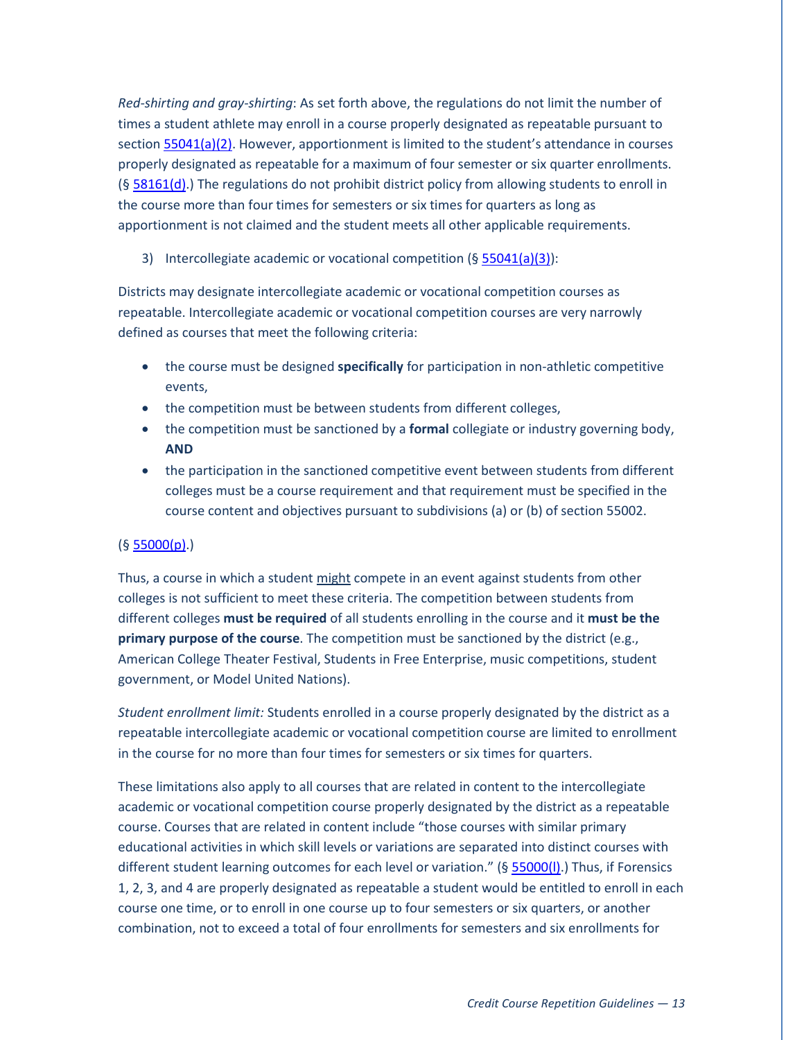*Red-shirting and gray-shirting*: As set forth above, the regulations do not limit the number of times a student athlete may enroll in a course properly designated as repeatable pursuant to section 55041(a)(2). However, apportionment is limited to the student's attendance in courses properly designated as repeatable for a maximum of four semester or six quarter enrollments. (§ 58161(d).) The regulations do not prohibit district policy from allowing students to enroll in the course more than four times for semesters or six times for quarters as long as apportionment is not claimed and the student meets all other applicable requirements.

3) Intercollegiate academic or vocational competition (§ 55041(a)(3)):

Districts may designate intercollegiate academic or vocational competition courses as repeatable. Intercollegiate academic or vocational competition courses are very narrowly defined as courses that meet the following criteria:

- the course must be designed **specifically** for participation in non-athletic competitive events,
- the competition must be between students from different colleges,
- the competition must be sanctioned by a **formal** collegiate or industry governing body, **AND**
- the participation in the sanctioned competitive event between students from different colleges must be a course requirement and that requirement must be specified in the course content and objectives pursuant to subdivisions (a) or (b) of section 55002.

(§ 55000(p).)

Thus, a course in which a student <u>might</u> compete in an event against students from other colleges is not sufficient to meet these criteria. The competition between students from different colleges **must be required** of all students enrolling in the course and it **must be the primary purpose of the course**. The competition must be sanctioned by the district (e.g., American College Theater Festival, Students in Free Enterprise, music competitions, student government, or Model United Nations).

*Student enrollment limit:* Students enrolled in a course properly designated by the district as a repeatable intercollegiate academic or vocational competition course are limited to enrollment in the course for no more than four times for semesters or six times for quarters.

These limitations also apply to all courses that are related in content to the intercollegiate academic or vocational competition course properly designated by the district as a repeatable course. Courses that are related in content include "those courses with similar primary educational activities in which skill levels or variations are separated into distinct courses with different student learning outcomes for each level or variation." (§ 55000(l).) Thus, if Forensics 1, 2, 3, and 4 are properly designated as repeatable a student would be entitled to enroll in each course one time, or to enroll in one course up to four semesters or six quarters, or another combination, not to exceed a total of four enrollments for semesters and six enrollments for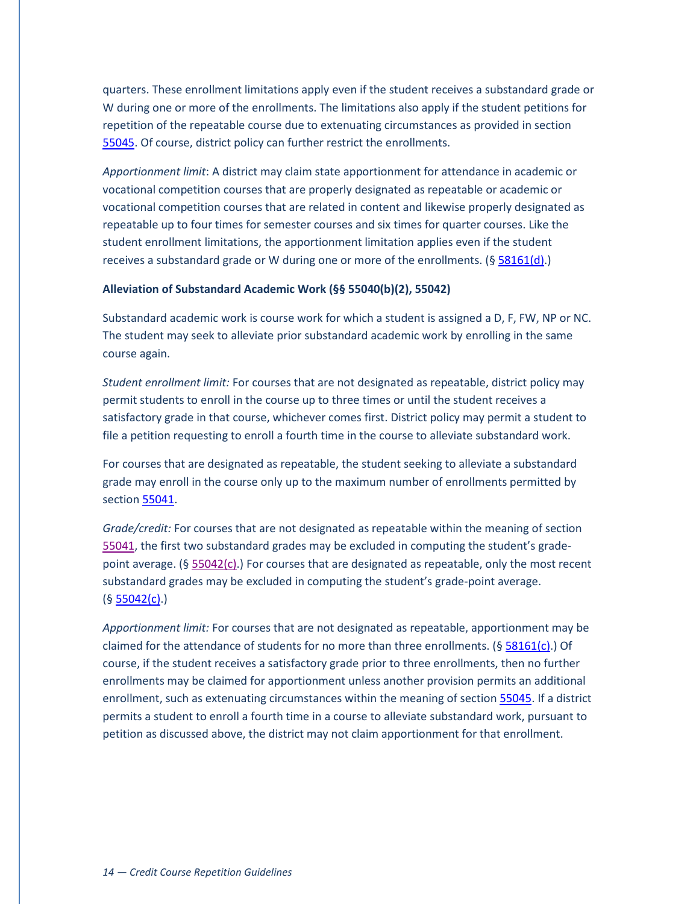quarters. These enrollment limitations apply even if the student receives a substandard grade or W during one or more of the enrollments. The limitations also apply if the student petitions for repetition of the repeatable course due to extenuating circumstances as provided in section 55045. Of course, district policy can further restrict the enrollments.

*Apportionment limit*: A district may claim state apportionment for attendance in academic or vocational competition courses that are properly designated as repeatable or academic or vocational competition courses that are related in content and likewise properly designated as repeatable up to four times for semester courses and six times for quarter courses. Like the student enrollment limitations, the apportionment limitation applies even if the student receives a substandard grade or W during one or more of the enrollments. (§ 58161(d).)

**Alleviation of Substandard Academic Work (§§ 55040(b)(2), 55042)**

Substandard academic work is course work for which a student is assigned a D, F, FW, NP or NC. The student may seek to alleviate prior substandard academic work by enrolling in the same course again.

*Student enrollment limit:* For courses that are not designated as repeatable, district policy may permit students to enroll in the course up to three times or until the student receives a satisfactory grade in that course, whichever comes first. District policy may permit a student to file a petition requesting to enroll a fourth time in the course to alleviate substandard work.

For courses that are designated as repeatable, the student seeking to alleviate a substandard grade may enroll in the course only up to the maximum number of enrollments permitted by section 55041.

*Grade/credit:* For courses that are not designated as repeatable within the meaning of section 55041, the first two substandard grades may be excluded in computing the student's grade-point average. (§ 55042(c).) For courses that are designated as repeatable, only the most recent substandard grades may be excluded in computing the student's grade-point average. (§ 55042(c).)

*Apportionment limit:* For courses that are not designated as repeatable, apportionment may be claimed for the attendance of students for no more than three enrollments. (§ 58161(c).) Of course, if the student receives a satisfactory grade prior to three enrollments, then no further enrollments may be claimed for apportionment unless another provision permits an additional enrollment, such as extenuating circumstances within the meaning of section 55045. If a district permits a student to enroll a fourth time in a course to alleviate substandard work, pursuant to petition as discussed above, the district may not claim apportionment for that enrollment.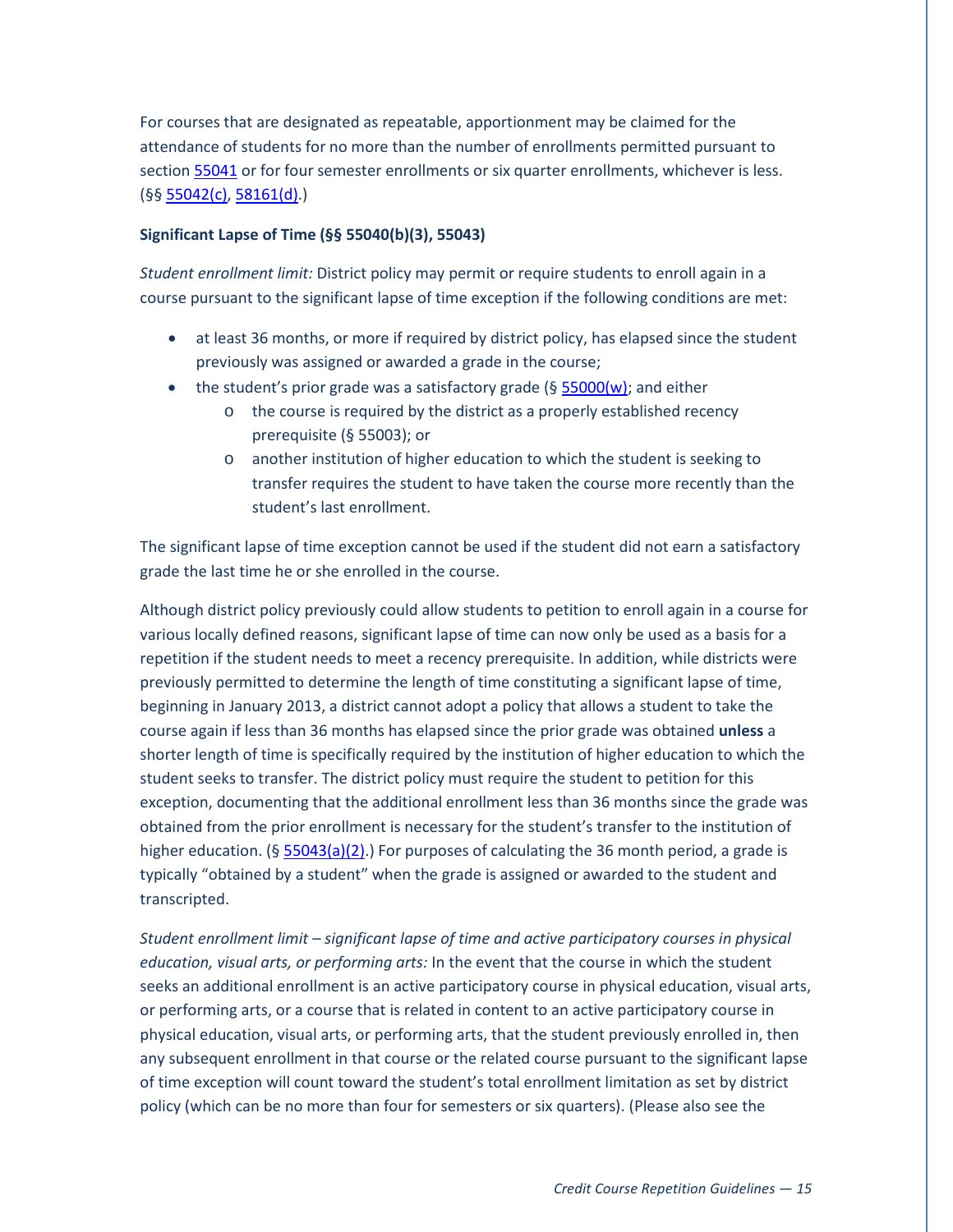For courses that are designated as repeatable, apportionment may be claimed for the attendance of students for no more than the number of enrollments permitted pursuant to section 55041 or for four semester enrollments or six quarter enrollments, whichever is less. (§§ 55042(c), 58161(d).)

**Significant Lapse of Time (§§ 55040(b)(3), 55043)**

*Student enrollment limit:* District policy may permit or require students to enroll again in a course pursuant to the significant lapse of time exception if the following conditions are met:

- at least 36 months, or more if required by district policy, has elapsed since the student previously was assigned or awarded a grade in the course;
- the student's prior grade was a satisfactory grade (§ 55000(w); and either
  - the course is required by the district as a properly established recency prerequisite (§ 55003); or
  - another institution of higher education to which the student is seeking to transfer requires the student to have taken the course more recently than the student's last enrollment.

The significant lapse of time exception cannot be used if the student did not earn a satisfactory grade the last time he or she enrolled in the course.

Although district policy previously could allow students to petition to enroll again in a course for various locally defined reasons, significant lapse of time can now only be used as a basis for a repetition if the student needs to meet a recency prerequisite. In addition, while districts were previously permitted to determine the length of time constituting a significant lapse of time, beginning in January 2013, a district cannot adopt a policy that allows a student to take the course again if less than 36 months has elapsed since the prior grade was obtained **unless** a shorter length of time is specifically required by the institution of higher education to which the student seeks to transfer. The district policy must require the student to petition for this exception, documenting that the additional enrollment less than 36 months since the grade was obtained from the prior enrollment is necessary for the student's transfer to the institution of higher education. (§ 55043(a)(2).) For purposes of calculating the 36 month period, a grade is typically "obtained by a student" when the grade is assigned or awarded to the student and transcripted.

*Student enrollment limit – significant lapse of time and active participatory courses in physical education, visual arts, or performing arts:* In the event that the course in which the student seeks an additional enrollment is an active participatory course in physical education, visual arts, or performing arts, or a course that is related in content to an active participatory course in physical education, visual arts, or performing arts, that the student previously enrolled in, then any subsequent enrollment in that course or the related course pursuant to the significant lapse of time exception will count toward the student's total enrollment limitation as set by district policy (which can be no more than four for semesters or six quarters). (Please also see the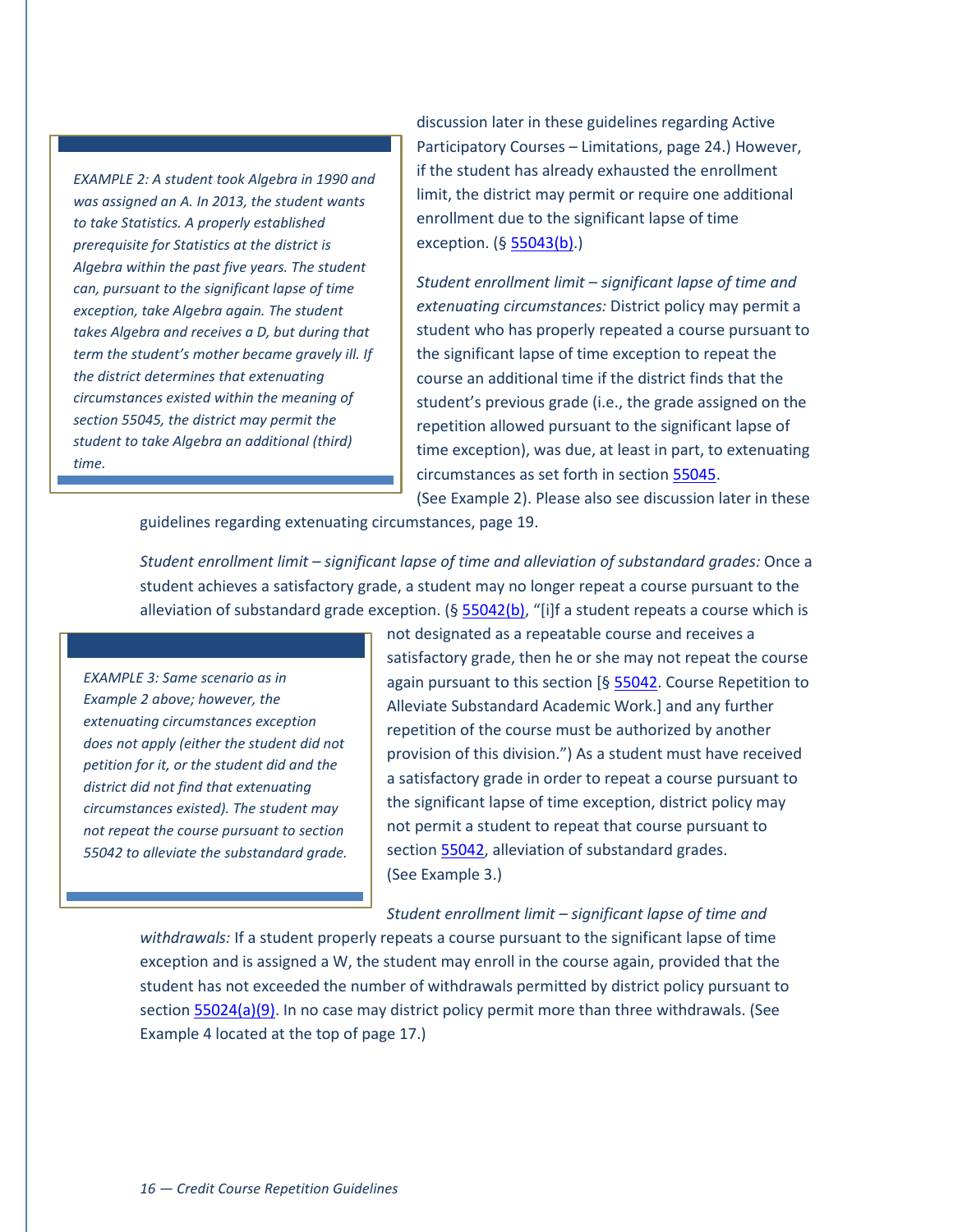discussion later in these guidelines regarding Active Participatory Courses – Limitations, page 24.) However, if the student has already exhausted the enrollment limit, the district may permit or require one additional enrollment due to the significant lapse of time exception. (§ 55043(b).)

> *EXAMPLE 2: A student took Algebra in 1990 and was assigned an A. In 2013, the student wants to take Statistics. A properly established prerequisite for Statistics at the district is Algebra within the past five years. The student can, pursuant to the significant lapse of time exception, take Algebra again. The student takes Algebra and receives a D, but during that term the student's mother became gravely ill. If the district determines that extenuating circumstances existed within the meaning of section 55045, the district may permit the student to take Algebra an additional (third) time.*

*Student enrollment limit – significant lapse of time and extenuating circumstances:* District policy may permit a student who has properly repeated a course pursuant to the significant lapse of time exception to repeat the course an additional time if the district finds that the student's previous grade (i.e., the grade assigned on the repetition allowed pursuant to the significant lapse of time exception), was due, at least in part, to extenuating circumstances as set forth in section 55045. (See Example 2). Please also see discussion later in these guidelines regarding extenuating circumstances, page 19.

*Student enrollment limit – significant lapse of time and alleviation of substandard grades:* Once a student achieves a satisfactory grade, a student may no longer repeat a course pursuant to the alleviation of substandard grade exception. (§ 55042(b), "[i]f a student repeats a course which is not designated as a repeatable course and receives a satisfactory grade, then he or she may not repeat the course again pursuant to this section [§ 55042. Course Repetition to Alleviate Substandard Academic Work.] and any further repetition of the course must be authorized by another provision of this division.") As a student must have received a satisfactory grade in order to repeat a course pursuant to the significant lapse of time exception, district policy may not permit a student to repeat that course pursuant to section 55042, alleviation of substandard grades. (See Example 3.)

> *EXAMPLE 3: Same scenario as in Example 2 above; however, the extenuating circumstances exception does not apply (either the student did not petition for it, or the student did and the district did not find that extenuating circumstances existed). The student may not repeat the course pursuant to section 55042 to alleviate the substandard grade.*

*Student enrollment limit – significant lapse of time and withdrawals:* If a student properly repeats a course pursuant to the significant lapse of time exception and is assigned a W, the student may enroll in the course again, provided that the student has not exceeded the number of withdrawals permitted by district policy pursuant to section 55024(a)(9). In no case may district policy permit more than three withdrawals. (See Example 4 located at the top of page 17.)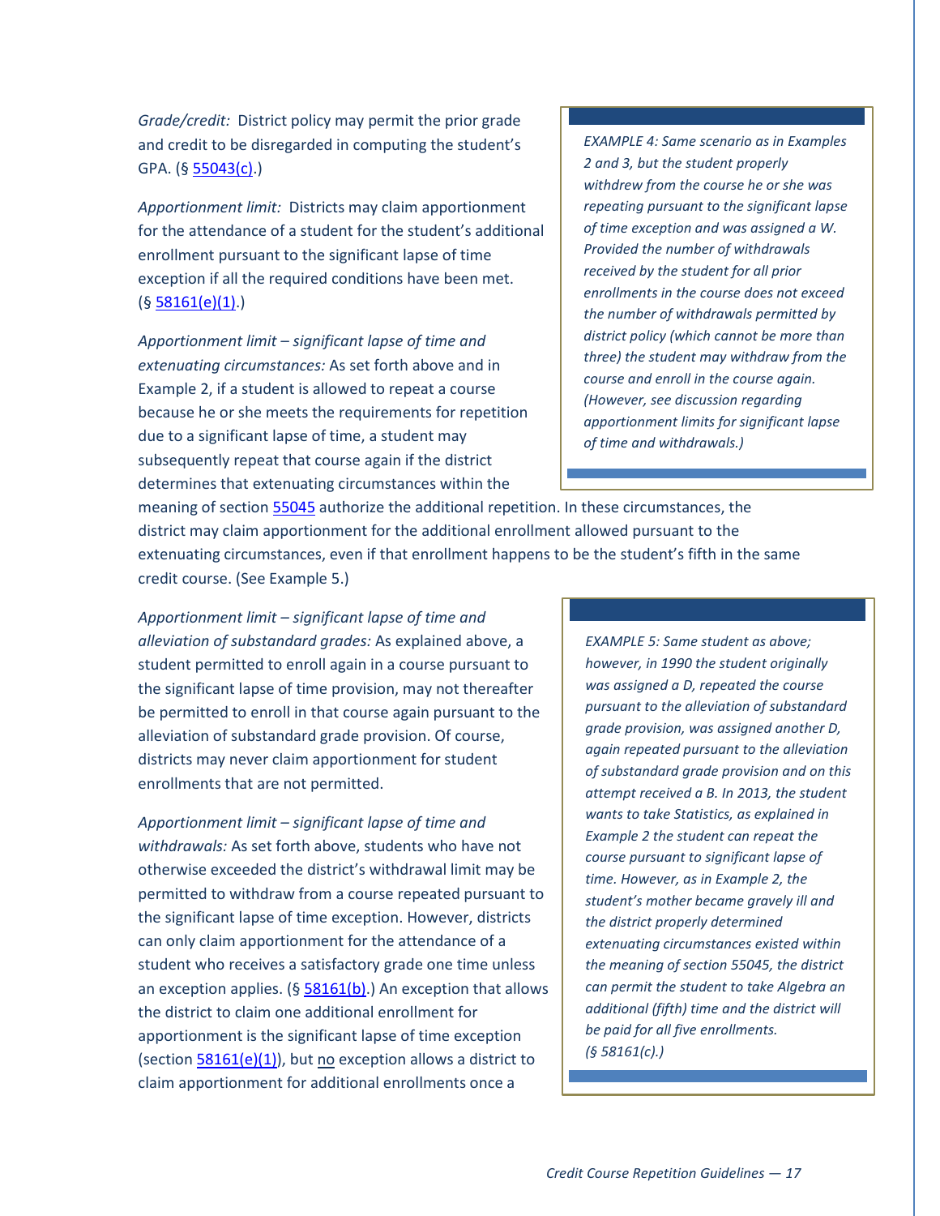*Grade/credit:* District policy may permit the prior grade and credit to be disregarded in computing the student's GPA. (§ 55043(c).)

*Apportionment limit:* Districts may claim apportionment for the attendance of a student for the student's additional enrollment pursuant to the significant lapse of time exception if all the required conditions have been met. (§ 58161(e)(1).)

*Apportionment limit – significant lapse of time and extenuating circumstances:* As set forth above and in Example 2, if a student is allowed to repeat a course because he or she meets the requirements for repetition due to a significant lapse of time, a student may subsequently repeat that course again if the district determines that extenuating circumstances within the meaning of section 55045 authorize the additional repetition. In these circumstances, the district may claim apportionment for the additional enrollment allowed pursuant to the extenuating circumstances, even if that enrollment happens to be the student's fifth in the same credit course. (See Example 5.)

> *EXAMPLE 4: Same scenario as in Examples 2 and 3, but the student properly withdrew from the course he or she was repeating pursuant to the significant lapse of time exception and was assigned a W. Provided the number of withdrawals received by the student for all prior enrollments in the course does not exceed the number of withdrawals permitted by district policy (which cannot be more than three) the student may withdraw from the course and enroll in the course again. (However, see discussion regarding apportionment limits for significant lapse of time and withdrawals.)*

*Apportionment limit – significant lapse of time and alleviation of substandard grades:* As explained above, a student permitted to enroll again in a course pursuant to the significant lapse of time provision, may not thereafter be permitted to enroll in that course again pursuant to the alleviation of substandard grade provision. Of course, districts may never claim apportionment for student enrollments that are not permitted.

*Apportionment limit – significant lapse of time and withdrawals:* As set forth above, students who have not otherwise exceeded the district's withdrawal limit may be permitted to withdraw from a course repeated pursuant to the significant lapse of time exception. However, districts can only claim apportionment for the attendance of a student who receives a satisfactory grade one time unless an exception applies. (§ 58161(b).) An exception that allows the district to claim one additional enrollment for apportionment is the significant lapse of time exception (section 58161(e)(1)), but no exception allows a district to claim apportionment for additional enrollments once a

> *EXAMPLE 5: Same student as above; however, in 1990 the student originally was assigned a D, repeated the course pursuant to the alleviation of substandard grade provision, was assigned another D, again repeated pursuant to the alleviation of substandard grade provision and on this attempt received a B. In 2013, the student wants to take Statistics, as explained in Example 2 the student can repeat the course pursuant to significant lapse of time. However, as in Example 2, the student's mother became gravely ill and the district properly determined extenuating circumstances existed within the meaning of section 55045, the district can permit the student to take Algebra an additional (fifth) time and the district will be paid for all five enrollments. (§ 58161(c).)*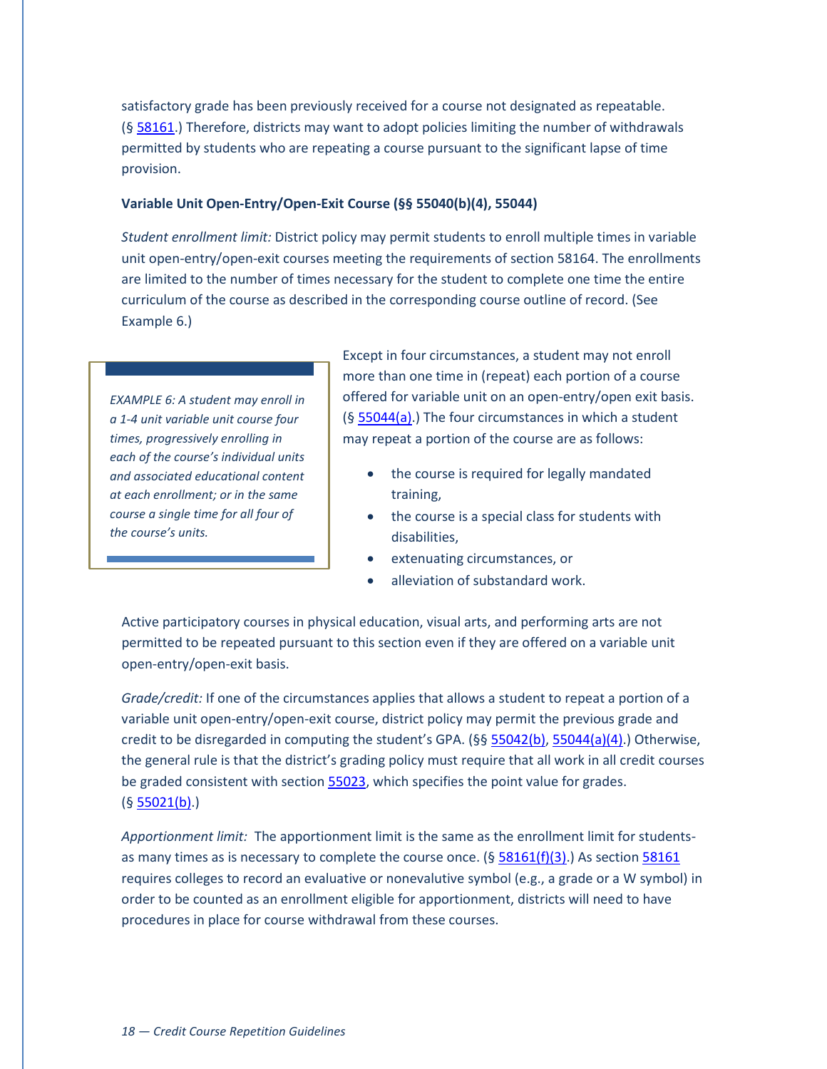satisfactory grade has been previously received for a course not designated as repeatable. (§ 58161.) Therefore, districts may want to adopt policies limiting the number of withdrawals permitted by students who are repeating a course pursuant to the significant lapse of time provision.

**Variable Unit Open-Entry/Open-Exit Course (§§ 55040(b)(4), 55044)**

*Student enrollment limit:* District policy may permit students to enroll multiple times in variable unit open-entry/open-exit courses meeting the requirements of section 58164. The enrollments are limited to the number of times necessary for the student to complete one time the entire curriculum of the course as described in the corresponding course outline of record. (See Example 6.)

> *EXAMPLE 6: A student may enroll in a 1-4 unit variable unit course four times, progressively enrolling in each of the course's individual units and associated educational content at each enrollment; or in the same course a single time for all four of the course's units.*

Except in four circumstances, a student may not enroll more than one time in (repeat) each portion of a course offered for variable unit on an open-entry/open exit basis. (§ 55044(a).) The four circumstances in which a student may repeat a portion of the course are as follows:

- the course is required for legally mandated training,
- the course is a special class for students with disabilities,
- extenuating circumstances, or
- alleviation of substandard work.

Active participatory courses in physical education, visual arts, and performing arts are not permitted to be repeated pursuant to this section even if they are offered on a variable unit open-entry/open-exit basis.

*Grade/credit:* If one of the circumstances applies that allows a student to repeat a portion of a variable unit open-entry/open-exit course, district policy may permit the previous grade and credit to be disregarded in computing the student's GPA. (§§ 55042(b), 55044(a)(4).) Otherwise, the general rule is that the district's grading policy must require that all work in all credit courses be graded consistent with section 55023, which specifies the point value for grades. (§ 55021(b).)

*Apportionment limit:* The apportionment limit is the same as the enrollment limit for students-as many times as is necessary to complete the course once. (§ 58161(f)(3).) As section 58161 requires colleges to record an evaluative or nonevalutive symbol (e.g., a grade or a W symbol) in order to be counted as an enrollment eligible for apportionment, districts will need to have procedures in place for course withdrawal from these courses.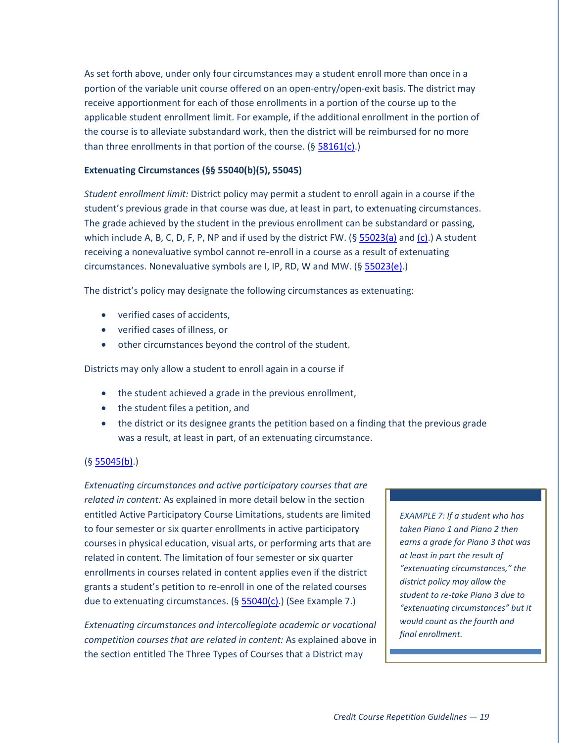As set forth above, under only four circumstances may a student enroll more than once in a portion of the variable unit course offered on an open-entry/open-exit basis. The district may receive apportionment for each of those enrollments in a portion of the course up to the applicable student enrollment limit. For example, if the additional enrollment in the portion of the course is to alleviate substandard work, then the district will be reimbursed for no more than three enrollments in that portion of the course. (§ 58161(c).)

**Extenuating Circumstances (§§ 55040(b)(5), 55045)**

*Student enrollment limit:* District policy may permit a student to enroll again in a course if the student's previous grade in that course was due, at least in part, to extenuating circumstances. The grade achieved by the student in the previous enrollment can be substandard or passing, which include A, B, C, D, F, P, NP and if used by the district FW. (§ 55023(a) and (c).) A student receiving a nonevaluative symbol cannot re-enroll in a course as a result of extenuating circumstances. Nonevaluative symbols are I, IP, RD, W and MW. (§ 55023(e).)

The district's policy may designate the following circumstances as extenuating:

- verified cases of accidents,
- verified cases of illness, or
- other circumstances beyond the control of the student.

Districts may only allow a student to enroll again in a course if

- the student achieved a grade in the previous enrollment,
- the student files a petition, and
- the district or its designee grants the petition based on a finding that the previous grade was a result, at least in part, of an extenuating circumstance.

(§ 55045(b).)

*Extenuating circumstances and active participatory courses that are related in content:* As explained in more detail below in the section entitled Active Participatory Course Limitations, students are limited to four semester or six quarter enrollments in active participatory courses in physical education, visual arts, or performing arts that are related in content. The limitation of four semester or six quarter enrollments in courses related in content applies even if the district grants a student's petition to re-enroll in one of the related courses due to extenuating circumstances. (§ 55040(c).) (See Example 7.)

> *EXAMPLE 7: If a student who has taken Piano 1 and Piano 2 then earns a grade for Piano 3 that was at least in part the result of "extenuating circumstances," the district policy may allow the student to re-take Piano 3 due to "extenuating circumstances" but it would count as the fourth and final enrollment.*

*Extenuating circumstances and intercollegiate academic or vocational competition courses that are related in content:* As explained above in the section entitled The Three Types of Courses that a District may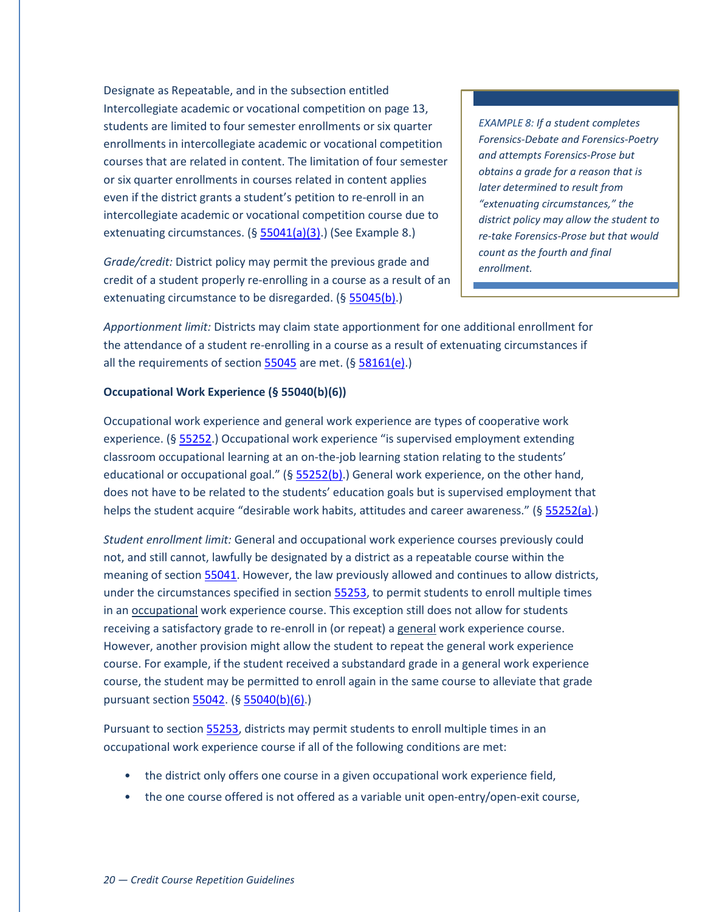Designate as Repeatable, and in the subsection entitled Intercollegiate academic or vocational competition on page 13, students are limited to four semester enrollments or six quarter enrollments in intercollegiate academic or vocational competition courses that are related in content. The limitation of four semester or six quarter enrollments in courses related in content applies even if the district grants a student's petition to re-enroll in an intercollegiate academic or vocational competition course due to extenuating circumstances. (§ 55041(a)(3).) (See Example 8.)

> *EXAMPLE 8: If a student completes Forensics-Debate and Forensics-Poetry and attempts Forensics-Prose but obtains a grade for a reason that is later determined to result from "extenuating circumstances," the district policy may allow the student to re-take Forensics-Prose but that would count as the fourth and final enrollment.*

*Grade/credit:* District policy may permit the previous grade and credit of a student properly re-enrolling in a course as a result of an extenuating circumstance to be disregarded. (§ 55045(b).)

*Apportionment limit:* Districts may claim state apportionment for one additional enrollment for the attendance of a student re-enrolling in a course as a result of extenuating circumstances if all the requirements of section 55045 are met. (§ 58161(e).)

**Occupational Work Experience (§ 55040(b)(6))**

Occupational work experience and general work experience are types of cooperative work experience. (§ 55252.) Occupational work experience "is supervised employment extending classroom occupational learning at an on-the-job learning station relating to the students' educational or occupational goal." (§ 55252(b).) General work experience, on the other hand, does not have to be related to the students' education goals but is supervised employment that helps the student acquire "desirable work habits, attitudes and career awareness." (§ 55252(a).)

*Student enrollment limit:* General and occupational work experience courses previously could not, and still cannot, lawfully be designated by a district as a repeatable course within the meaning of section 55041. However, the law previously allowed and continues to allow districts, under the circumstances specified in section 55253, to permit students to enroll multiple times in an occupational work experience course. This exception still does not allow for students receiving a satisfactory grade to re-enroll in (or repeat) a general work experience course. However, another provision might allow the student to repeat the general work experience course. For example, if the student received a substandard grade in a general work experience course, the student may be permitted to enroll again in the same course to alleviate that grade pursuant section 55042. (§ 55040(b)(6).)

Pursuant to section 55253, districts may permit students to enroll multiple times in an occupational work experience course if all of the following conditions are met:

- the district only offers one course in a given occupational work experience field,
- the one course offered is not offered as a variable unit open-entry/open-exit course,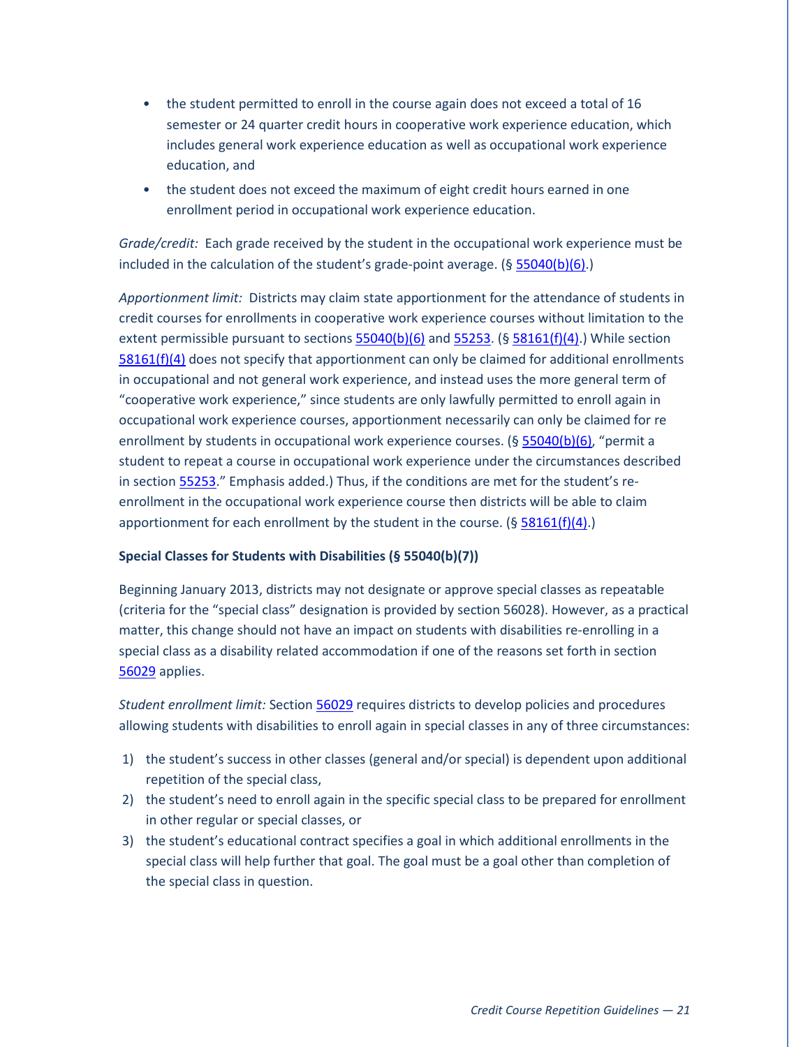- the student permitted to enroll in the course again does not exceed a total of 16 semester or 24 quarter credit hours in cooperative work experience education, which includes general work experience education as well as occupational work experience education, and
- the student does not exceed the maximum of eight credit hours earned in one enrollment period in occupational work experience education.

*Grade/credit:* Each grade received by the student in the occupational work experience must be included in the calculation of the student's grade-point average. (§ 55040(b)(6).)

*Apportionment limit:* Districts may claim state apportionment for the attendance of students in credit courses for enrollments in cooperative work experience courses without limitation to the extent permissible pursuant to sections 55040(b)(6) and 55253. (§ 58161(f)(4).) While section 58161(f)(4) does not specify that apportionment can only be claimed for additional enrollments in occupational and not general work experience, and instead uses the more general term of "cooperative work experience," since students are only lawfully permitted to enroll again in occupational work experience courses, apportionment necessarily can only be claimed for re enrollment by students in occupational work experience courses. (§ 55040(b)(6), "permit a student to repeat a course in occupational work experience under the circumstances described in section 55253." Emphasis added.) Thus, if the conditions are met for the student's re-enrollment in the occupational work experience course then districts will be able to claim apportionment for each enrollment by the student in the course. (§ 58161(f)(4).)

**Special Classes for Students with Disabilities (§ 55040(b)(7))**

Beginning January 2013, districts may not designate or approve special classes as repeatable (criteria for the "special class" designation is provided by section 56028). However, as a practical matter, this change should not have an impact on students with disabilities re-enrolling in a special class as a disability related accommodation if one of the reasons set forth in section 56029 applies.

*Student enrollment limit:* Section 56029 requires districts to develop policies and procedures allowing students with disabilities to enroll again in special classes in any of three circumstances:

1) the student's success in other classes (general and/or special) is dependent upon additional repetition of the special class,
2) the student's need to enroll again in the specific special class to be prepared for enrollment in other regular or special classes, or
3) the student's educational contract specifies a goal in which additional enrollments in the special class will help further that goal. The goal must be a goal other than completion of the special class in question.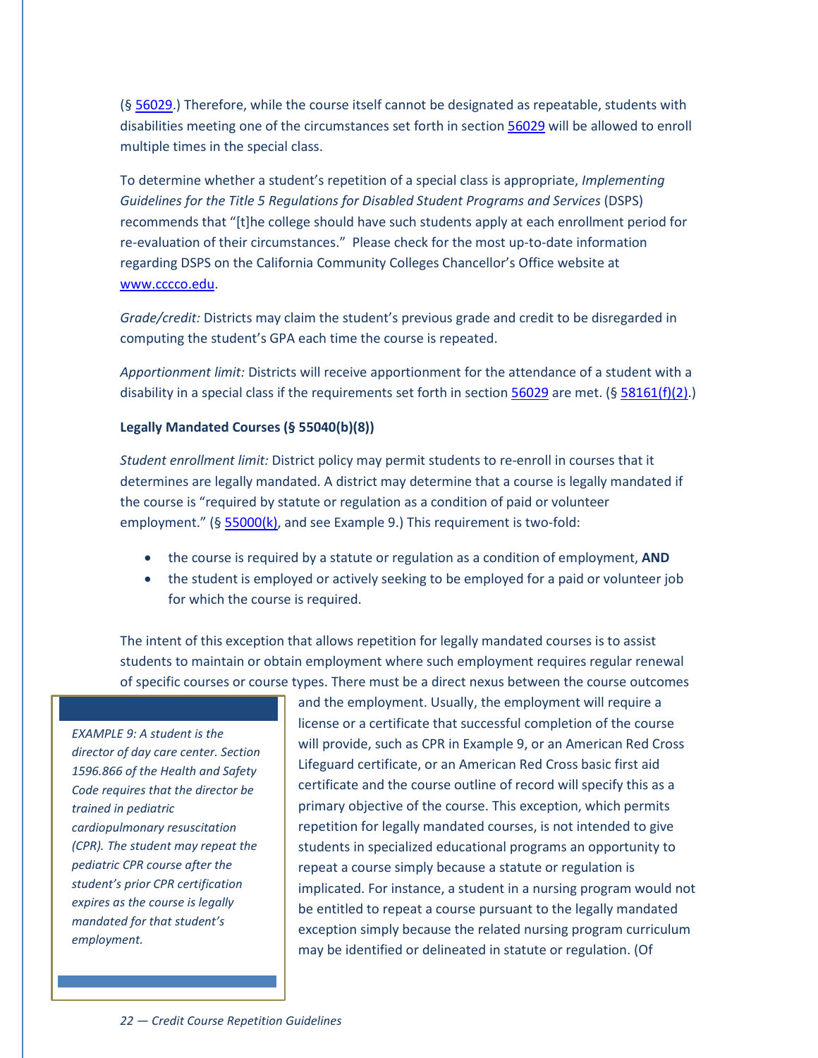(§ 56029.) Therefore, while the course itself cannot be designated as repeatable, students with disabilities meeting one of the circumstances set forth in section 56029 will be allowed to enroll multiple times in the special class.

To determine whether a student's repetition of a special class is appropriate, *Implementing Guidelines for the Title 5 Regulations for Disabled Student Programs and Services* (DSPS) recommends that "[t]he college should have such students apply at each enrollment period for re-evaluation of their circumstances." Please check for the most up-to-date information regarding DSPS on the California Community Colleges Chancellor's Office website at www.cccco.edu.

*Grade/credit:* Districts may claim the student's previous grade and credit to be disregarded in computing the student's GPA each time the course is repeated.

*Apportionment limit:* Districts will receive apportionment for the attendance of a student with a disability in a special class if the requirements set forth in section 56029 are met. (§ 58161(f)(2).)

**Legally Mandated Courses (§ 55040(b)(8))**

*Student enrollment limit:* District policy may permit students to re-enroll in courses that it determines are legally mandated. A district may determine that a course is legally mandated if the course is "required by statute or regulation as a condition of paid or volunteer employment." (§ 55000(k), and see Example 9.) This requirement is two-fold:

- the course is required by a statute or regulation as a condition of employment, **AND**
- the student is employed or actively seeking to be employed for a paid or volunteer job for which the course is required.

The intent of this exception that allows repetition for legally mandated courses is to assist students to maintain or obtain employment where such employment requires regular renewal of specific courses or course types. There must be a direct nexus between the course outcomes and the employment. Usually, the employment will require a license or a certificate that successful completion of the course will provide, such as CPR in Example 9, or an American Red Cross Lifeguard certificate, or an American Red Cross basic first aid certificate and the course outline of record will specify this as a primary objective of the course. This exception, which permits repetition for legally mandated courses, is not intended to give students in specialized educational programs an opportunity to repeat a course simply because a statute or regulation is implicated. For instance, a student in a nursing program would not be entitled to repeat a course pursuant to the legally mandated exception simply because the related nursing program curriculum may be identified or delineated in statute or regulation. (Of

> *EXAMPLE 9: A student is the director of day care center. Section 1596.866 of the Health and Safety Code requires that the director be trained in pediatric cardiopulmonary resuscitation (CPR). The student may repeat the pediatric CPR course after the student's prior CPR certification expires as the course is legally mandated for that student's employment.*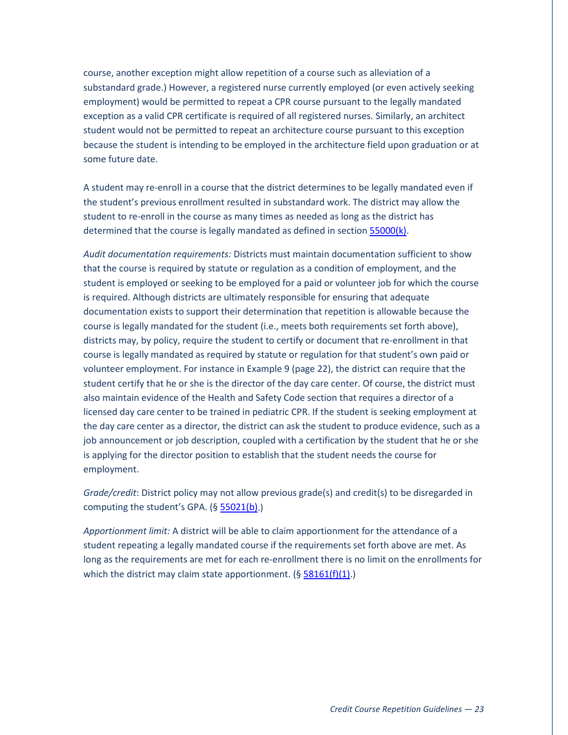course, another exception might allow repetition of a course such as alleviation of a substandard grade.) However, a registered nurse currently employed (or even actively seeking employment) would be permitted to repeat a CPR course pursuant to the legally mandated exception as a valid CPR certificate is required of all registered nurses. Similarly, an architect student would not be permitted to repeat an architecture course pursuant to this exception because the student is intending to be employed in the architecture field upon graduation or at some future date.

A student may re-enroll in a course that the district determines to be legally mandated even if the student's previous enrollment resulted in substandard work. The district may allow the student to re-enroll in the course as many times as needed as long as the district has determined that the course is legally mandated as defined in section 55000(k).

*Audit documentation requirements:* Districts must maintain documentation sufficient to show that the course is required by statute or regulation as a condition of employment, and the student is employed or seeking to be employed for a paid or volunteer job for which the course is required. Although districts are ultimately responsible for ensuring that adequate documentation exists to support their determination that repetition is allowable because the course is legally mandated for the student (i.e., meets both requirements set forth above), districts may, by policy, require the student to certify or document that re-enrollment in that course is legally mandated as required by statute or regulation for that student's own paid or volunteer employment. For instance in Example 9 (page 22), the district can require that the student certify that he or she is the director of the day care center. Of course, the district must also maintain evidence of the Health and Safety Code section that requires a director of a licensed day care center to be trained in pediatric CPR. If the student is seeking employment at the day care center as a director, the district can ask the student to produce evidence, such as a job announcement or job description, coupled with a certification by the student that he or she is applying for the director position to establish that the student needs the course for employment.

*Grade/credit*: District policy may not allow previous grade(s) and credit(s) to be disregarded in computing the student's GPA. (§ 55021(b).)

*Apportionment limit:* A district will be able to claim apportionment for the attendance of a student repeating a legally mandated course if the requirements set forth above are met. As long as the requirements are met for each re-enrollment there is no limit on the enrollments for which the district may claim state apportionment. (§ 58161(f)(1).)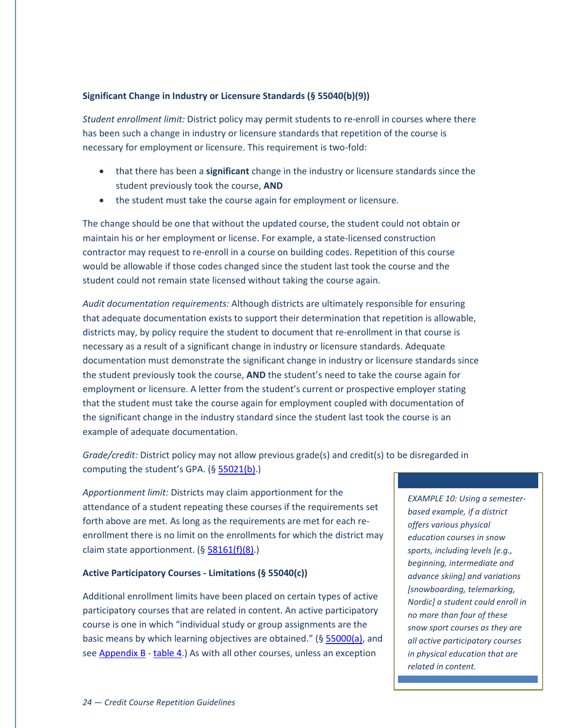### Significant Change in Industry or Licensure Standards (§ 55040(b)(9))

*Student enrollment limit:* District policy may permit students to re-enroll in courses where there has been such a change in industry or licensure standards that repetition of the course is necessary for employment or licensure. This requirement is two-fold:

- that there has been a **significant** change in the industry or licensure standards since the student previously took the course, **AND**
- the student must take the course again for employment or licensure.

The change should be one that without the updated course, the student could not obtain or maintain his or her employment or license. For example, a state-licensed construction contractor may request to re-enroll in a course on building codes. Repetition of this course would be allowable if those codes changed since the student last took the course and the student could not remain state licensed without taking the course again.

*Audit documentation requirements:* Although districts are ultimately responsible for ensuring that adequate documentation exists to support their determination that repetition is allowable, districts may, by policy require the student to document that re-enrollment in that course is necessary as a result of a significant change in industry or licensure standards. Adequate documentation must demonstrate the significant change in industry or licensure standards since the student previously took the course, **AND** the student's need to take the course again for employment or licensure. A letter from the student's current or prospective employer stating that the student must take the course again for employment coupled with documentation of the significant change in the industry standard since the student last took the course is an example of adequate documentation.

*Grade/credit:* District policy may not allow previous grade(s) and credit(s) to be disregarded in computing the student's GPA. (§ 55021(b).)

*Apportionment limit:* Districts may claim apportionment for the attendance of a student repeating these courses if the requirements set forth above are met. As long as the requirements are met for each re-enrollment there is no limit on the enrollments for which the district may claim state apportionment. (§ 58161(f)(8).)

### Active Participatory Courses - Limitations (§ 55040(c))

Additional enrollment limits have been placed on certain types of active participatory courses that are related in content. An active participatory course is one in which "individual study or group assignments are the basic means by which learning objectives are obtained." (§ 55000(a), and see Appendix B - table 4.) As with all other courses, unless an exception

> *EXAMPLE 10: Using a semester-based example, if a district offers various physical education courses in snow sports, including levels [e.g., beginning, intermediate and advance skiing] and variations [snowboarding, telemarking, Nordic] a student could enroll in no more than four of these snow sport courses as they are all active participatory courses in physical education that are related in content.*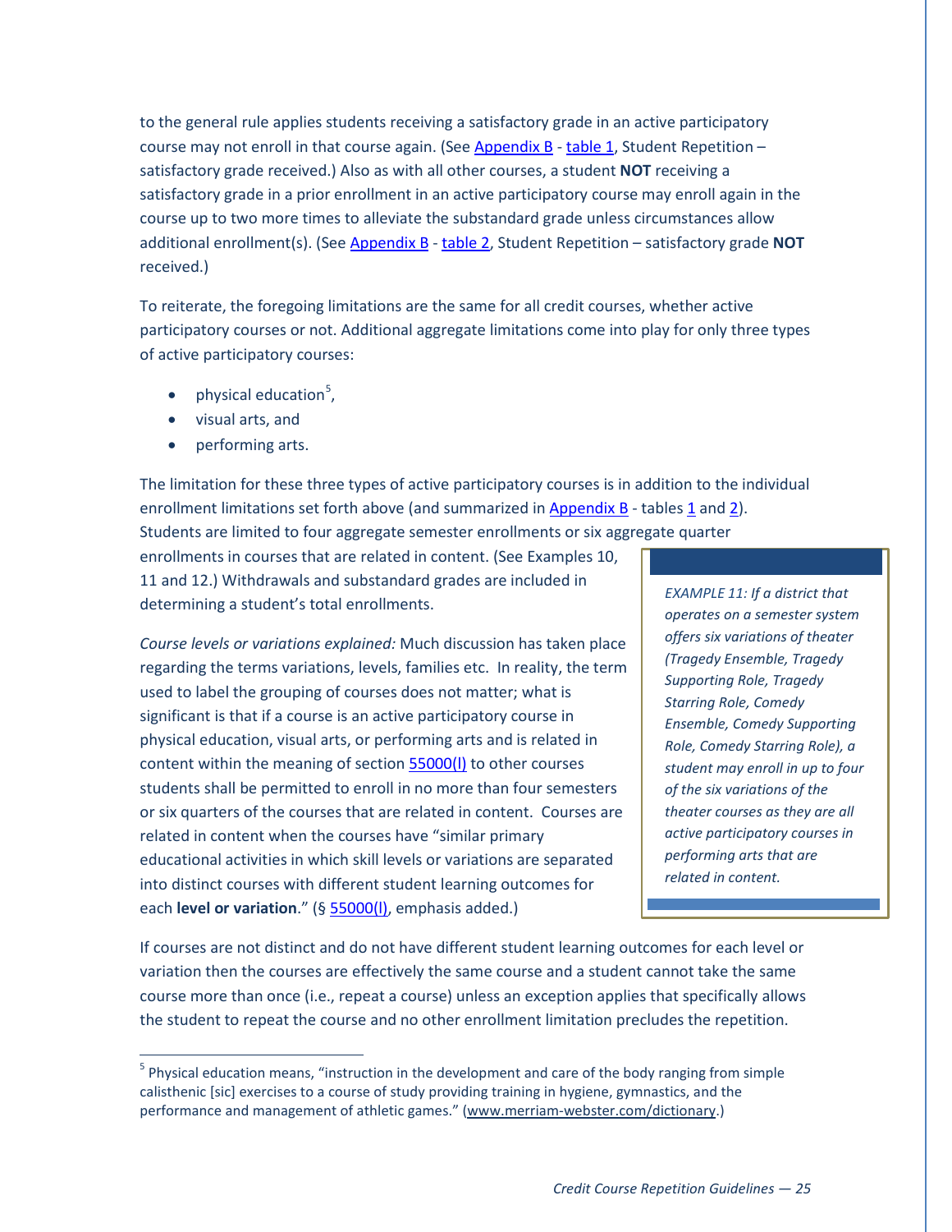to the general rule applies students receiving a satisfactory grade in an active participatory course may not enroll in that course again. (See Appendix B - table 1, Student Repetition – satisfactory grade received.) Also as with all other courses, a student **NOT** receiving a satisfactory grade in a prior enrollment in an active participatory course may enroll again in the course up to two more times to alleviate the substandard grade unless circumstances allow additional enrollment(s). (See Appendix B - table 2, Student Repetition – satisfactory grade **NOT** received.)

To reiterate, the foregoing limitations are the same for all credit courses, whether active participatory courses or not. Additional aggregate limitations come into play for only three types of active participatory courses:

- physical education[5],
- visual arts, and
- performing arts.

The limitation for these three types of active participatory courses is in addition to the individual enrollment limitations set forth above (and summarized in Appendix B - tables 1 and 2). Students are limited to four aggregate semester enrollments or six aggregate quarter enrollments in courses that are related in content. (See Examples 10, 11 and 12.) Withdrawals and substandard grades are included in determining a student's total enrollments.

*EXAMPLE 11: If a district that operates on a semester system offers six variations of theater (Tragedy Ensemble, Tragedy Supporting Role, Tragedy Starring Role, Comedy Ensemble, Comedy Supporting Role, Comedy Starring Role), a student may enroll in up to four of the six variations of the theater courses as they are all active participatory courses in performing arts that are related in content.*

*Course levels or variations explained:* Much discussion has taken place regarding the terms variations, levels, families etc. In reality, the term used to label the grouping of courses does not matter; what is significant is that if a course is an active participatory course in physical education, visual arts, or performing arts and is related in content within the meaning of section 55000(l) to other courses students shall be permitted to enroll in no more than four semesters or six quarters of the courses that are related in content. Courses are related in content when the courses have "similar primary educational activities in which skill levels or variations are separated into distinct courses with different student learning outcomes for each **level or variation**." (§ 55000(l), emphasis added.)

If courses are not distinct and do not have different student learning outcomes for each level or variation then the courses are effectively the same course and a student cannot take the same course more than once (i.e., repeat a course) unless an exception applies that specifically allows the student to repeat the course and no other enrollment limitation precludes the repetition.

[5] Physical education means, "instruction in the development and care of the body ranging from simple calisthenic [sic] exercises to a course of study providing training in hygiene, gymnastics, and the performance and management of athletic games." (www.merriam-webster.com/dictionary.)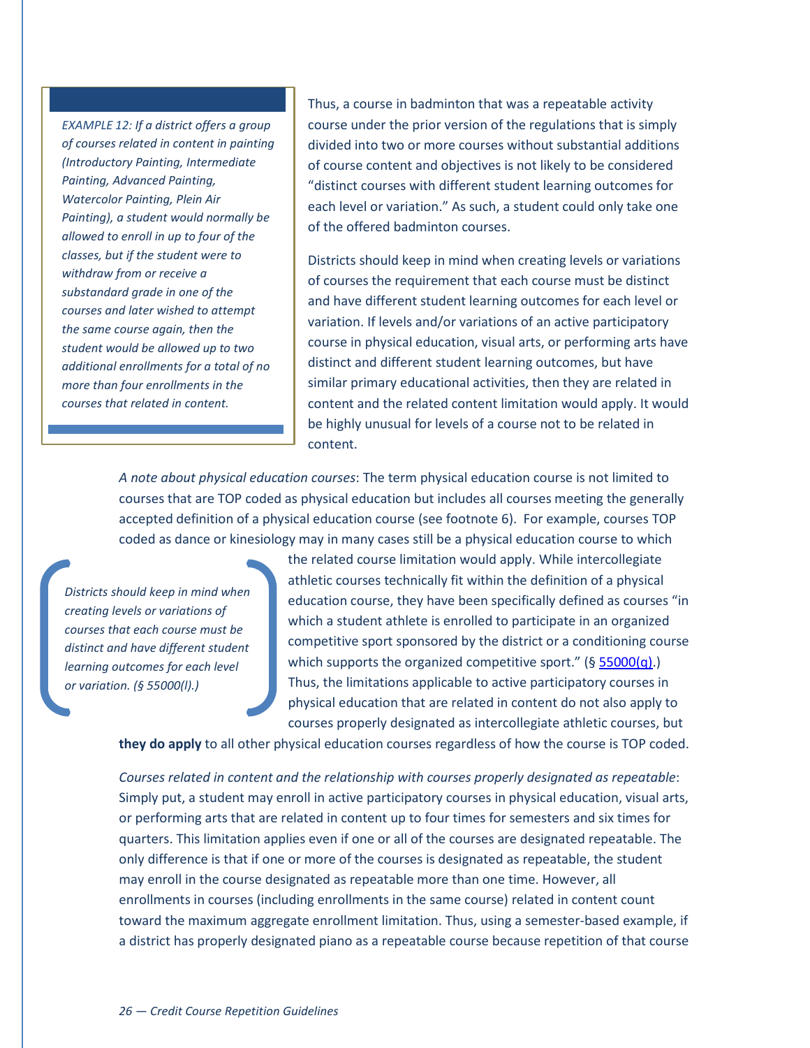> *EXAMPLE 12: If a district offers a group of courses related in content in painting (Introductory Painting, Intermediate Painting, Advanced Painting, Watercolor Painting, Plein Air Painting), a student would normally be allowed to enroll in up to four of the classes, but if the student were to withdraw from or receive a substandard grade in one of the courses and later wished to attempt the same course again, then the student would be allowed up to two additional enrollments for a total of no more than four enrollments in the courses that related in content.*

Thus, a course in badminton that was a repeatable activity course under the prior version of the regulations that is simply divided into two or more courses without substantial additions of course content and objectives is not likely to be considered "distinct courses with different student learning outcomes for each level or variation." As such, a student could only take one of the offered badminton courses.

Districts should keep in mind when creating levels or variations of courses the requirement that each course must be distinct and have different student learning outcomes for each level or variation. If levels and/or variations of an active participatory course in physical education, visual arts, or performing arts have distinct and different student learning outcomes, but have similar primary educational activities, then they are related in content and the related content limitation would apply. It would be highly unusual for levels of a course not to be related in content.

*A note about physical education courses*: The term physical education course is not limited to courses that are TOP coded as physical education but includes all courses meeting the generally accepted definition of a physical education course (see footnote 6). For example, courses TOP coded as dance or kinesiology may in many cases still be a physical education course to which the related course limitation would apply. While intercollegiate athletic courses technically fit within the definition of a physical education course, they have been specifically defined as courses "in which a student athlete is enrolled to participate in an organized competitive sport sponsored by the district or a conditioning course which supports the organized competitive sport." (§ 55000(q).) Thus, the limitations applicable to active participatory courses in physical education that are related in content do not also apply to courses properly designated as intercollegiate athletic courses, but **they do apply** to all other physical education courses regardless of how the course is TOP coded.

> *Districts should keep in mind when creating levels or variations of courses that each course must be distinct and have different student learning outcomes for each level or variation. (§ 55000(l).)*

*Courses related in content and the relationship with courses properly designated as repeatable*: Simply put, a student may enroll in active participatory courses in physical education, visual arts, or performing arts that are related in content up to four times for semesters and six times for quarters. This limitation applies even if one or all of the courses are designated repeatable. The only difference is that if one or more of the courses is designated as repeatable, the student may enroll in the course designated as repeatable more than one time. However, all enrollments in courses (including enrollments in the same course) related in content count toward the maximum aggregate enrollment limitation. Thus, using a semester-based example, if a district has properly designated piano as a repeatable course because repetition of that course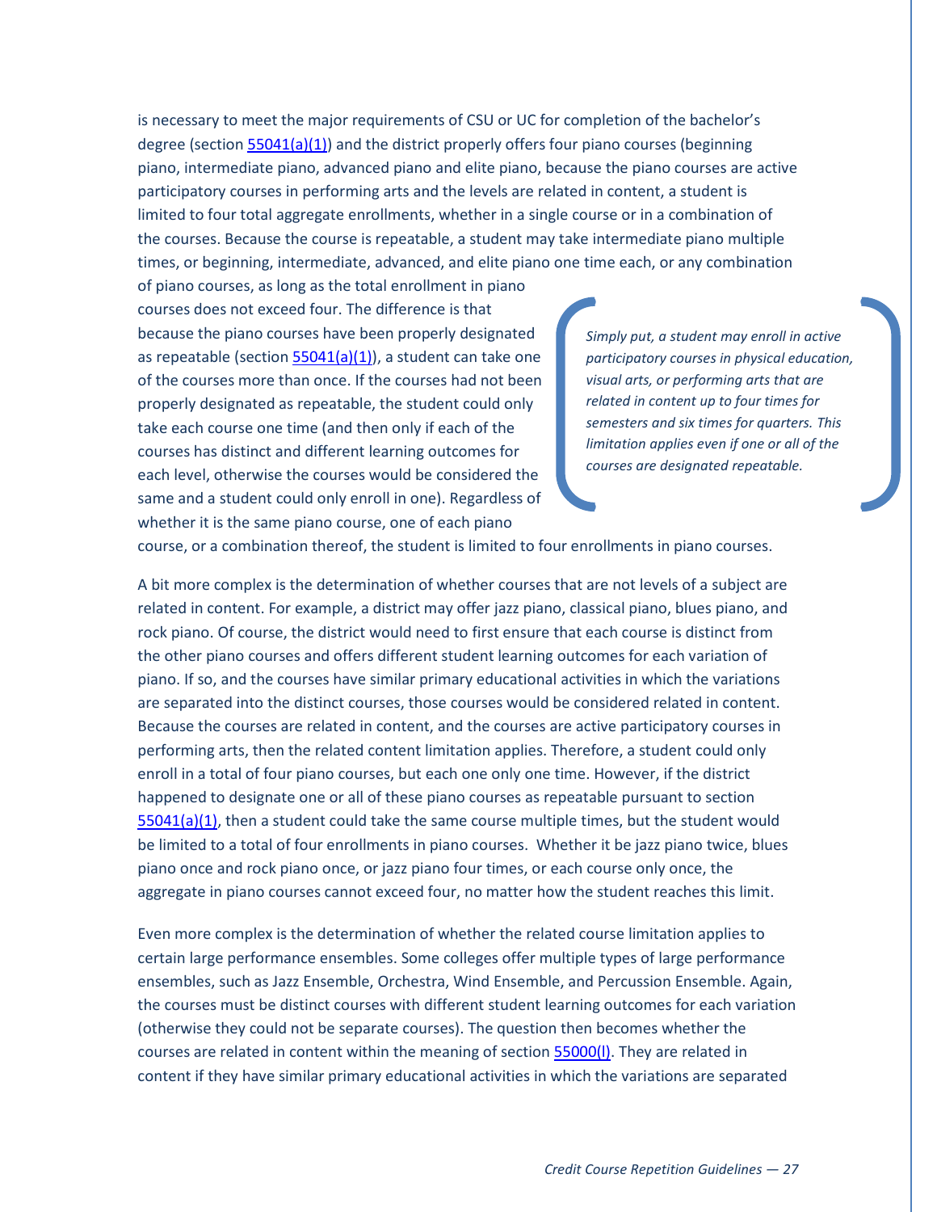is necessary to meet the major requirements of CSU or UC for completion of the bachelor's degree (section [55041(a)(1)](#)) and the district properly offers four piano courses (beginning piano, intermediate piano, advanced piano and elite piano, because the piano courses are active participatory courses in performing arts and the levels are related in content, a student is limited to four total aggregate enrollments, whether in a single course or in a combination of the courses. Because the course is repeatable, a student may take intermediate piano multiple times, or beginning, intermediate, advanced, and elite piano one time each, or any combination of piano courses, as long as the total enrollment in piano courses does not exceed four. The difference is that because the piano courses have been properly designated as repeatable (section [55041(a)(1)](#)), a student can take one of the courses more than once. If the courses had not been properly designated as repeatable, the student could only take each course one time (and then only if each of the courses has distinct and different learning outcomes for each level, otherwise the courses would be considered the same and a student could only enroll in one). Regardless of whether it is the same piano course, one of each piano course, or a combination thereof, the student is limited to four enrollments in piano courses.

> *Simply put, a student may enroll in active participatory courses in physical education, visual arts, or performing arts that are related in content up to four times for semesters and six times for quarters. This limitation applies even if one or all of the courses are designated repeatable.*

A bit more complex is the determination of whether courses that are not levels of a subject are related in content. For example, a district may offer jazz piano, classical piano, blues piano, and rock piano. Of course, the district would need to first ensure that each course is distinct from the other piano courses and offers different student learning outcomes for each variation of piano. If so, and the courses have similar primary educational activities in which the variations are separated into the distinct courses, those courses would be considered related in content. Because the courses are related in content, and the courses are active participatory courses in performing arts, then the related content limitation applies. Therefore, a student could only enroll in a total of four piano courses, but each one only one time. However, if the district happened to designate one or all of these piano courses as repeatable pursuant to section [55041(a)(1)](#), then a student could take the same course multiple times, but the student would be limited to a total of four enrollments in piano courses. Whether it be jazz piano twice, blues piano once and rock piano once, or jazz piano four times, or each course only once, the aggregate in piano courses cannot exceed four, no matter how the student reaches this limit.

Even more complex is the determination of whether the related course limitation applies to certain large performance ensembles. Some colleges offer multiple types of large performance ensembles, such as Jazz Ensemble, Orchestra, Wind Ensemble, and Percussion Ensemble. Again, the courses must be distinct courses with different student learning outcomes for each variation (otherwise they could not be separate courses). The question then becomes whether the courses are related in content within the meaning of section [55000(l)](#). They are related in content if they have similar primary educational activities in which the variations are separated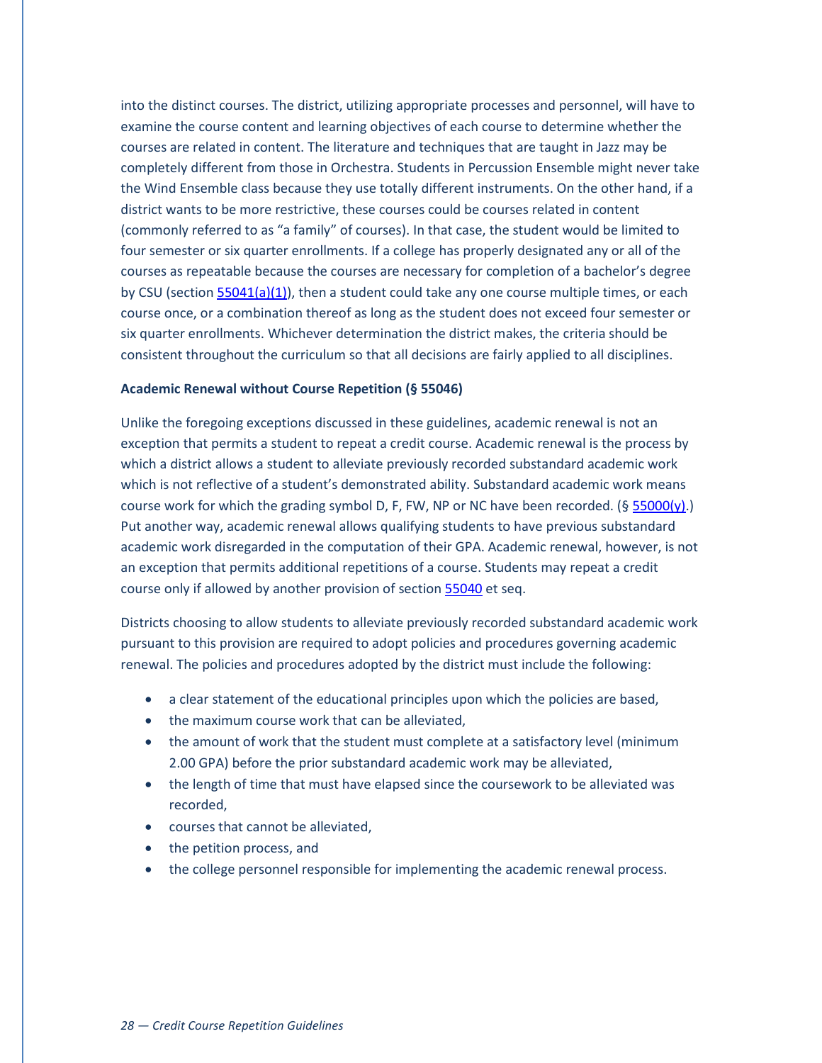into the distinct courses. The district, utilizing appropriate processes and personnel, will have to examine the course content and learning objectives of each course to determine whether the courses are related in content. The literature and techniques that are taught in Jazz may be completely different from those in Orchestra. Students in Percussion Ensemble might never take the Wind Ensemble class because they use totally different instruments. On the other hand, if a district wants to be more restrictive, these courses could be courses related in content (commonly referred to as "a family" of courses). In that case, the student would be limited to four semester or six quarter enrollments. If a college has properly designated any or all of the courses as repeatable because the courses are necessary for completion of a bachelor's degree by CSU (section 55041(a)(1)), then a student could take any one course multiple times, or each course once, or a combination thereof as long as the student does not exceed four semester or six quarter enrollments. Whichever determination the district makes, the criteria should be consistent throughout the curriculum so that all decisions are fairly applied to all disciplines.

**Academic Renewal without Course Repetition (§ 55046)**

Unlike the foregoing exceptions discussed in these guidelines, academic renewal is not an exception that permits a student to repeat a credit course. Academic renewal is the process by which a district allows a student to alleviate previously recorded substandard academic work which is not reflective of a student's demonstrated ability. Substandard academic work means course work for which the grading symbol D, F, FW, NP or NC have been recorded. (§ 55000(y).) Put another way, academic renewal allows qualifying students to have previous substandard academic work disregarded in the computation of their GPA. Academic renewal, however, is not an exception that permits additional repetitions of a course. Students may repeat a credit course only if allowed by another provision of section 55040 et seq.

Districts choosing to allow students to alleviate previously recorded substandard academic work pursuant to this provision are required to adopt policies and procedures governing academic renewal. The policies and procedures adopted by the district must include the following:

- a clear statement of the educational principles upon which the policies are based,
- the maximum course work that can be alleviated,
- the amount of work that the student must complete at a satisfactory level (minimum 2.00 GPA) before the prior substandard academic work may be alleviated,
- the length of time that must have elapsed since the coursework to be alleviated was recorded,
- courses that cannot be alleviated,
- the petition process, and
- the college personnel responsible for implementing the academic renewal process.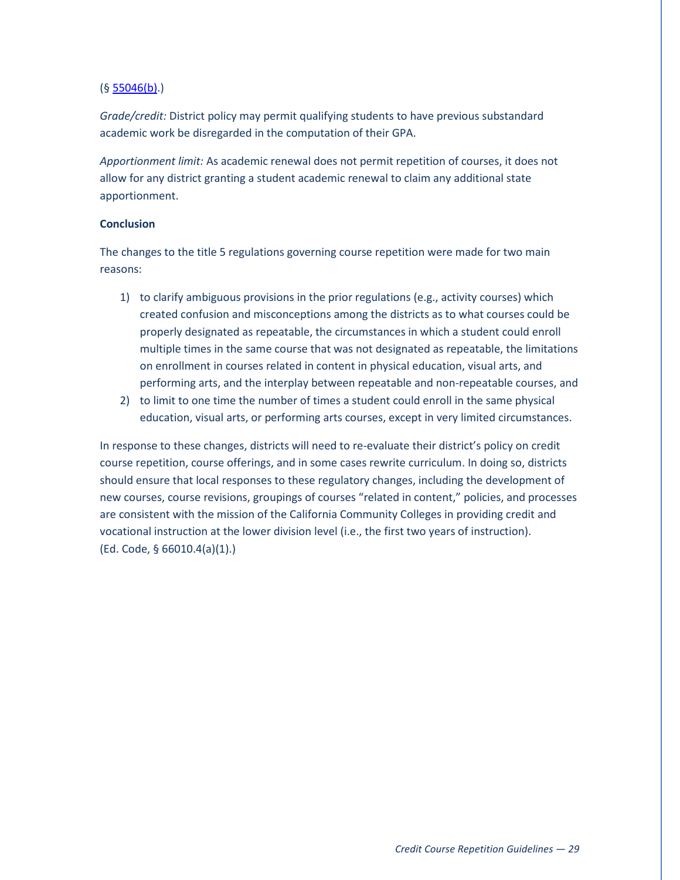(§ 55046(b).)

*Grade/credit:* District policy may permit qualifying students to have previous substandard academic work be disregarded in the computation of their GPA.

*Apportionment limit:* As academic renewal does not permit repetition of courses, it does not allow for any district granting a student academic renewal to claim any additional state apportionment.

**Conclusion**

The changes to the title 5 regulations governing course repetition were made for two main reasons:

1) to clarify ambiguous provisions in the prior regulations (e.g., activity courses) which created confusion and misconceptions among the districts as to what courses could be properly designated as repeatable, the circumstances in which a student could enroll multiple times in the same course that was not designated as repeatable, the limitations on enrollment in courses related in content in physical education, visual arts, and performing arts, and the interplay between repeatable and non-repeatable courses, and
2) to limit to one time the number of times a student could enroll in the same physical education, visual arts, or performing arts courses, except in very limited circumstances.

In response to these changes, districts will need to re-evaluate their district's policy on credit course repetition, course offerings, and in some cases rewrite curriculum. In doing so, districts should ensure that local responses to these regulatory changes, including the development of new courses, course revisions, groupings of courses "related in content," policies, and processes are consistent with the mission of the California Community Colleges in providing credit and vocational instruction at the lower division level (i.e., the first two years of instruction). (Ed. Code, § 66010.4(a)(1).)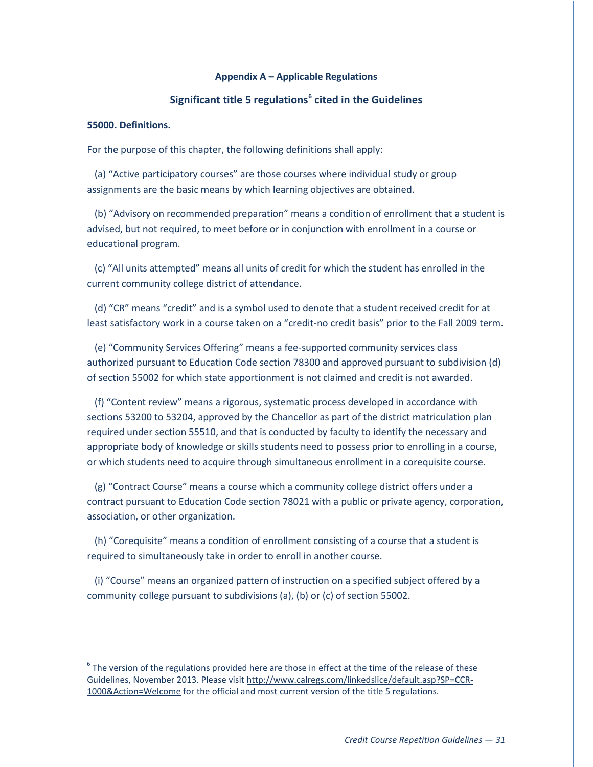## Appendix A – Applicable Regulations

## Significant title 5 regulations[6] cited in the Guidelines

**55000. Definitions.**

For the purpose of this chapter, the following definitions shall apply:

(a) “Active participatory courses” are those courses where individual study or group assignments are the basic means by which learning objectives are obtained.

(b) “Advisory on recommended preparation” means a condition of enrollment that a student is advised, but not required, to meet before or in conjunction with enrollment in a course or educational program.

(c) “All units attempted” means all units of credit for which the student has enrolled in the current community college district of attendance.

(d) “CR” means “credit” and is a symbol used to denote that a student received credit for at least satisfactory work in a course taken on a “credit-no credit basis” prior to the Fall 2009 term.

(e) “Community Services Offering” means a fee-supported community services class authorized pursuant to Education Code section 78300 and approved pursuant to subdivision (d) of section 55002 for which state apportionment is not claimed and credit is not awarded.

(f) “Content review” means a rigorous, systematic process developed in accordance with sections 53200 to 53204, approved by the Chancellor as part of the district matriculation plan required under section 55510, and that is conducted by faculty to identify the necessary and appropriate body of knowledge or skills students need to possess prior to enrolling in a course, or which students need to acquire through simultaneous enrollment in a corequisite course.

(g) “Contract Course” means a course which a community college district offers under a contract pursuant to Education Code section 78021 with a public or private agency, corporation, association, or other organization.

(h) “Corequisite” means a condition of enrollment consisting of a course that a student is required to simultaneously take in order to enroll in another course.

(i) “Course” means an organized pattern of instruction on a specified subject offered by a community college pursuant to subdivisions (a), (b) or (c) of section 55002.

---

[6] The version of the regulations provided here are those in effect at the time of the release of these Guidelines, November 2013. Please visit http://www.calregs.com/linkedslice/default.asp?SP=CCR-1000&Action=Welcome for the official and most current version of the title 5 regulations.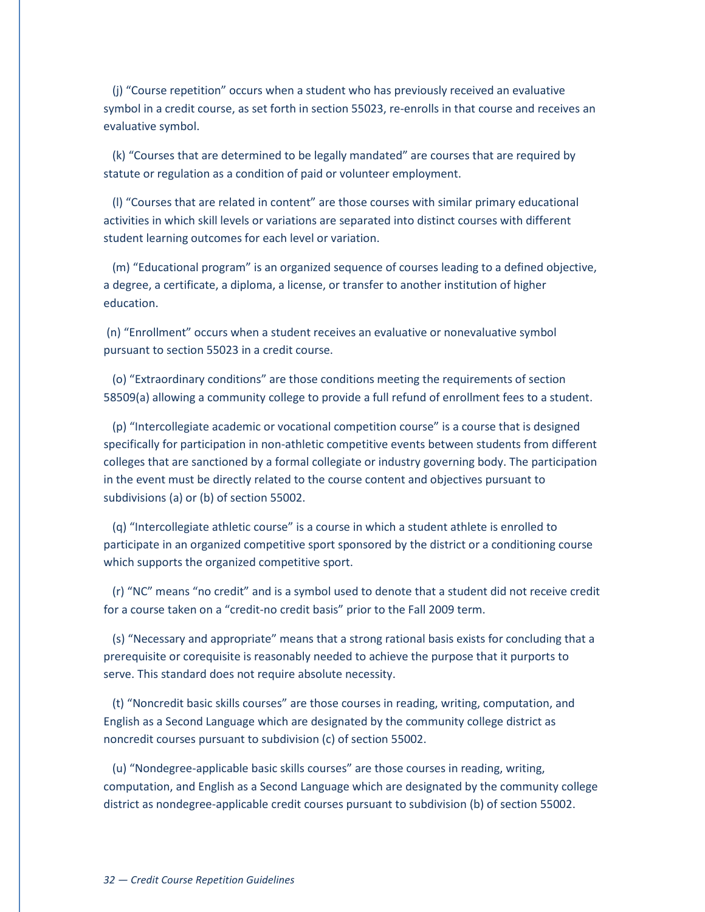(j) “Course repetition” occurs when a student who has previously received an evaluative symbol in a credit course, as set forth in section 55023, re-enrolls in that course and receives an evaluative symbol.

(k) “Courses that are determined to be legally mandated” are courses that are required by statute or regulation as a condition of paid or volunteer employment.

(l) “Courses that are related in content” are those courses with similar primary educational activities in which skill levels or variations are separated into distinct courses with different student learning outcomes for each level or variation.

(m) “Educational program” is an organized sequence of courses leading to a defined objective, a degree, a certificate, a diploma, a license, or transfer to another institution of higher education.

(n) “Enrollment” occurs when a student receives an evaluative or nonevaluative symbol pursuant to section 55023 in a credit course.

(o) “Extraordinary conditions” are those conditions meeting the requirements of section 58509(a) allowing a community college to provide a full refund of enrollment fees to a student.

(p) “Intercollegiate academic or vocational competition course” is a course that is designed specifically for participation in non-athletic competitive events between students from different colleges that are sanctioned by a formal collegiate or industry governing body. The participation in the event must be directly related to the course content and objectives pursuant to subdivisions (a) or (b) of section 55002.

(q) “Intercollegiate athletic course” is a course in which a student athlete is enrolled to participate in an organized competitive sport sponsored by the district or a conditioning course which supports the organized competitive sport.

(r) “NC” means “no credit” and is a symbol used to denote that a student did not receive credit for a course taken on a “credit-no credit basis” prior to the Fall 2009 term.

(s) “Necessary and appropriate” means that a strong rational basis exists for concluding that a prerequisite or corequisite is reasonably needed to achieve the purpose that it purports to serve. This standard does not require absolute necessity.

(t) “Noncredit basic skills courses” are those courses in reading, writing, computation, and English as a Second Language which are designated by the community college district as noncredit courses pursuant to subdivision (c) of section 55002.

(u) “Nondegree-applicable basic skills courses” are those courses in reading, writing, computation, and English as a Second Language which are designated by the community college district as nondegree-applicable credit courses pursuant to subdivision (b) of section 55002.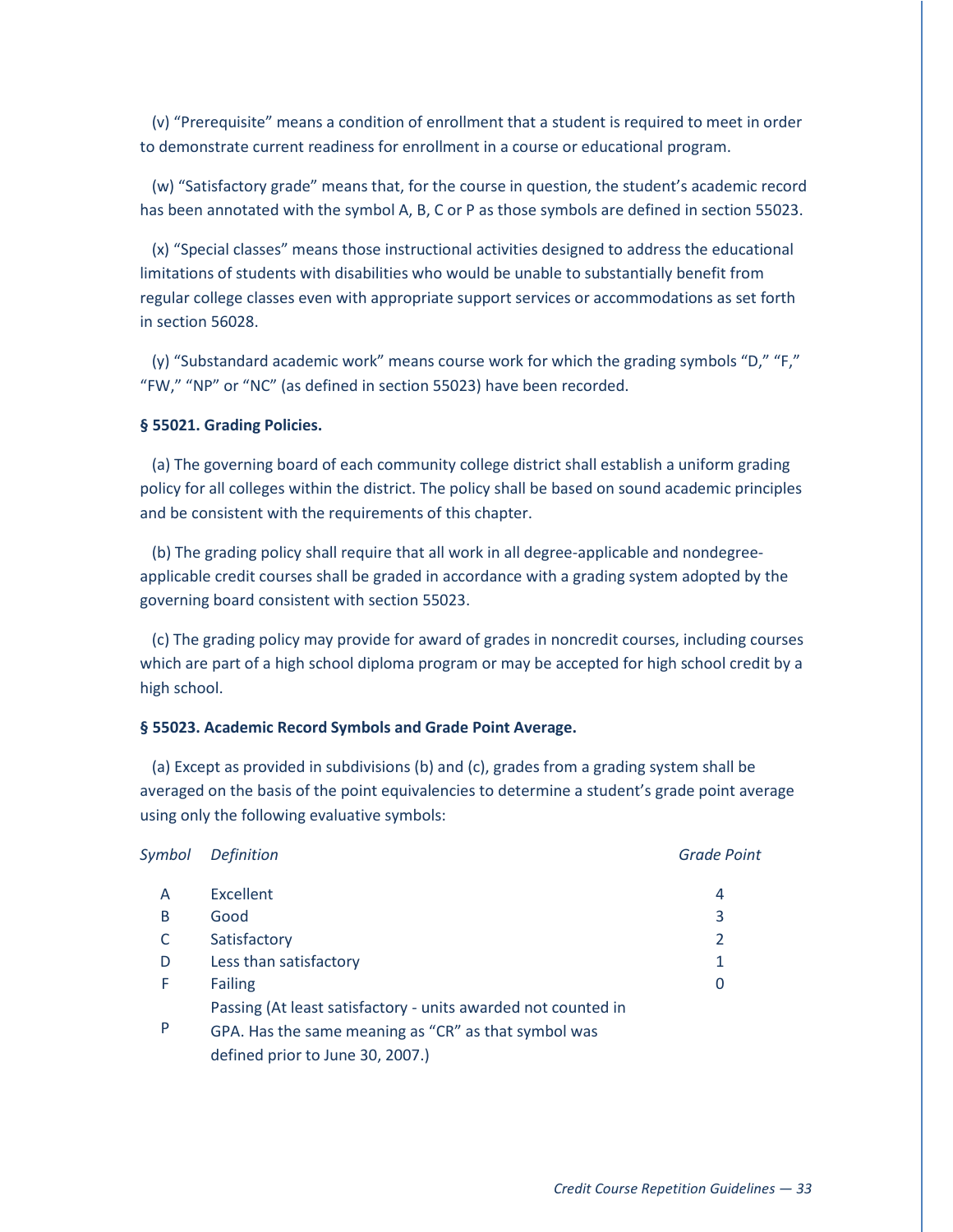(v) "Prerequisite" means a condition of enrollment that a student is required to meet in order to demonstrate current readiness for enrollment in a course or educational program.

(w) "Satisfactory grade" means that, for the course in question, the student's academic record has been annotated with the symbol A, B, C or P as those symbols are defined in section 55023.

(x) "Special classes" means those instructional activities designed to address the educational limitations of students with disabilities who would be unable to substantially benefit from regular college classes even with appropriate support services or accommodations as set forth in section 56028.

(y) "Substandard academic work" means course work for which the grading symbols "D," "F," "FW," "NP" or "NC" (as defined in section 55023) have been recorded.

**§ 55021. Grading Policies.**

(a) The governing board of each community college district shall establish a uniform grading policy for all colleges within the district. The policy shall be based on sound academic principles and be consistent with the requirements of this chapter.

(b) The grading policy shall require that all work in all degree-applicable and nondegree-applicable credit courses shall be graded in accordance with a grading system adopted by the governing board consistent with section 55023.

(c) The grading policy may provide for award of grades in noncredit courses, including courses which are part of a high school diploma program or may be accepted for high school credit by a high school.

**§ 55023. Academic Record Symbols and Grade Point Average.**

(a) Except as provided in subdivisions (b) and (c), grades from a grading system shall be averaged on the basis of the point equivalencies to determine a student's grade point average using only the following evaluative symbols:

| *Symbol* | *Definition* | *Grade Point* |
|---|---|---|
| A | Excellent | 4 |
| B | Good | 3 |
| C | Satisfactory | 2 |
| D | Less than satisfactory | 1 |
| F | Failing | 0 |
| P | Passing (At least satisfactory - units awarded not counted in GPA. Has the same meaning as "CR" as that symbol was defined prior to June 30, 2007.) | |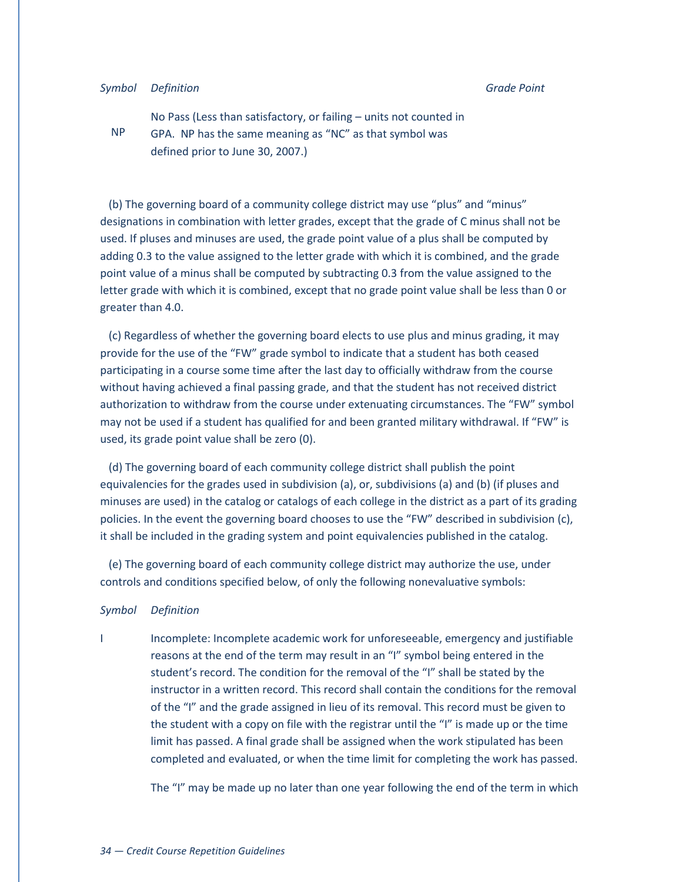| *Symbol* | *Definition* | *Grade Point* |
|---|---|---|
| NP | No Pass (Less than satisfactory, or failing – units not counted in GPA. NP has the same meaning as "NC" as that symbol was defined prior to June 30, 2007.) | |

(b) The governing board of a community college district may use "plus" and "minus" designations in combination with letter grades, except that the grade of C minus shall not be used. If pluses and minuses are used, the grade point value of a plus shall be computed by adding 0.3 to the value assigned to the letter grade with which it is combined, and the grade point value of a minus shall be computed by subtracting 0.3 from the value assigned to the letter grade with which it is combined, except that no grade point value shall be less than 0 or greater than 4.0.

(c) Regardless of whether the governing board elects to use plus and minus grading, it may provide for the use of the "FW" grade symbol to indicate that a student has both ceased participating in a course some time after the last day to officially withdraw from the course without having achieved a final passing grade, and that the student has not received district authorization to withdraw from the course under extenuating circumstances. The "FW" symbol may not be used if a student has qualified for and been granted military withdrawal. If "FW" is used, its grade point value shall be zero (0).

(d) The governing board of each community college district shall publish the point equivalencies for the grades used in subdivision (a), or, subdivisions (a) and (b) (if pluses and minuses are used) in the catalog or catalogs of each college in the district as a part of its grading policies. In the event the governing board chooses to use the "FW" described in subdivision (c), it shall be included in the grading system and point equivalencies published in the catalog.

(e) The governing board of each community college district may authorize the use, under controls and conditions specified below, of only the following nonevaluative symbols:

| *Symbol* | *Definition* |
|---|---|
| I | Incomplete: Incomplete academic work for unforeseeable, emergency and justifiable reasons at the end of the term may result in an "I" symbol being entered in the student's record. The condition for the removal of the "I" shall be stated by the instructor in a written record. This record shall contain the conditions for the removal of the "I" and the grade assigned in lieu of its removal. This record must be given to the student with a copy on file with the registrar until the "I" is made up or the time limit has passed. A final grade shall be assigned when the work stipulated has been completed and evaluated, or when the time limit for completing the work has passed. |

The "I" may be made up no later than one year following the end of the term in which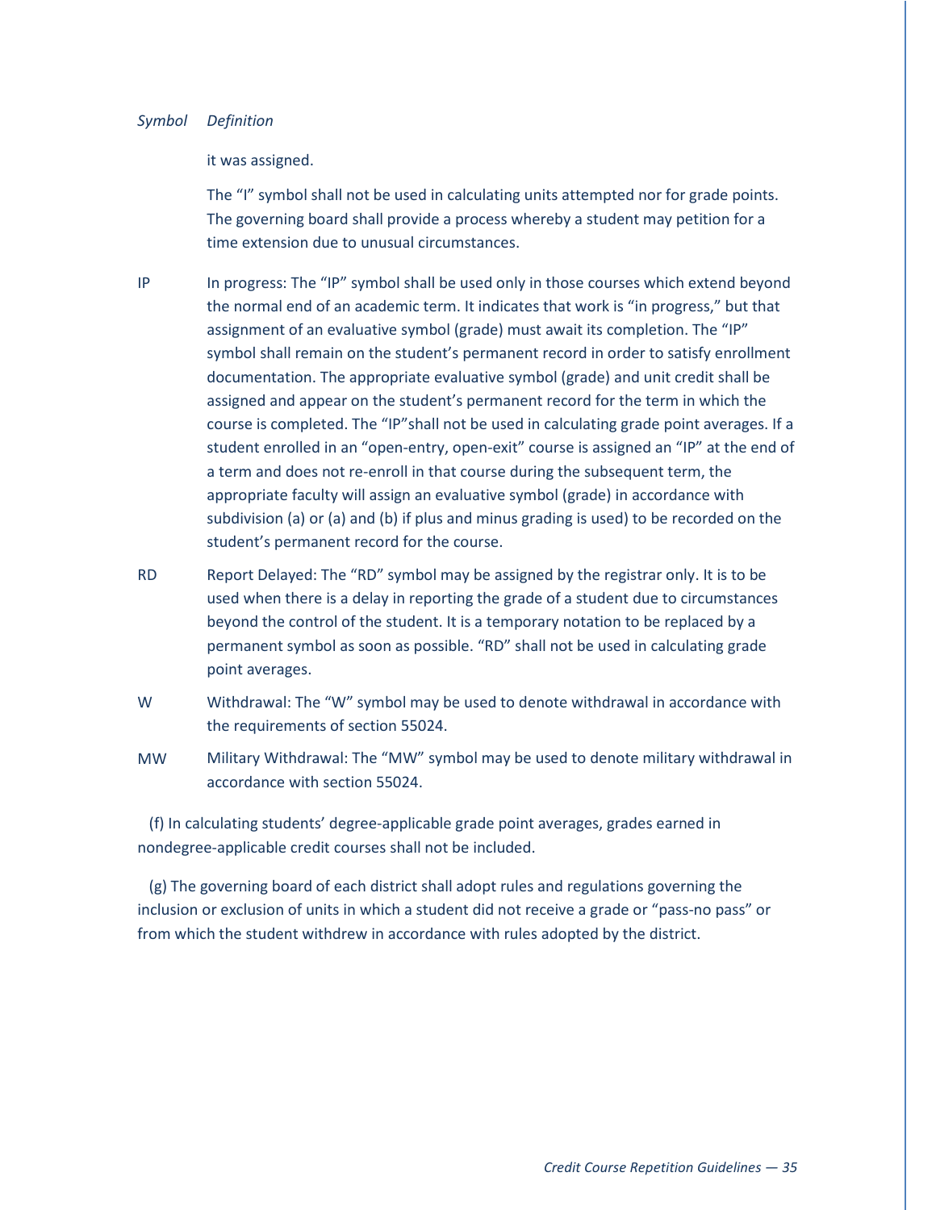| *Symbol* | *Definition* |
|---|---|
| | it was assigned.<br><br>The “I” symbol shall not be used in calculating units attempted nor for grade points. The governing board shall provide a process whereby a student may petition for a time extension due to unusual circumstances. |
| IP | In progress: The “IP” symbol shall be used only in those courses which extend beyond the normal end of an academic term. It indicates that work is “in progress,” but that assignment of an evaluative symbol (grade) must await its completion. The “IP” symbol shall remain on the student’s permanent record in order to satisfy enrollment documentation. The appropriate evaluative symbol (grade) and unit credit shall be assigned and appear on the student’s permanent record for the term in which the course is completed. The “IP”shall not be used in calculating grade point averages. If a student enrolled in an “open-entry, open-exit” course is assigned an “IP” at the end of a term and does not re-enroll in that course during the subsequent term, the appropriate faculty will assign an evaluative symbol (grade) in accordance with subdivision (a) or (a) and (b) if plus and minus grading is used) to be recorded on the student’s permanent record for the course. |
| RD | Report Delayed: The “RD” symbol may be assigned by the registrar only. It is to be used when there is a delay in reporting the grade of a student due to circumstances beyond the control of the student. It is a temporary notation to be replaced by a permanent symbol as soon as possible. “RD” shall not be used in calculating grade point averages. |
| W | Withdrawal: The “W” symbol may be used to denote withdrawal in accordance with the requirements of section 55024. |
| MW | Military Withdrawal: The “MW” symbol may be used to denote military withdrawal in accordance with section 55024. |

(f) In calculating students’ degree-applicable grade point averages, grades earned in nondegree-applicable credit courses shall not be included.

(g) The governing board of each district shall adopt rules and regulations governing the inclusion or exclusion of units in which a student did not receive a grade or “pass-no pass” or from which the student withdrew in accordance with rules adopted by the district.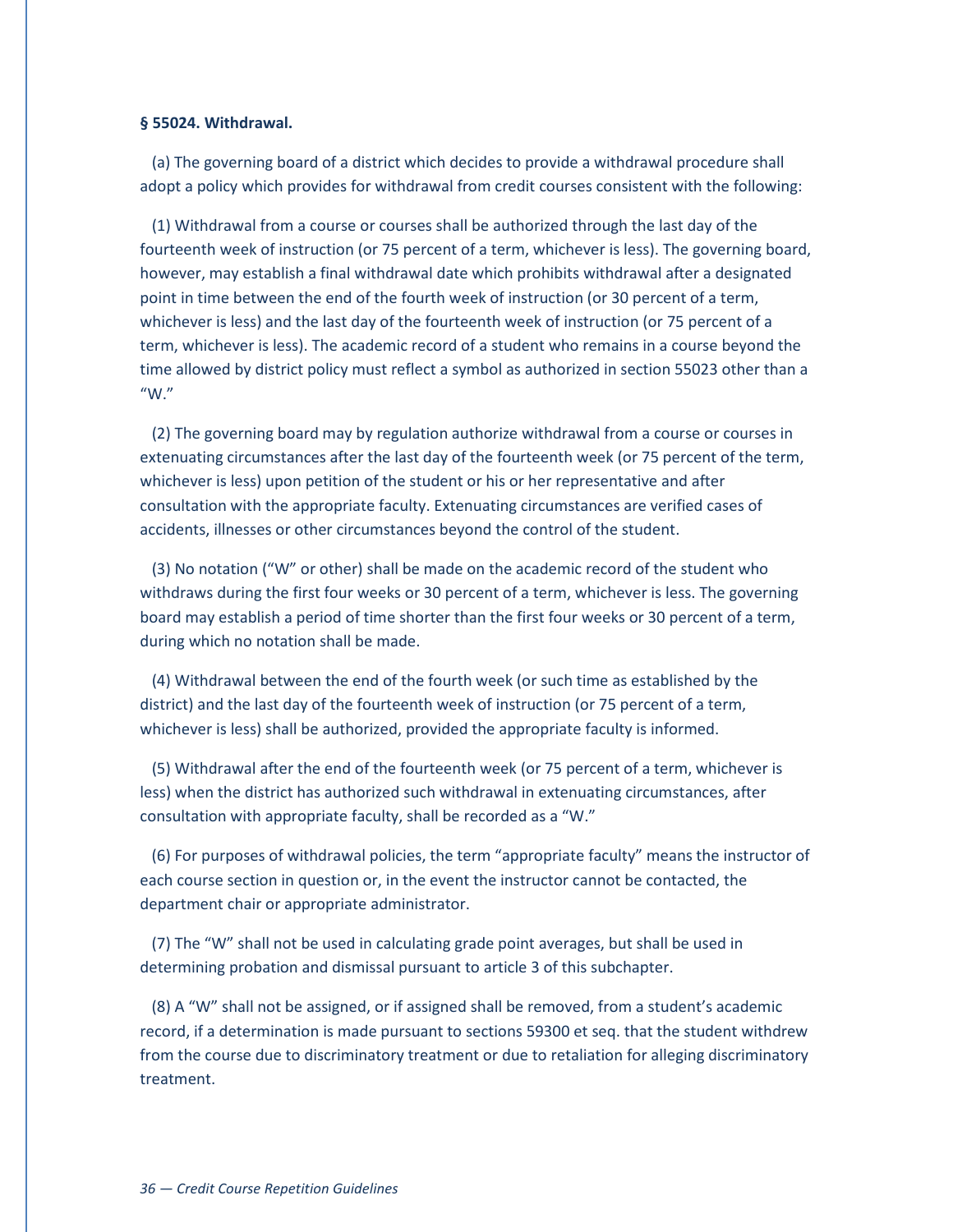**§ 55024. Withdrawal.**

(a) The governing board of a district which decides to provide a withdrawal procedure shall adopt a policy which provides for withdrawal from credit courses consistent with the following:

(1) Withdrawal from a course or courses shall be authorized through the last day of the fourteenth week of instruction (or 75 percent of a term, whichever is less). The governing board, however, may establish a final withdrawal date which prohibits withdrawal after a designated point in time between the end of the fourth week of instruction (or 30 percent of a term, whichever is less) and the last day of the fourteenth week of instruction (or 75 percent of a term, whichever is less). The academic record of a student who remains in a course beyond the time allowed by district policy must reflect a symbol as authorized in section 55023 other than a "W."

(2) The governing board may by regulation authorize withdrawal from a course or courses in extenuating circumstances after the last day of the fourteenth week (or 75 percent of the term, whichever is less) upon petition of the student or his or her representative and after consultation with the appropriate faculty. Extenuating circumstances are verified cases of accidents, illnesses or other circumstances beyond the control of the student.

(3) No notation ("W" or other) shall be made on the academic record of the student who withdraws during the first four weeks or 30 percent of a term, whichever is less. The governing board may establish a period of time shorter than the first four weeks or 30 percent of a term, during which no notation shall be made.

(4) Withdrawal between the end of the fourth week (or such time as established by the district) and the last day of the fourteenth week of instruction (or 75 percent of a term, whichever is less) shall be authorized, provided the appropriate faculty is informed.

(5) Withdrawal after the end of the fourteenth week (or 75 percent of a term, whichever is less) when the district has authorized such withdrawal in extenuating circumstances, after consultation with appropriate faculty, shall be recorded as a "W."

(6) For purposes of withdrawal policies, the term "appropriate faculty" means the instructor of each course section in question or, in the event the instructor cannot be contacted, the department chair or appropriate administrator.

(7) The "W" shall not be used in calculating grade point averages, but shall be used in determining probation and dismissal pursuant to article 3 of this subchapter.

(8) A "W" shall not be assigned, or if assigned shall be removed, from a student's academic record, if a determination is made pursuant to sections 59300 et seq. that the student withdrew from the course due to discriminatory treatment or due to retaliation for alleging discriminatory treatment.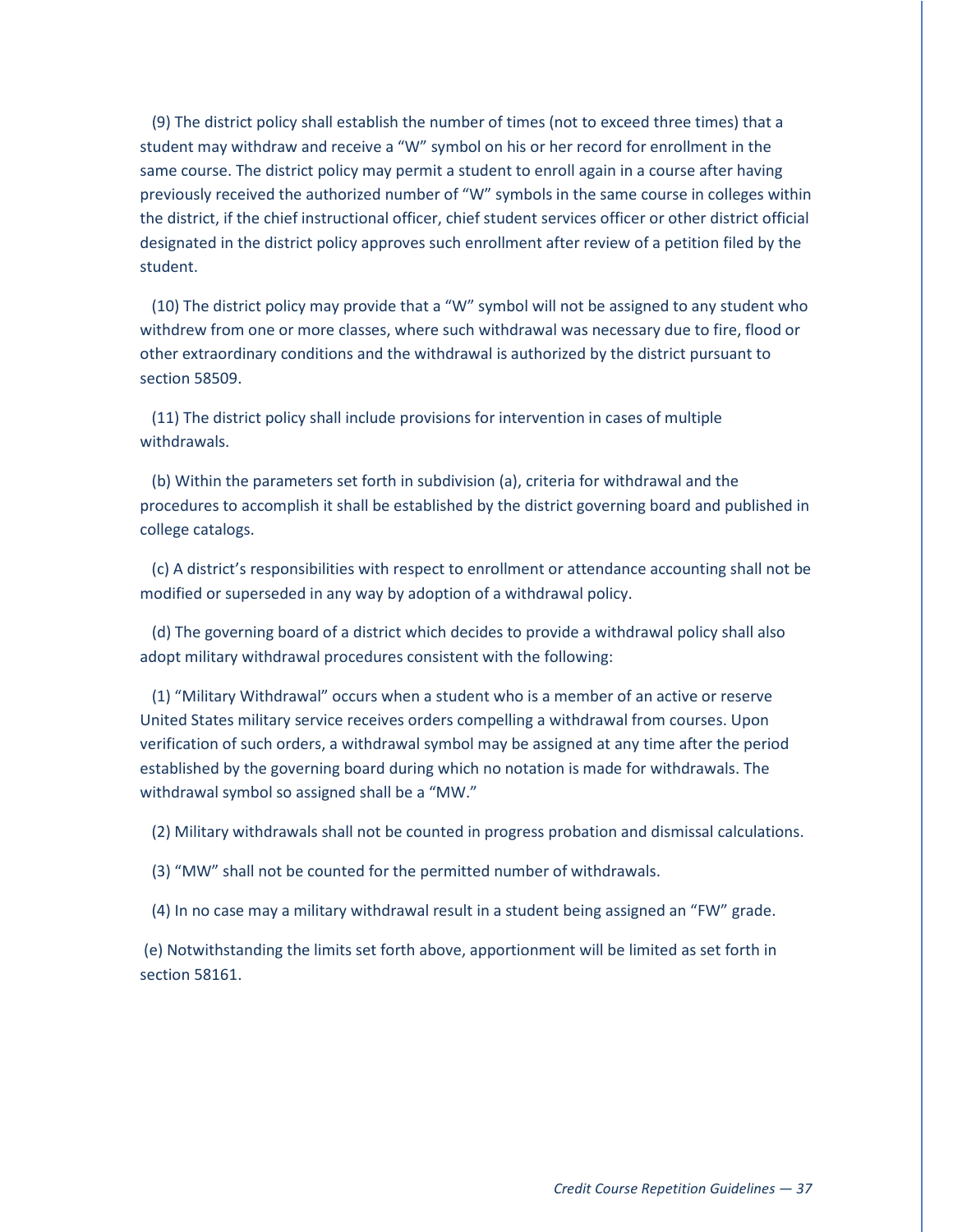(9) The district policy shall establish the number of times (not to exceed three times) that a student may withdraw and receive a “W” symbol on his or her record for enrollment in the same course. The district policy may permit a student to enroll again in a course after having previously received the authorized number of “W” symbols in the same course in colleges within the district, if the chief instructional officer, chief student services officer or other district official designated in the district policy approves such enrollment after review of a petition filed by the student.

(10) The district policy may provide that a “W” symbol will not be assigned to any student who withdrew from one or more classes, where such withdrawal was necessary due to fire, flood or other extraordinary conditions and the withdrawal is authorized by the district pursuant to section 58509.

(11) The district policy shall include provisions for intervention in cases of multiple withdrawals.

(b) Within the parameters set forth in subdivision (a), criteria for withdrawal and the procedures to accomplish it shall be established by the district governing board and published in college catalogs.

(c) A district’s responsibilities with respect to enrollment or attendance accounting shall not be modified or superseded in any way by adoption of a withdrawal policy.

(d) The governing board of a district which decides to provide a withdrawal policy shall also adopt military withdrawal procedures consistent with the following:

(1) “Military Withdrawal” occurs when a student who is a member of an active or reserve United States military service receives orders compelling a withdrawal from courses. Upon verification of such orders, a withdrawal symbol may be assigned at any time after the period established by the governing board during which no notation is made for withdrawals. The withdrawal symbol so assigned shall be a “MW.”

(2) Military withdrawals shall not be counted in progress probation and dismissal calculations.

(3) “MW” shall not be counted for the permitted number of withdrawals.

(4) In no case may a military withdrawal result in a student being assigned an “FW” grade.

(e) Notwithstanding the limits set forth above, apportionment will be limited as set forth in section 58161.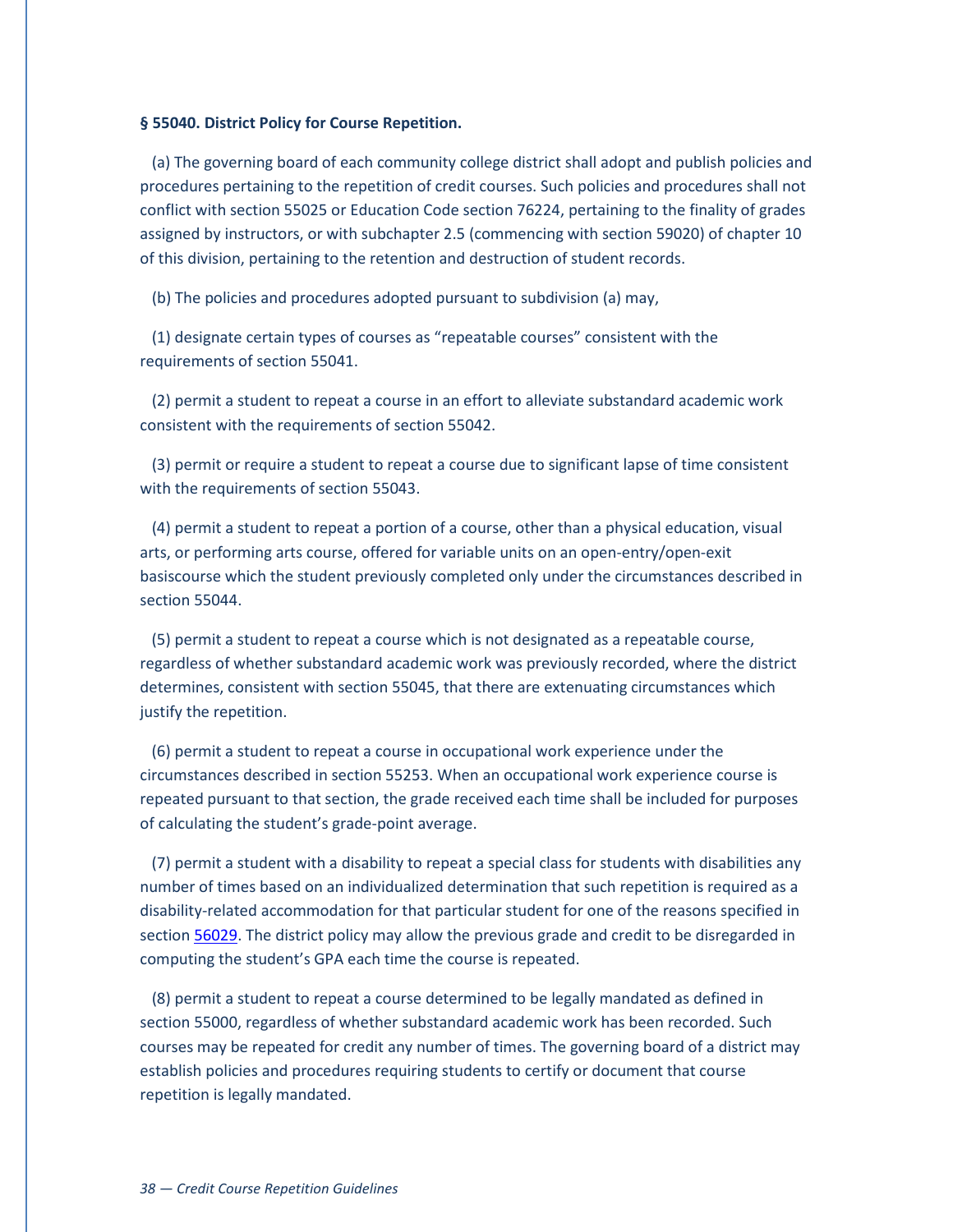**§ 55040. District Policy for Course Repetition.**

(a) The governing board of each community college district shall adopt and publish policies and procedures pertaining to the repetition of credit courses. Such policies and procedures shall not conflict with section 55025 or Education Code section 76224, pertaining to the finality of grades assigned by instructors, or with subchapter 2.5 (commencing with section 59020) of chapter 10 of this division, pertaining to the retention and destruction of student records.

(b) The policies and procedures adopted pursuant to subdivision (a) may,

(1) designate certain types of courses as "repeatable courses" consistent with the requirements of section 55041.

(2) permit a student to repeat a course in an effort to alleviate substandard academic work consistent with the requirements of section 55042.

(3) permit or require a student to repeat a course due to significant lapse of time consistent with the requirements of section 55043.

(4) permit a student to repeat a portion of a course, other than a physical education, visual arts, or performing arts course, offered for variable units on an open-entry/open-exit basiscourse which the student previously completed only under the circumstances described in section 55044.

(5) permit a student to repeat a course which is not designated as a repeatable course, regardless of whether substandard academic work was previously recorded, where the district determines, consistent with section 55045, that there are extenuating circumstances which justify the repetition.

(6) permit a student to repeat a course in occupational work experience under the circumstances described in section 55253. When an occupational work experience course is repeated pursuant to that section, the grade received each time shall be included for purposes of calculating the student's grade-point average.

(7) permit a student with a disability to repeat a special class for students with disabilities any number of times based on an individualized determination that such repetition is required as a disability-related accommodation for that particular student for one of the reasons specified in section 56029. The district policy may allow the previous grade and credit to be disregarded in computing the student's GPA each time the course is repeated.

(8) permit a student to repeat a course determined to be legally mandated as defined in section 55000, regardless of whether substandard academic work has been recorded. Such courses may be repeated for credit any number of times. The governing board of a district may establish policies and procedures requiring students to certify or document that course repetition is legally mandated.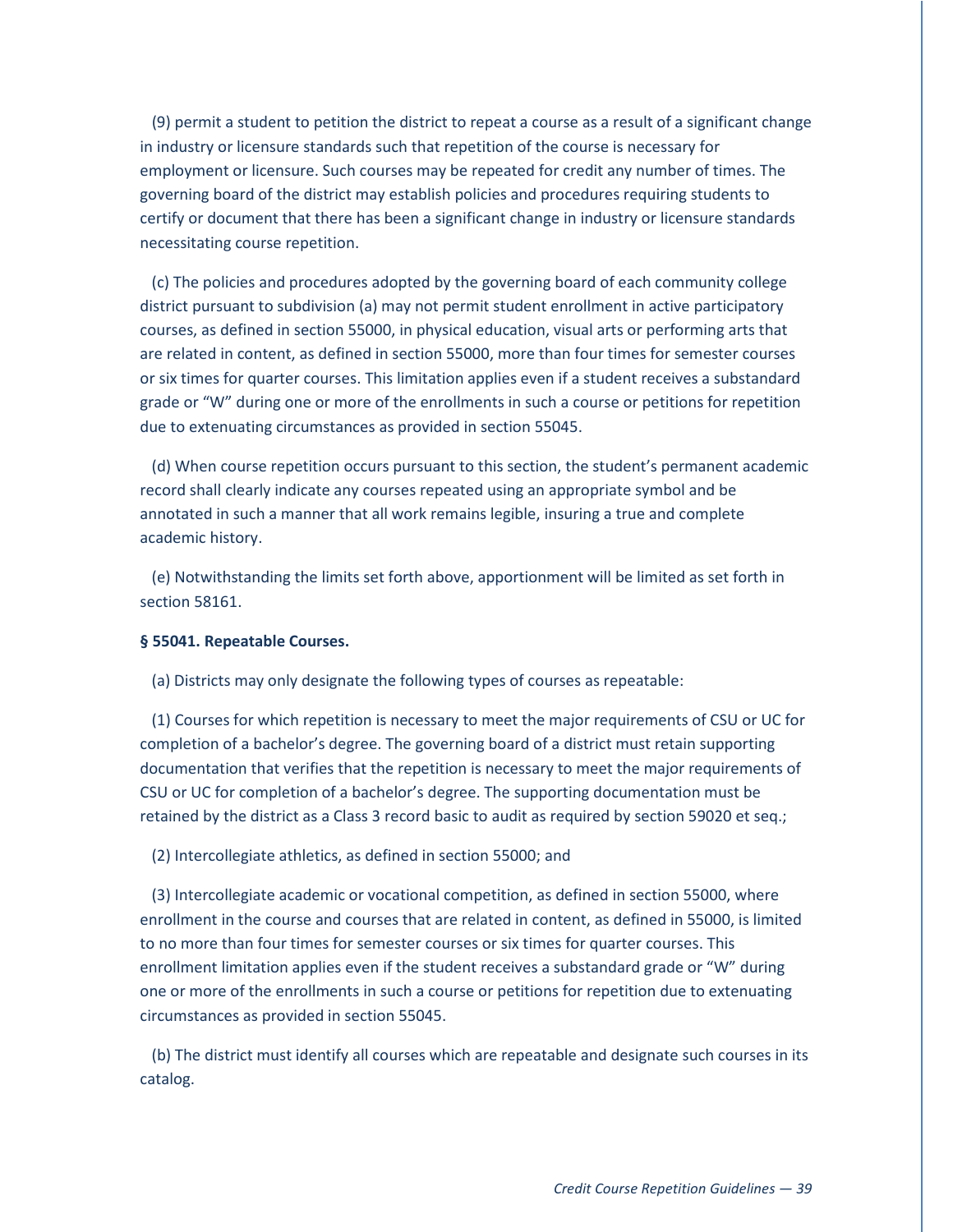(9) permit a student to petition the district to repeat a course as a result of a significant change in industry or licensure standards such that repetition of the course is necessary for employment or licensure. Such courses may be repeated for credit any number of times. The governing board of the district may establish policies and procedures requiring students to certify or document that there has been a significant change in industry or licensure standards necessitating course repetition.

(c) The policies and procedures adopted by the governing board of each community college district pursuant to subdivision (a) may not permit student enrollment in active participatory courses, as defined in section 55000, in physical education, visual arts or performing arts that are related in content, as defined in section 55000, more than four times for semester courses or six times for quarter courses. This limitation applies even if a student receives a substandard grade or "W" during one or more of the enrollments in such a course or petitions for repetition due to extenuating circumstances as provided in section 55045.

(d) When course repetition occurs pursuant to this section, the student's permanent academic record shall clearly indicate any courses repeated using an appropriate symbol and be annotated in such a manner that all work remains legible, insuring a true and complete academic history.

(e) Notwithstanding the limits set forth above, apportionment will be limited as set forth in section 58161.

**§ 55041. Repeatable Courses.**

(a) Districts may only designate the following types of courses as repeatable:

(1) Courses for which repetition is necessary to meet the major requirements of CSU or UC for completion of a bachelor's degree. The governing board of a district must retain supporting documentation that verifies that the repetition is necessary to meet the major requirements of CSU or UC for completion of a bachelor's degree. The supporting documentation must be retained by the district as a Class 3 record basic to audit as required by section 59020 et seq.;

(2) Intercollegiate athletics, as defined in section 55000; and

(3) Intercollegiate academic or vocational competition, as defined in section 55000, where enrollment in the course and courses that are related in content, as defined in 55000, is limited to no more than four times for semester courses or six times for quarter courses. This enrollment limitation applies even if the student receives a substandard grade or "W" during one or more of the enrollments in such a course or petitions for repetition due to extenuating circumstances as provided in section 55045.

(b) The district must identify all courses which are repeatable and designate such courses in its catalog.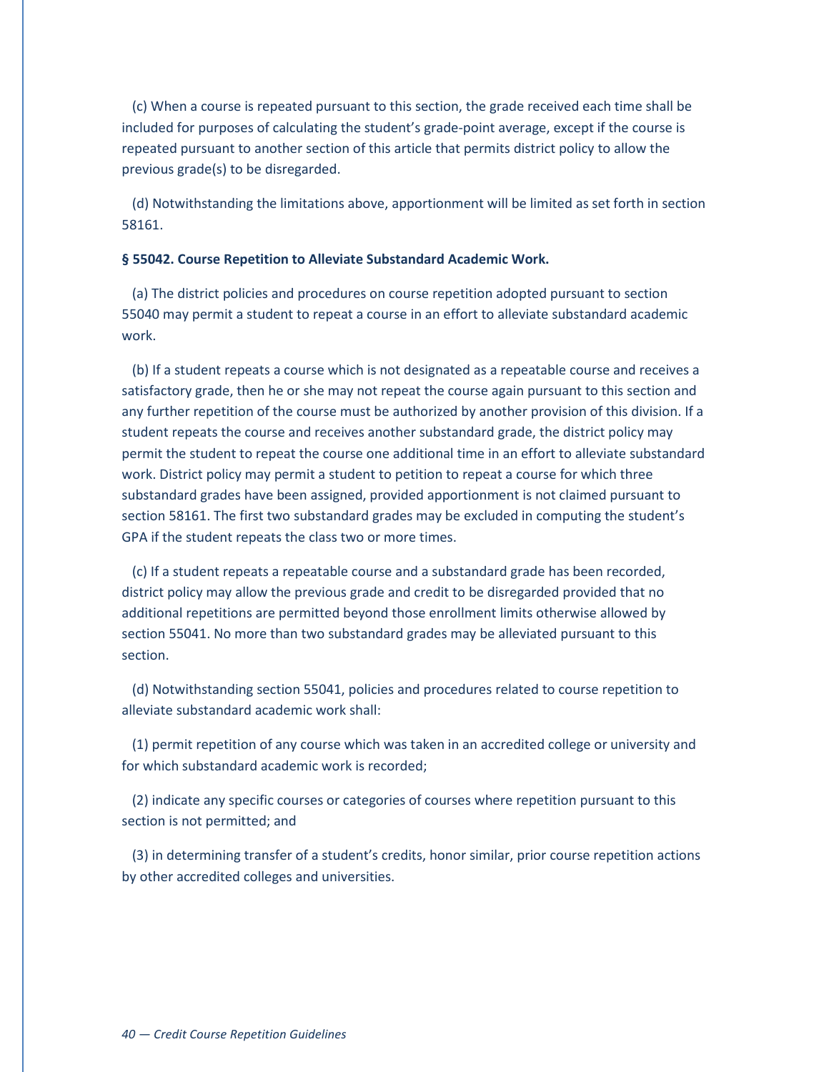(c) When a course is repeated pursuant to this section, the grade received each time shall be included for purposes of calculating the student's grade-point average, except if the course is repeated pursuant to another section of this article that permits district policy to allow the previous grade(s) to be disregarded.

(d) Notwithstanding the limitations above, apportionment will be limited as set forth in section 58161.

**§ 55042. Course Repetition to Alleviate Substandard Academic Work.**

(a) The district policies and procedures on course repetition adopted pursuant to section 55040 may permit a student to repeat a course in an effort to alleviate substandard academic work.

(b) If a student repeats a course which is not designated as a repeatable course and receives a satisfactory grade, then he or she may not repeat the course again pursuant to this section and any further repetition of the course must be authorized by another provision of this division. If a student repeats the course and receives another substandard grade, the district policy may permit the student to repeat the course one additional time in an effort to alleviate substandard work. District policy may permit a student to petition to repeat a course for which three substandard grades have been assigned, provided apportionment is not claimed pursuant to section 58161. The first two substandard grades may be excluded in computing the student's GPA if the student repeats the class two or more times.

(c) If a student repeats a repeatable course and a substandard grade has been recorded, district policy may allow the previous grade and credit to be disregarded provided that no additional repetitions are permitted beyond those enrollment limits otherwise allowed by section 55041. No more than two substandard grades may be alleviated pursuant to this section.

(d) Notwithstanding section 55041, policies and procedures related to course repetition to alleviate substandard academic work shall:

(1) permit repetition of any course which was taken in an accredited college or university and for which substandard academic work is recorded;

(2) indicate any specific courses or categories of courses where repetition pursuant to this section is not permitted; and

(3) in determining transfer of a student's credits, honor similar, prior course repetition actions by other accredited colleges and universities.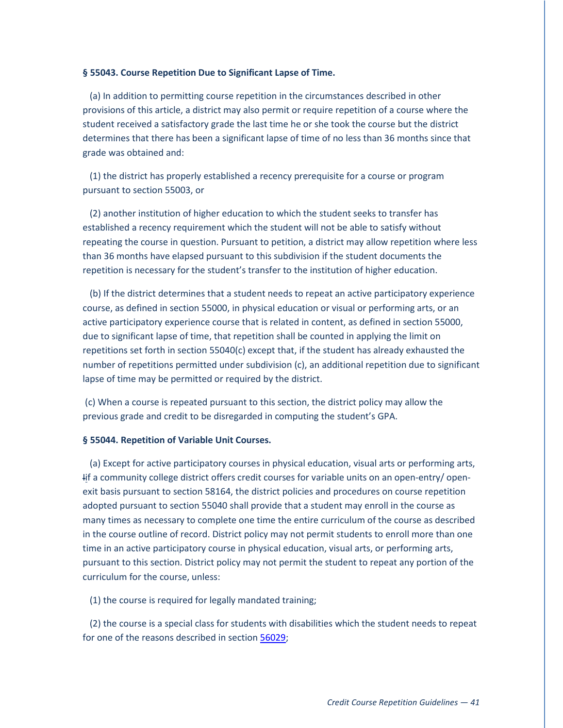**§ 55043. Course Repetition Due to Significant Lapse of Time.**

(a) In addition to permitting course repetition in the circumstances described in other provisions of this article, a district may also permit or require repetition of a course where the student received a satisfactory grade the last time he or she took the course but the district determines that there has been a significant lapse of time of no less than 36 months since that grade was obtained and:

(1) the district has properly established a recency prerequisite for a course or program pursuant to section 55003, or

(2) another institution of higher education to which the student seeks to transfer has established a recency requirement which the student will not be able to satisfy without repeating the course in question. Pursuant to petition, a district may allow repetition where less than 36 months have elapsed pursuant to this subdivision if the student documents the repetition is necessary for the student's transfer to the institution of higher education.

(b) If the district determines that a student needs to repeat an active participatory experience course, as defined in section 55000, in physical education or visual or performing arts, or an active participatory experience course that is related in content, as defined in section 55000, due to significant lapse of time, that repetition shall be counted in applying the limit on repetitions set forth in section 55040(c) except that, if the student has already exhausted the number of repetitions permitted under subdivision (c), an additional repetition due to significant lapse of time may be permitted or required by the district.

(c) When a course is repeated pursuant to this section, the district policy may allow the previous grade and credit to be disregarded in computing the student's GPA.

**§ 55044. Repetition of Variable Unit Courses.**

(a) Except for active participatory courses in physical education, visual arts or performing arts, Iif a community college district offers credit courses for variable units on an open-entry/ open-exit basis pursuant to section 58164, the district policies and procedures on course repetition adopted pursuant to section 55040 shall provide that a student may enroll in the course as many times as necessary to complete one time the entire curriculum of the course as described in the course outline of record. District policy may not permit students to enroll more than one time in an active participatory course in physical education, visual arts, or performing arts, pursuant to this section. District policy may not permit the student to repeat any portion of the curriculum for the course, unless:

(1) the course is required for legally mandated training;

(2) the course is a special class for students with disabilities which the student needs to repeat for one of the reasons described in section 56029;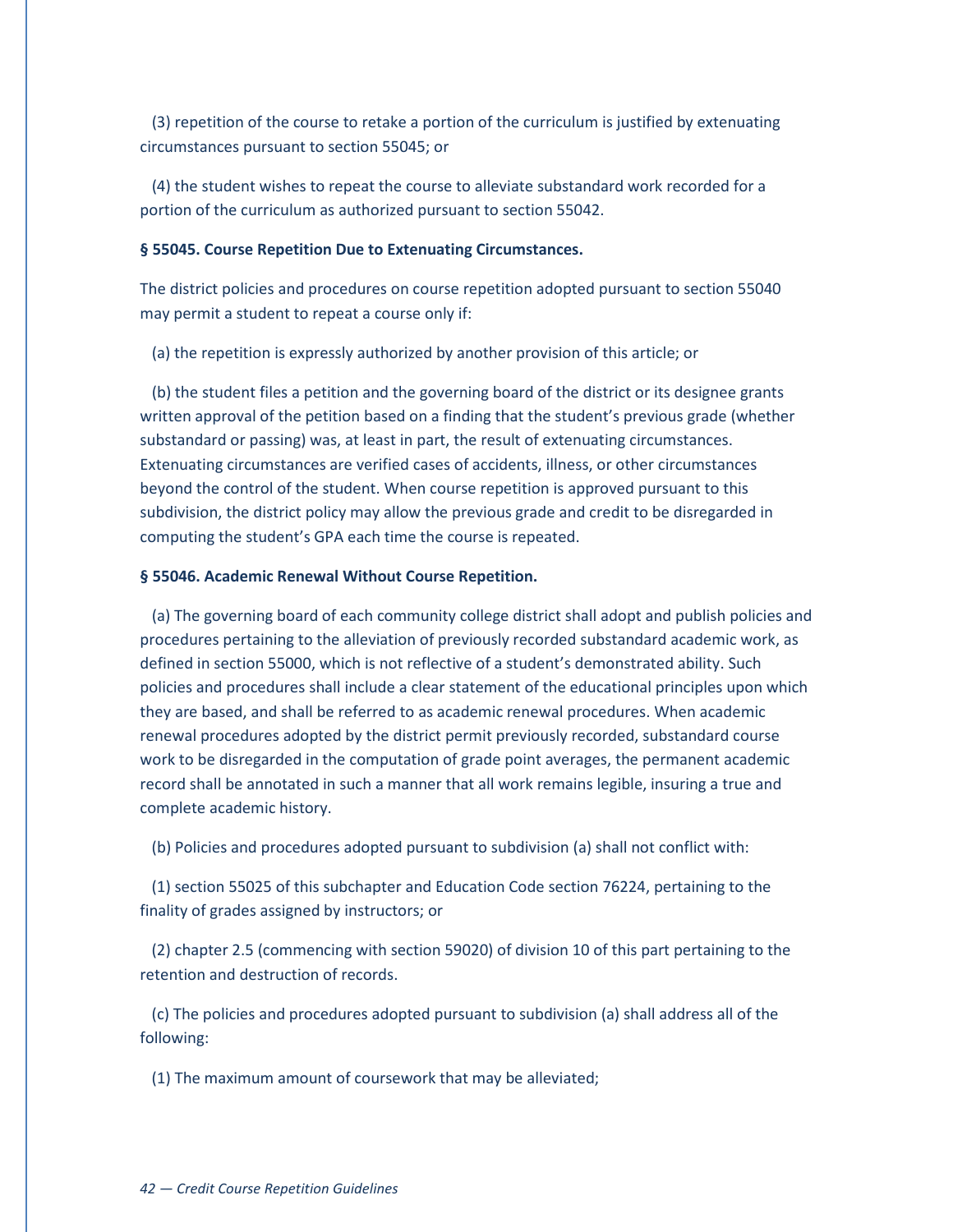(3) repetition of the course to retake a portion of the curriculum is justified by extenuating circumstances pursuant to section 55045; or

(4) the student wishes to repeat the course to alleviate substandard work recorded for a portion of the curriculum as authorized pursuant to section 55042.

**§ 55045. Course Repetition Due to Extenuating Circumstances.**

The district policies and procedures on course repetition adopted pursuant to section 55040 may permit a student to repeat a course only if:

(a) the repetition is expressly authorized by another provision of this article; or

(b) the student files a petition and the governing board of the district or its designee grants written approval of the petition based on a finding that the student's previous grade (whether substandard or passing) was, at least in part, the result of extenuating circumstances. Extenuating circumstances are verified cases of accidents, illness, or other circumstances beyond the control of the student. When course repetition is approved pursuant to this subdivision, the district policy may allow the previous grade and credit to be disregarded in computing the student's GPA each time the course is repeated.

**§ 55046. Academic Renewal Without Course Repetition.**

(a) The governing board of each community college district shall adopt and publish policies and procedures pertaining to the alleviation of previously recorded substandard academic work, as defined in section 55000, which is not reflective of a student's demonstrated ability. Such policies and procedures shall include a clear statement of the educational principles upon which they are based, and shall be referred to as academic renewal procedures. When academic renewal procedures adopted by the district permit previously recorded, substandard course work to be disregarded in the computation of grade point averages, the permanent academic record shall be annotated in such a manner that all work remains legible, insuring a true and complete academic history.

(b) Policies and procedures adopted pursuant to subdivision (a) shall not conflict with:

(1) section 55025 of this subchapter and Education Code section 76224, pertaining to the finality of grades assigned by instructors; or

(2) chapter 2.5 (commencing with section 59020) of division 10 of this part pertaining to the retention and destruction of records.

(c) The policies and procedures adopted pursuant to subdivision (a) shall address all of the following:

(1) The maximum amount of coursework that may be alleviated;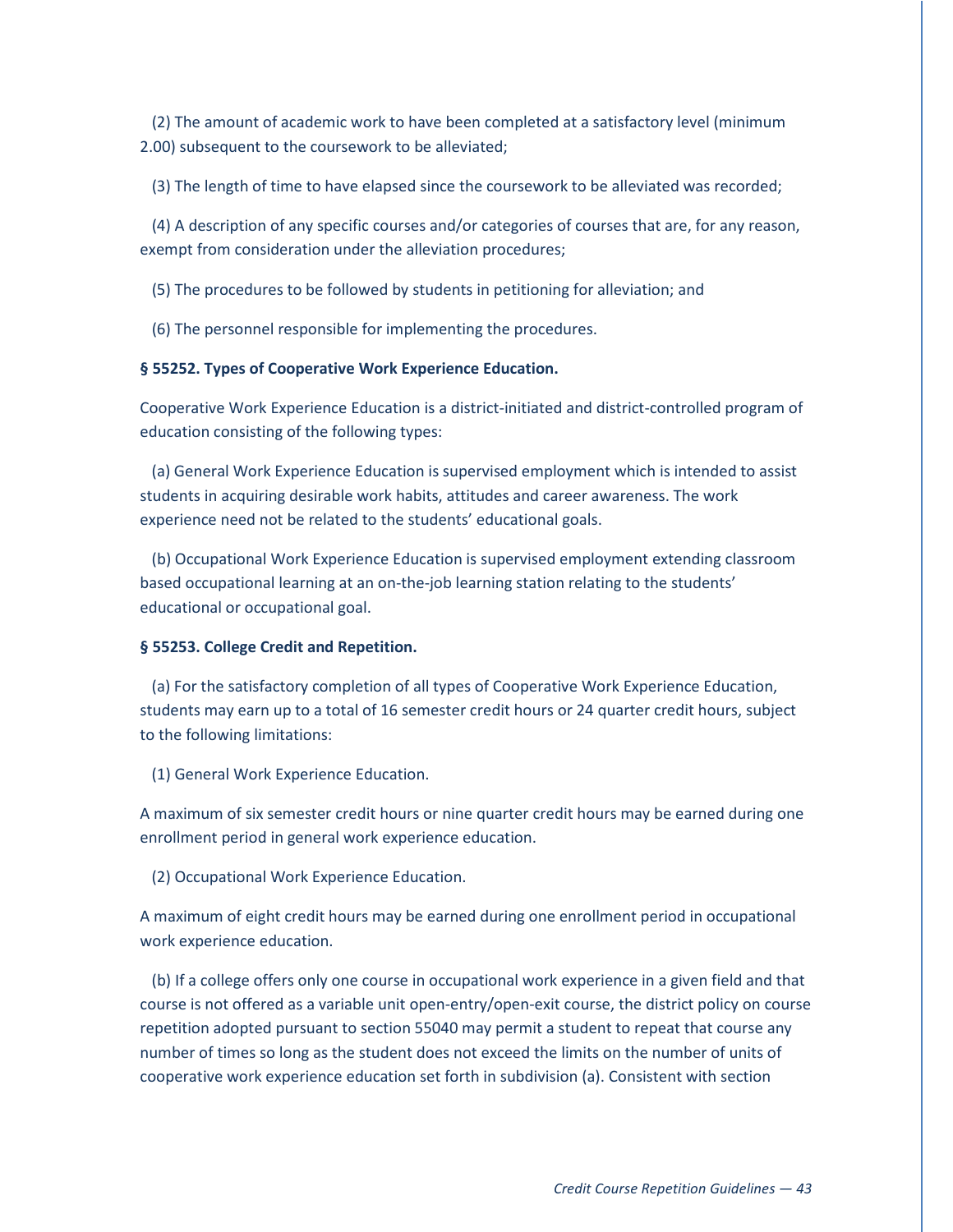(2) The amount of academic work to have been completed at a satisfactory level (minimum 2.00) subsequent to the coursework to be alleviated;

(3) The length of time to have elapsed since the coursework to be alleviated was recorded;

(4) A description of any specific courses and/or categories of courses that are, for any reason, exempt from consideration under the alleviation procedures;

(5) The procedures to be followed by students in petitioning for alleviation; and

(6) The personnel responsible for implementing the procedures.

**§ 55252. Types of Cooperative Work Experience Education.**

Cooperative Work Experience Education is a district-initiated and district-controlled program of education consisting of the following types:

(a) General Work Experience Education is supervised employment which is intended to assist students in acquiring desirable work habits, attitudes and career awareness. The work experience need not be related to the students' educational goals.

(b) Occupational Work Experience Education is supervised employment extending classroom based occupational learning at an on-the-job learning station relating to the students' educational or occupational goal.

**§ 55253. College Credit and Repetition.**

(a) For the satisfactory completion of all types of Cooperative Work Experience Education, students may earn up to a total of 16 semester credit hours or 24 quarter credit hours, subject to the following limitations:

(1) General Work Experience Education.

A maximum of six semester credit hours or nine quarter credit hours may be earned during one enrollment period in general work experience education.

(2) Occupational Work Experience Education.

A maximum of eight credit hours may be earned during one enrollment period in occupational work experience education.

(b) If a college offers only one course in occupational work experience in a given field and that course is not offered as a variable unit open-entry/open-exit course, the district policy on course repetition adopted pursuant to section 55040 may permit a student to repeat that course any number of times so long as the student does not exceed the limits on the number of units of cooperative work experience education set forth in subdivision (a). Consistent with section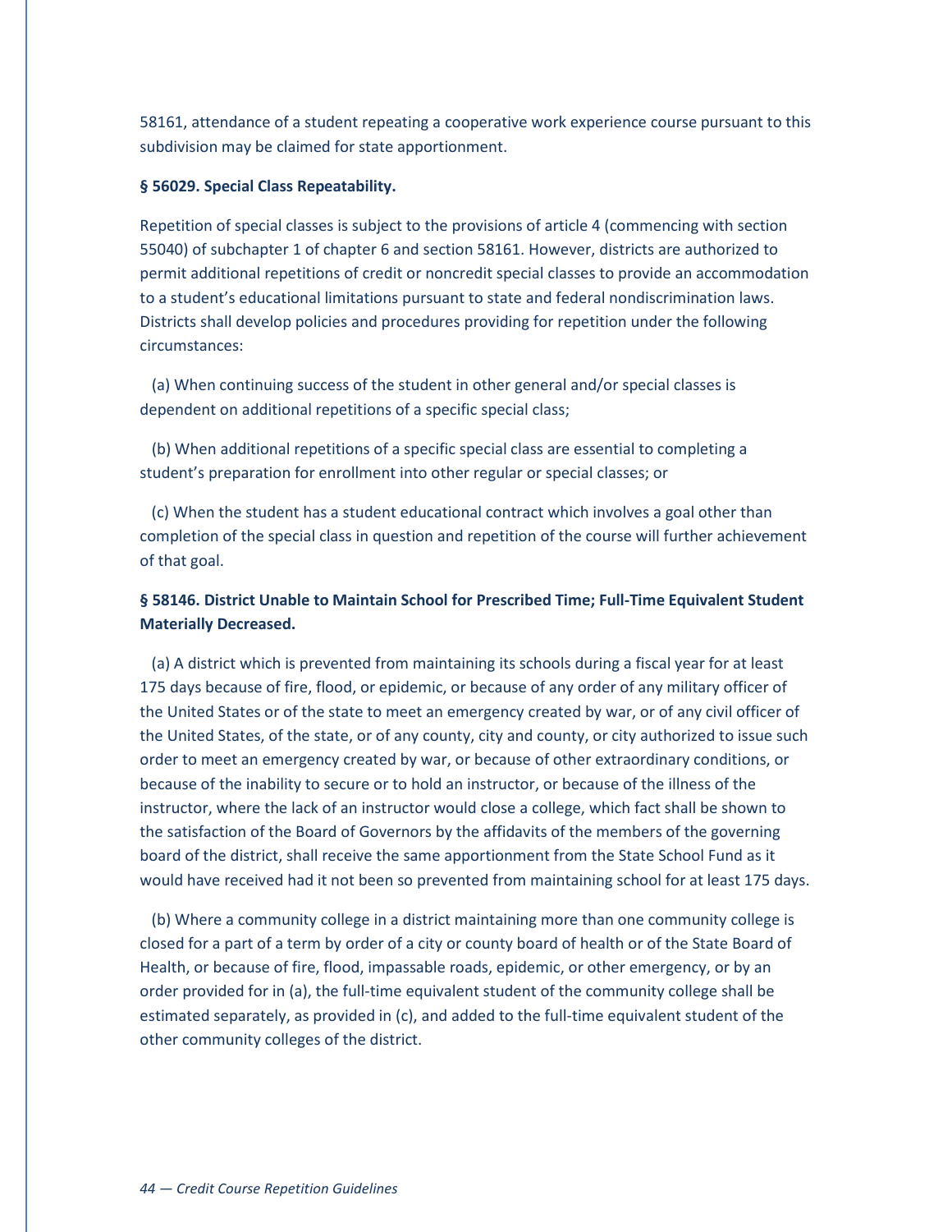58161, attendance of a student repeating a cooperative work experience course pursuant to this subdivision may be claimed for state apportionment.

**§ 56029. Special Class Repeatability.**

Repetition of special classes is subject to the provisions of article 4 (commencing with section 55040) of subchapter 1 of chapter 6 and section 58161. However, districts are authorized to permit additional repetitions of credit or noncredit special classes to provide an accommodation to a student's educational limitations pursuant to state and federal nondiscrimination laws. Districts shall develop policies and procedures providing for repetition under the following circumstances:

(a) When continuing success of the student in other general and/or special classes is dependent on additional repetitions of a specific special class;

(b) When additional repetitions of a specific special class are essential to completing a student's preparation for enrollment into other regular or special classes; or

(c) When the student has a student educational contract which involves a goal other than completion of the special class in question and repetition of the course will further achievement of that goal.

**§ 58146. District Unable to Maintain School for Prescribed Time; Full-Time Equivalent Student Materially Decreased.**

(a) A district which is prevented from maintaining its schools during a fiscal year for at least 175 days because of fire, flood, or epidemic, or because of any order of any military officer of the United States or of the state to meet an emergency created by war, or of any civil officer of the United States, of the state, or of any county, city and county, or city authorized to issue such order to meet an emergency created by war, or because of other extraordinary conditions, or because of the inability to secure or to hold an instructor, or because of the illness of the instructor, where the lack of an instructor would close a college, which fact shall be shown to the satisfaction of the Board of Governors by the affidavits of the members of the governing board of the district, shall receive the same apportionment from the State School Fund as it would have received had it not been so prevented from maintaining school for at least 175 days.

(b) Where a community college in a district maintaining more than one community college is closed for a part of a term by order of a city or county board of health or of the State Board of Health, or because of fire, flood, impassable roads, epidemic, or other emergency, or by an order provided for in (a), the full-time equivalent student of the community college shall be estimated separately, as provided in (c), and added to the full-time equivalent student of the other community colleges of the district.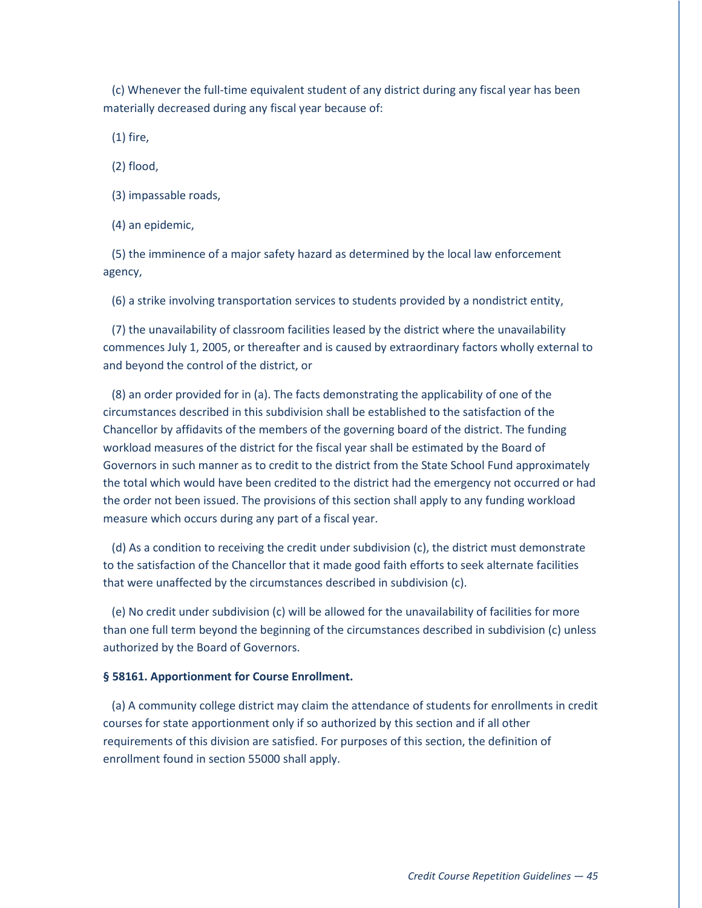(c) Whenever the full-time equivalent student of any district during any fiscal year has been materially decreased during any fiscal year because of:

(1) fire,

(2) flood,

(3) impassable roads,

(4) an epidemic,

(5) the imminence of a major safety hazard as determined by the local law enforcement agency,

(6) a strike involving transportation services to students provided by a nondistrict entity,

(7) the unavailability of classroom facilities leased by the district where the unavailability commences July 1, 2005, or thereafter and is caused by extraordinary factors wholly external to and beyond the control of the district, or

(8) an order provided for in (a). The facts demonstrating the applicability of one of the circumstances described in this subdivision shall be established to the satisfaction of the Chancellor by affidavits of the members of the governing board of the district. The funding workload measures of the district for the fiscal year shall be estimated by the Board of Governors in such manner as to credit to the district from the State School Fund approximately the total which would have been credited to the district had the emergency not occurred or had the order not been issued. The provisions of this section shall apply to any funding workload measure which occurs during any part of a fiscal year.

(d) As a condition to receiving the credit under subdivision (c), the district must demonstrate to the satisfaction of the Chancellor that it made good faith efforts to seek alternate facilities that were unaffected by the circumstances described in subdivision (c).

(e) No credit under subdivision (c) will be allowed for the unavailability of facilities for more than one full term beyond the beginning of the circumstances described in subdivision (c) unless authorized by the Board of Governors.

**§ 58161. Apportionment for Course Enrollment.**

(a) A community college district may claim the attendance of students for enrollments in credit courses for state apportionment only if so authorized by this section and if all other requirements of this division are satisfied. For purposes of this section, the definition of enrollment found in section 55000 shall apply.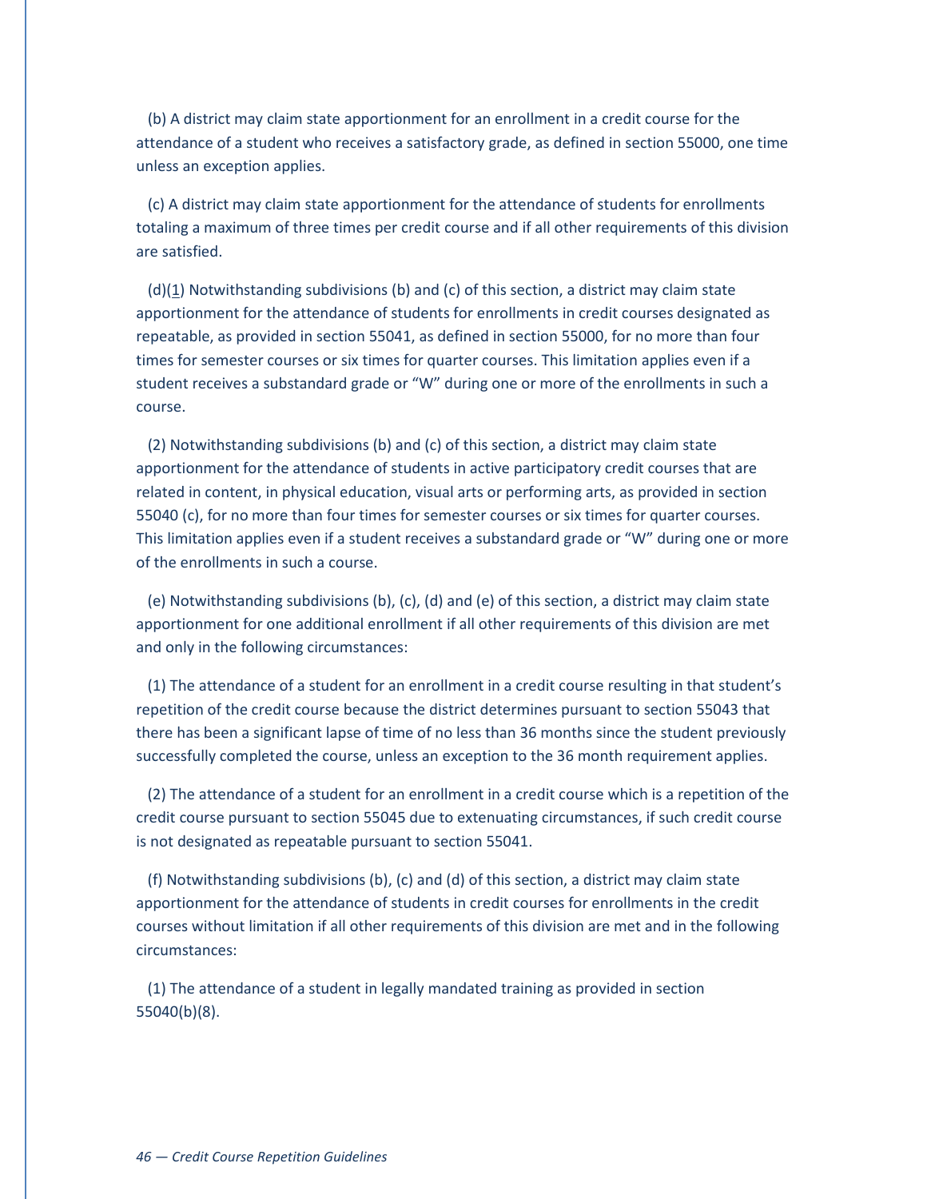(b) A district may claim state apportionment for an enrollment in a credit course for the attendance of a student who receives a satisfactory grade, as defined in section 55000, one time unless an exception applies.

(c) A district may claim state apportionment for the attendance of students for enrollments totaling a maximum of three times per credit course and if all other requirements of this division are satisfied.

(d)(1) Notwithstanding subdivisions (b) and (c) of this section, a district may claim state apportionment for the attendance of students for enrollments in credit courses designated as repeatable, as provided in section 55041, as defined in section 55000, for no more than four times for semester courses or six times for quarter courses. This limitation applies even if a student receives a substandard grade or "W" during one or more of the enrollments in such a course.

(2) Notwithstanding subdivisions (b) and (c) of this section, a district may claim state apportionment for the attendance of students in active participatory credit courses that are related in content, in physical education, visual arts or performing arts, as provided in section 55040 (c), for no more than four times for semester courses or six times for quarter courses. This limitation applies even if a student receives a substandard grade or "W" during one or more of the enrollments in such a course.

(e) Notwithstanding subdivisions (b), (c), (d) and (e) of this section, a district may claim state apportionment for one additional enrollment if all other requirements of this division are met and only in the following circumstances:

(1) The attendance of a student for an enrollment in a credit course resulting in that student's repetition of the credit course because the district determines pursuant to section 55043 that there has been a significant lapse of time of no less than 36 months since the student previously successfully completed the course, unless an exception to the 36 month requirement applies.

(2) The attendance of a student for an enrollment in a credit course which is a repetition of the credit course pursuant to section 55045 due to extenuating circumstances, if such credit course is not designated as repeatable pursuant to section 55041.

(f) Notwithstanding subdivisions (b), (c) and (d) of this section, a district may claim state apportionment for the attendance of students in credit courses for enrollments in the credit courses without limitation if all other requirements of this division are met and in the following circumstances:

(1) The attendance of a student in legally mandated training as provided in section 55040(b)(8).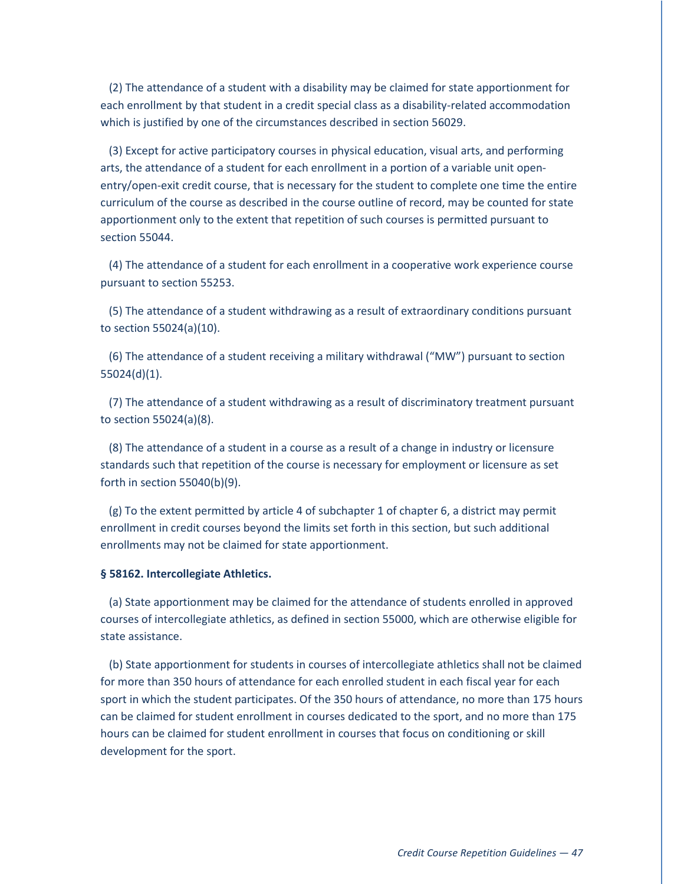(2) The attendance of a student with a disability may be claimed for state apportionment for each enrollment by that student in a credit special class as a disability-related accommodation which is justified by one of the circumstances described in section 56029.

(3) Except for active participatory courses in physical education, visual arts, and performing arts, the attendance of a student for each enrollment in a portion of a variable unit open-entry/open-exit credit course, that is necessary for the student to complete one time the entire curriculum of the course as described in the course outline of record, may be counted for state apportionment only to the extent that repetition of such courses is permitted pursuant to section 55044.

(4) The attendance of a student for each enrollment in a cooperative work experience course pursuant to section 55253.

(5) The attendance of a student withdrawing as a result of extraordinary conditions pursuant to section 55024(a)(10).

(6) The attendance of a student receiving a military withdrawal ("MW") pursuant to section 55024(d)(1).

(7) The attendance of a student withdrawing as a result of discriminatory treatment pursuant to section 55024(a)(8).

(8) The attendance of a student in a course as a result of a change in industry or licensure standards such that repetition of the course is necessary for employment or licensure as set forth in section 55040(b)(9).

(g) To the extent permitted by article 4 of subchapter 1 of chapter 6, a district may permit enrollment in credit courses beyond the limits set forth in this section, but such additional enrollments may not be claimed for state apportionment.

**§ 58162. Intercollegiate Athletics.**

(a) State apportionment may be claimed for the attendance of students enrolled in approved courses of intercollegiate athletics, as defined in section 55000, which are otherwise eligible for state assistance.

(b) State apportionment for students in courses of intercollegiate athletics shall not be claimed for more than 350 hours of attendance for each enrolled student in each fiscal year for each sport in which the student participates. Of the 350 hours of attendance, no more than 175 hours can be claimed for student enrollment in courses dedicated to the sport, and no more than 175 hours can be claimed for student enrollment in courses that focus on conditioning or skill development for the sport.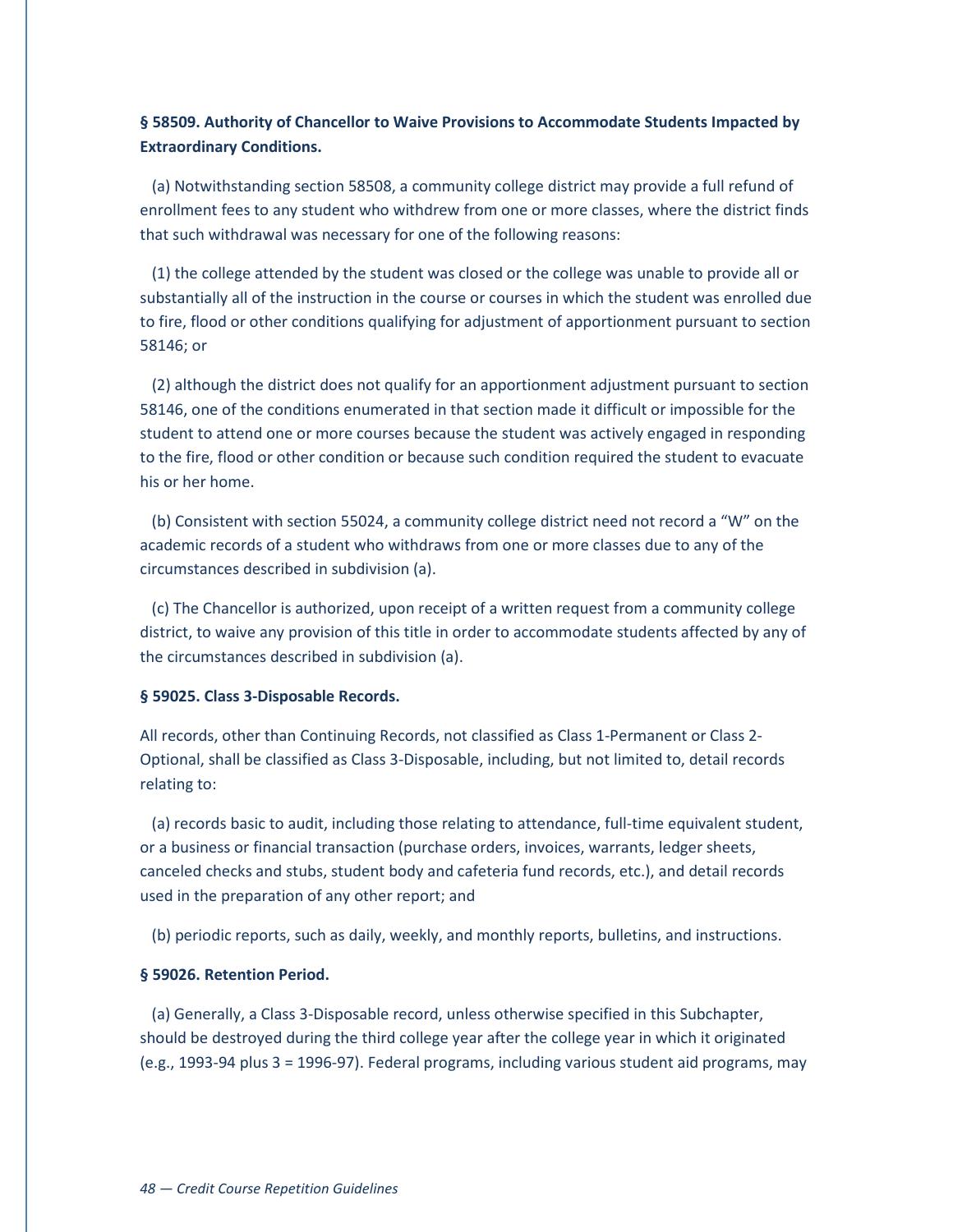**§ 58509. Authority of Chancellor to Waive Provisions to Accommodate Students Impacted by Extraordinary Conditions.**

(a) Notwithstanding section 58508, a community college district may provide a full refund of enrollment fees to any student who withdrew from one or more classes, where the district finds that such withdrawal was necessary for one of the following reasons:

(1) the college attended by the student was closed or the college was unable to provide all or substantially all of the instruction in the course or courses in which the student was enrolled due to fire, flood or other conditions qualifying for adjustment of apportionment pursuant to section 58146; or

(2) although the district does not qualify for an apportionment adjustment pursuant to section 58146, one of the conditions enumerated in that section made it difficult or impossible for the student to attend one or more courses because the student was actively engaged in responding to the fire, flood or other condition or because such condition required the student to evacuate his or her home.

(b) Consistent with section 55024, a community college district need not record a "W" on the academic records of a student who withdraws from one or more classes due to any of the circumstances described in subdivision (a).

(c) The Chancellor is authorized, upon receipt of a written request from a community college district, to waive any provision of this title in order to accommodate students affected by any of the circumstances described in subdivision (a).

**§ 59025. Class 3-Disposable Records.**

All records, other than Continuing Records, not classified as Class 1-Permanent or Class 2-Optional, shall be classified as Class 3-Disposable, including, but not limited to, detail records relating to:

(a) records basic to audit, including those relating to attendance, full-time equivalent student, or a business or financial transaction (purchase orders, invoices, warrants, ledger sheets, canceled checks and stubs, student body and cafeteria fund records, etc.), and detail records used in the preparation of any other report; and

(b) periodic reports, such as daily, weekly, and monthly reports, bulletins, and instructions.

**§ 59026. Retention Period.**

(a) Generally, a Class 3-Disposable record, unless otherwise specified in this Subchapter, should be destroyed during the third college year after the college year in which it originated (e.g., 1993-94 plus 3 = 1996-97). Federal programs, including various student aid programs, may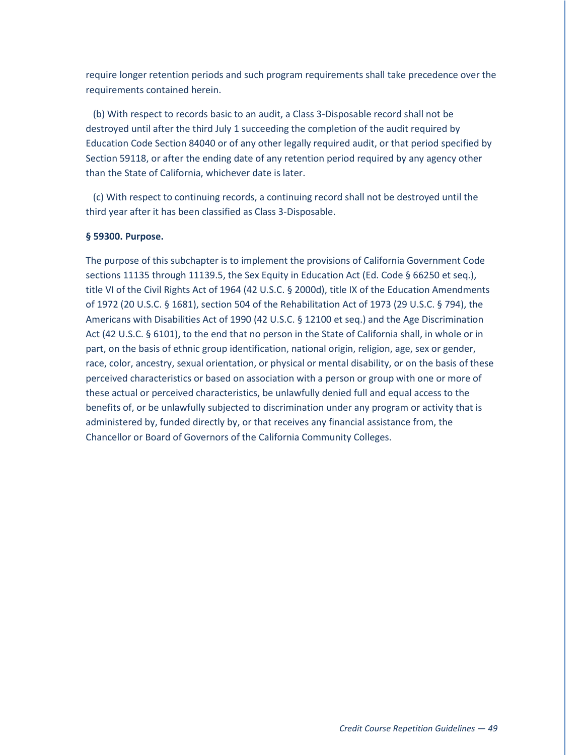require longer retention periods and such program requirements shall take precedence over the requirements contained herein.

(b) With respect to records basic to an audit, a Class 3-Disposable record shall not be destroyed until after the third July 1 succeeding the completion of the audit required by Education Code Section 84040 or of any other legally required audit, or that period specified by Section 59118, or after the ending date of any retention period required by any agency other than the State of California, whichever date is later.

(c) With respect to continuing records, a continuing record shall not be destroyed until the third year after it has been classified as Class 3-Disposable.

**§ 59300. Purpose.**

The purpose of this subchapter is to implement the provisions of California Government Code sections 11135 through 11139.5, the Sex Equity in Education Act (Ed. Code § 66250 et seq.), title VI of the Civil Rights Act of 1964 (42 U.S.C. § 2000d), title IX of the Education Amendments of 1972 (20 U.S.C. § 1681), section 504 of the Rehabilitation Act of 1973 (29 U.S.C. § 794), the Americans with Disabilities Act of 1990 (42 U.S.C. § 12100 et seq.) and the Age Discrimination Act (42 U.S.C. § 6101), to the end that no person in the State of California shall, in whole or in part, on the basis of ethnic group identification, national origin, religion, age, sex or gender, race, color, ancestry, sexual orientation, or physical or mental disability, or on the basis of these perceived characteristics or based on association with a person or group with one or more of these actual or perceived characteristics, be unlawfully denied full and equal access to the benefits of, or be unlawfully subjected to discrimination under any program or activity that is administered by, funded directly by, or that receives any financial assistance from, the Chancellor or Board of Governors of the California Community Colleges.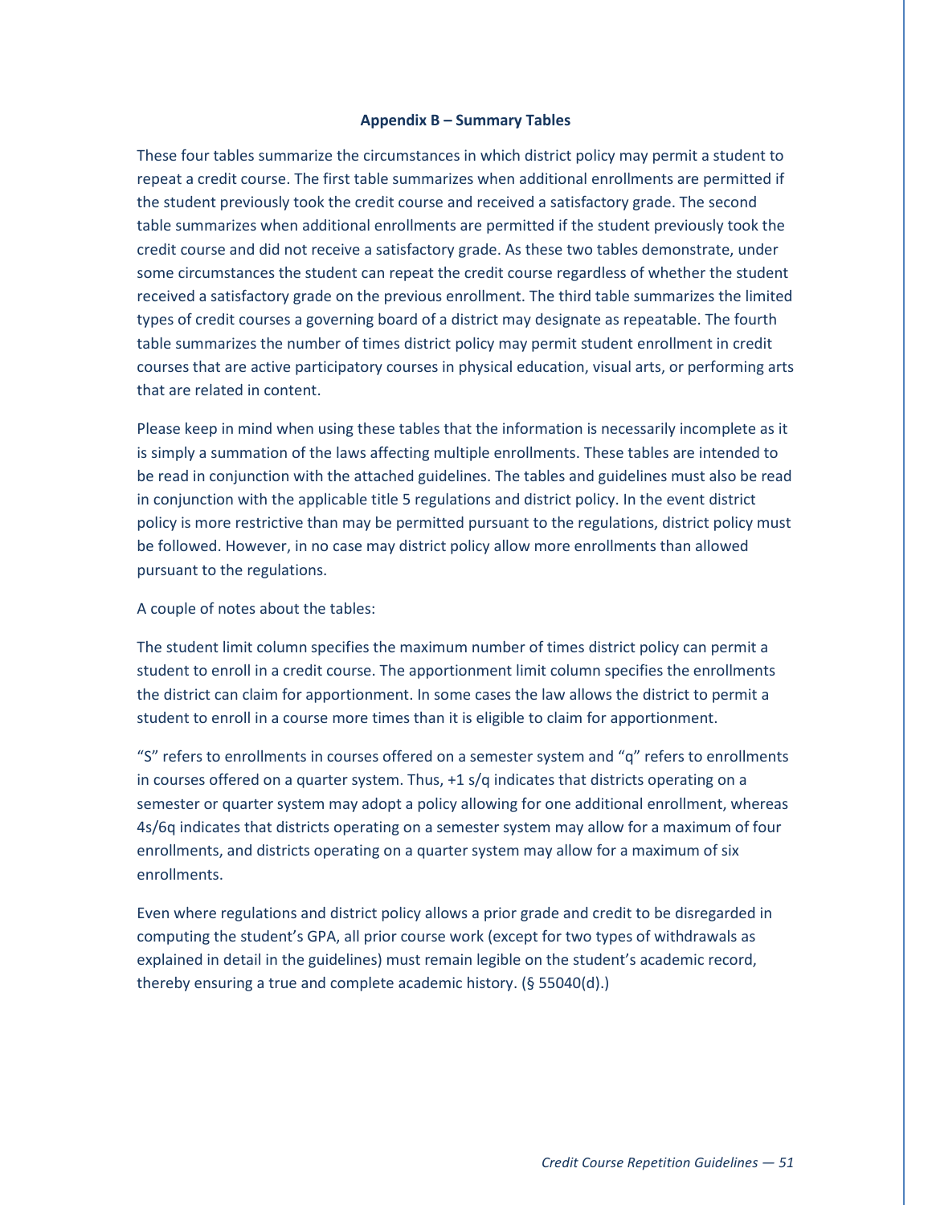## Appendix B – Summary Tables

These four tables summarize the circumstances in which district policy may permit a student to repeat a credit course. The first table summarizes when additional enrollments are permitted if the student previously took the credit course and received a satisfactory grade. The second table summarizes when additional enrollments are permitted if the student previously took the credit course and did not receive a satisfactory grade. As these two tables demonstrate, under some circumstances the student can repeat the credit course regardless of whether the student received a satisfactory grade on the previous enrollment. The third table summarizes the limited types of credit courses a governing board of a district may designate as repeatable. The fourth table summarizes the number of times district policy may permit student enrollment in credit courses that are active participatory courses in physical education, visual arts, or performing arts that are related in content.

Please keep in mind when using these tables that the information is necessarily incomplete as it is simply a summation of the laws affecting multiple enrollments. These tables are intended to be read in conjunction with the attached guidelines. The tables and guidelines must also be read in conjunction with the applicable title 5 regulations and district policy. In the event district policy is more restrictive than may be permitted pursuant to the regulations, district policy must be followed. However, in no case may district policy allow more enrollments than allowed pursuant to the regulations.

A couple of notes about the tables:

The student limit column specifies the maximum number of times district policy can permit a student to enroll in a credit course. The apportionment limit column specifies the enrollments the district can claim for apportionment. In some cases the law allows the district to permit a student to enroll in a course more times than it is eligible to claim for apportionment.

"S" refers to enrollments in courses offered on a semester system and "q" refers to enrollments in courses offered on a quarter system. Thus, +1 s/q indicates that districts operating on a semester or quarter system may adopt a policy allowing for one additional enrollment, whereas 4s/6q indicates that districts operating on a semester system may allow for a maximum of four enrollments, and districts operating on a quarter system may allow for a maximum of six enrollments.

Even where regulations and district policy allows a prior grade and credit to be disregarded in computing the student's GPA, all prior course work (except for two types of withdrawals as explained in detail in the guidelines) must remain legible on the student's academic record, thereby ensuring a true and complete academic history. (§ 55040(d).)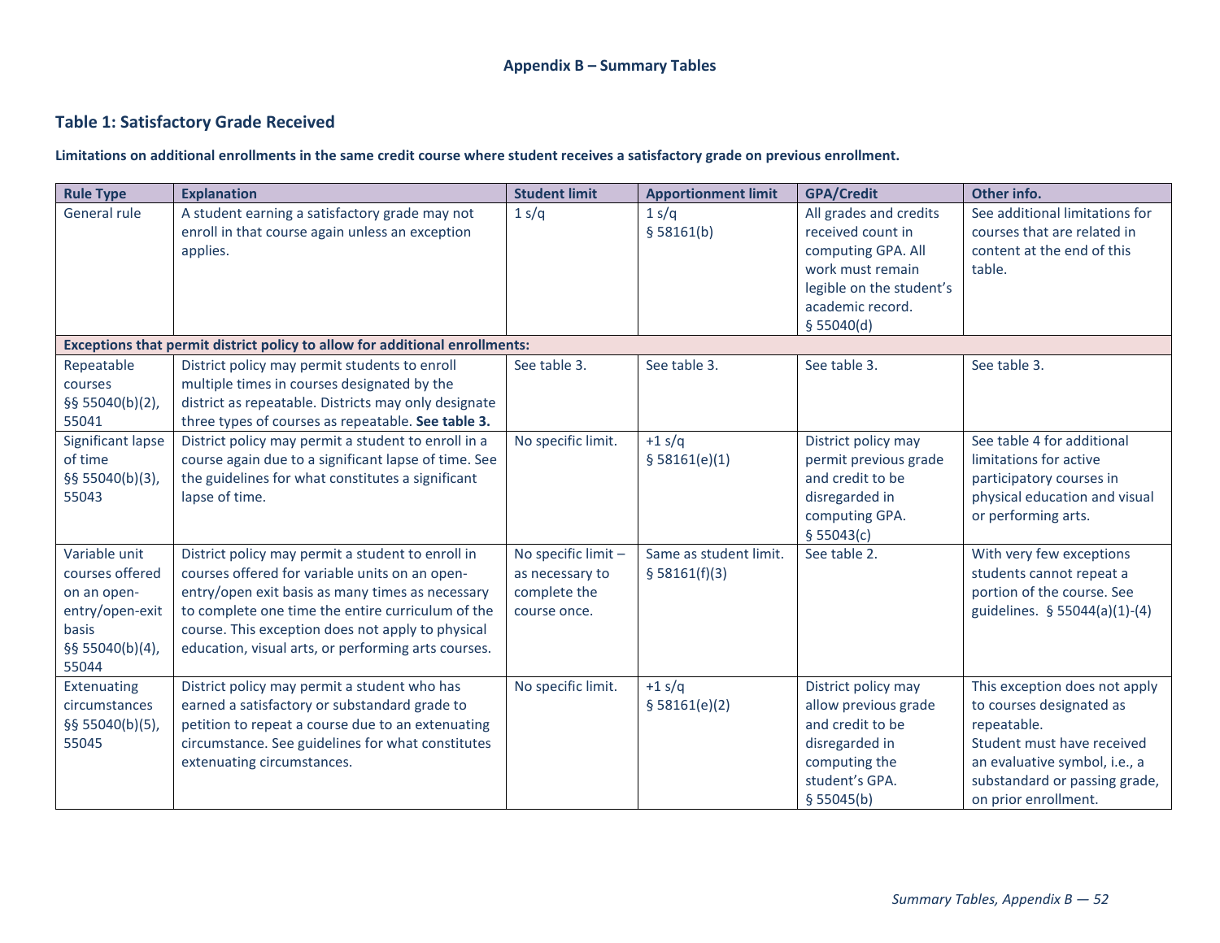# Appendix B – Summary Tables

## Table 1: Satisfactory Grade Received

**Limitations on additional enrollments in the same credit course where student receives a satisfactory grade on previous enrollment.**

| Rule Type | Explanation | Student limit | Apportionment limit | GPA/Credit | Other info. |
|---|---|---|---|---|---|
| General rule | A student earning a satisfactory grade may not enroll in that course again unless an exception applies. | 1 s/q | 1 s/q § 58161(b) | All grades and credits received count in computing GPA. All work must remain legible on the student's academic record. § 55040(d) | See additional limitations for courses that are related in content at the end of this table. |
| **Exceptions that permit district policy to allow for additional enrollments:** | | | | | |
| Repeatable courses §§ 55040(b)(2), 55041 | District policy may permit students to enroll multiple times in courses designated by the district as repeatable. Districts may only designate three types of courses as repeatable. **See table 3.** | See table 3. | See table 3. | See table 3. | See table 3. |
| Significant lapse of time §§ 55040(b)(3), 55043 | District policy may permit a student to enroll in a course again due to a significant lapse of time. See the guidelines for what constitutes a significant lapse of time. | No specific limit. | +1 s/q § 58161(e)(1) | District policy may permit previous grade and credit to be disregarded in computing GPA. § 55043(c) | See table 4 for additional limitations for active participatory courses in physical education and visual or performing arts. |
| Variable unit courses offered on an open-entry/open-exit basis §§ 55040(b)(4), 55044 | District policy may permit a student to enroll in courses offered for variable units on an open-entry/open exit basis as many times as necessary to complete one time the entire curriculum of the course. This exception does not apply to physical education, visual arts, or performing arts courses. | No specific limit – as necessary to complete the course once. | Same as student limit. § 58161(f)(3) | See table 2. | With very few exceptions students cannot repeat a portion of the course. See guidelines. § 55044(a)(1)-(4) |
| Extenuating circumstances §§ 55040(b)(5), 55045 | District policy may permit a student who has earned a satisfactory or substandard grade to petition to repeat a course due to an extenuating circumstance. See guidelines for what constitutes extenuating circumstances. | No specific limit. | +1 s/q § 58161(e)(2) | District policy may allow previous grade and credit to be disregarded in computing the student's GPA. § 55045(b) | This exception does not apply to courses designated as repeatable. Student must have received an evaluative symbol, i.e., a substandard or passing grade, on prior enrollment. |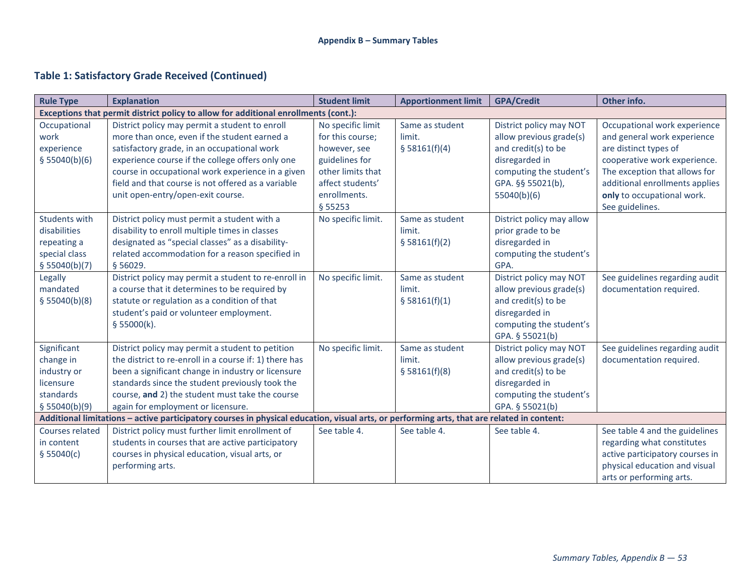## Table 1: Satisfactory Grade Received (Continued)

| Rule Type | Explanation | Student limit | Apportionment limit | GPA/Credit | Other info. |
|---|---|---|---|---|---|
| **Exceptions that permit district policy to allow for additional enrollments (cont.):** | | | | | |
| Occupational work experience § 55040(b)(6) | District policy may permit a student to enroll more than once, even if the student earned a satisfactory grade, in an occupational work experience course if the college offers only one course in occupational work experience in a given field and that course is not offered as a variable unit open-entry/open-exit course. | No specific limit for this course; however, see guidelines for other limits that affect students' enrollments. § 55253 | Same as student limit. § 58161(f)(4) | District policy may NOT allow previous grade(s) and credit(s) to be disregarded in computing the student's GPA. §§ 55021(b), 55040(b)(6) | Occupational work experience and general work experience are distinct types of cooperative work experience. The exception that allows for additional enrollments applies **only** to occupational work. See guidelines. |
| Students with disabilities repeating a special class § 55040(b)(7) | District policy must permit a student with a disability to enroll multiple times in classes designated as "special classes" as a disability-related accommodation for a reason specified in § 56029. | No specific limit. | Same as student limit. § 58161(f)(2) | District policy may allow prior grade to be disregarded in computing the student's GPA. | |
| Legally mandated § 55040(b)(8) | District policy may permit a student to re-enroll in a course that it determines to be required by statute or regulation as a condition of that student's paid or volunteer employment. § 55000(k). | No specific limit. | Same as student limit. § 58161(f)(1) | District policy may NOT allow previous grade(s) and credit(s) to be disregarded in computing the student's GPA. § 55021(b) | See guidelines regarding audit documentation required. |
| Significant change in industry or licensure standards § 55040(b)(9) | District policy may permit a student to petition the district to re-enroll in a course if: 1) there has been a significant change in industry or licensure standards since the student previously took the course, **and** 2) the student must take the course again for employment or licensure. | No specific limit. | Same as student limit. § 58161(f)(8) | District policy may NOT allow previous grade(s) and credit(s) to be disregarded in computing the student's GPA. § 55021(b) | See guidelines regarding audit documentation required. |
| **Additional limitations – active participatory courses in physical education, visual arts, or performing arts, that are related in content:** | | | | | |
| Courses related in content § 55040(c) | District policy must further limit enrollment of students in courses that are active participatory courses in physical education, visual arts, or performing arts. | See table 4. | See table 4. | See table 4. | See table 4 and the guidelines regarding what constitutes active participatory courses in physical education and visual arts or performing arts. |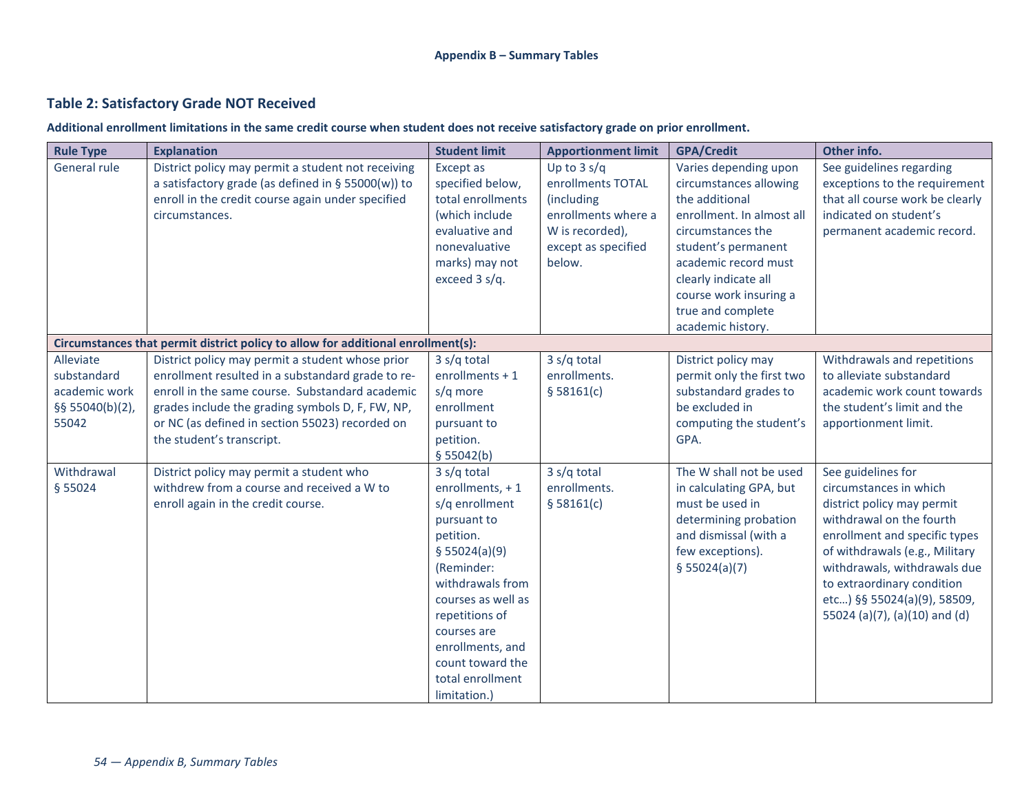## Table 2: Satisfactory Grade NOT Received

**Additional enrollment limitations in the same credit course when student does not receive satisfactory grade on prior enrollment.**

| Rule Type | Explanation | Student limit | Apportionment limit | GPA/Credit | Other info. |
|---|---|---|---|---|---|
| General rule | District policy may permit a student not receiving a satisfactory grade (as defined in § 55000(w)) to enroll in the credit course again under specified circumstances. | Except as specified below, total enrollments (which include evaluative and nonevaluative marks) may not exceed 3 s/q. | Up to 3 s/q enrollments TOTAL (including enrollments where a W is recorded), except as specified below. | Varies depending upon circumstances allowing the additional enrollment. In almost all circumstances the student's permanent academic record must clearly indicate all course work insuring a true and complete academic history. | See guidelines regarding exceptions to the requirement that all course work be clearly indicated on student's permanent academic record. |
| **Circumstances that permit district policy to allow for additional enrollment(s):** | | | | | |
| Alleviate substandard academic work §§ 55040(b)(2), 55042 | District policy may permit a student whose prior enrollment resulted in a substandard grade to re-enroll in the same course. Substandard academic grades include the grading symbols D, F, FW, NP, or NC (as defined in section 55023) recorded on the student's transcript. | 3 s/q total enrollments + 1 s/q more enrollment pursuant to petition. § 55042(b) | 3 s/q total enrollments. § 58161(c) | District policy may permit only the first two substandard grades to be excluded in computing the student's GPA. | Withdrawals and repetitions to alleviate substandard academic work count towards the student's limit and the apportionment limit. |
| Withdrawal § 55024 | District policy may permit a student who withdrew from a course and received a W to enroll again in the credit course. | 3 s/q total enrollments, + 1 s/q enrollment pursuant to petition. § 55024(a)(9) (Reminder: withdrawals from courses as well as repetitions of courses are enrollments, and count toward the total enrollment limitation.) | 3 s/q total enrollments. § 58161(c) | The W shall not be used in calculating GPA, but must be used in determining probation and dismissal (with a few exceptions). § 55024(a)(7) | See guidelines for circumstances in which district policy may permit withdrawal on the fourth enrollment and specific types of withdrawals (e.g., Military withdrawals, withdrawals due to extraordinary condition etc…) §§ 55024(a)(9), 58509, 55024 (a)(7), (a)(10) and (d) |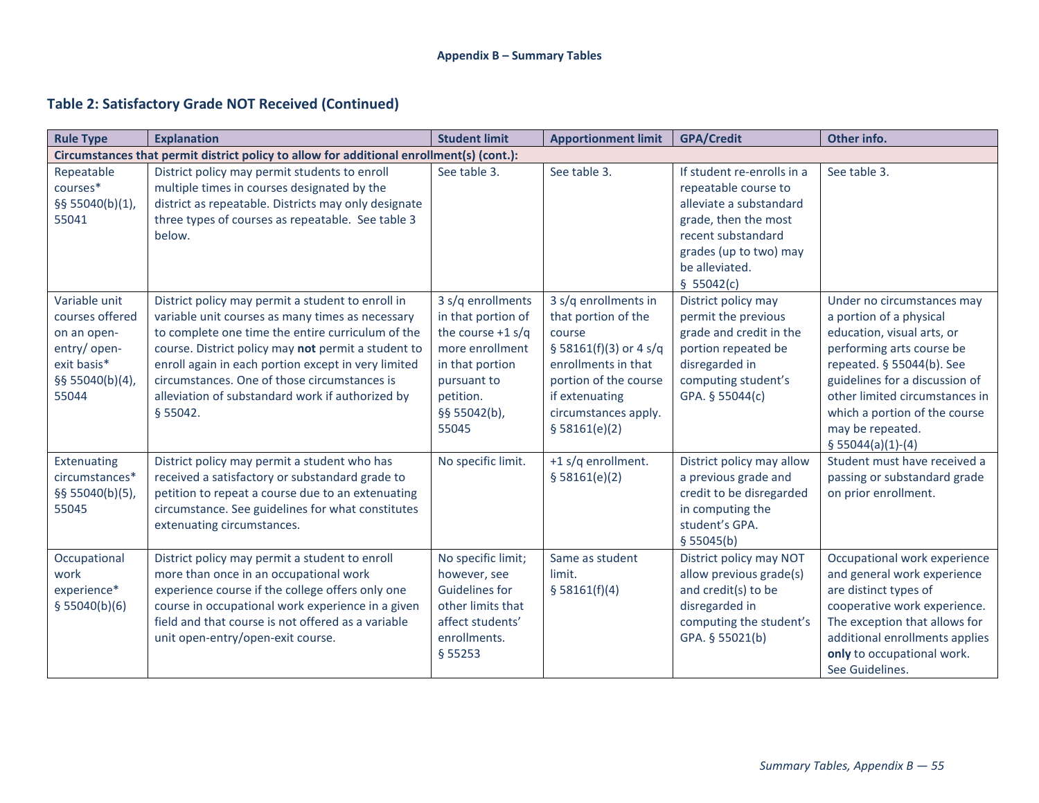**Appendix B – Summary Tables**

## Table 2: Satisfactory Grade NOT Received (Continued)

| Rule Type | Explanation | Student limit | Apportionment limit | GPA/Credit | Other info. |
|---|---|---|---|---|---|
| **Circumstances that permit district policy to allow for additional enrollment(s) (cont.):** | | | | | |
| Repeatable courses* §§ 55040(b)(1), 55041 | District policy may permit students to enroll multiple times in courses designated by the district as repeatable. Districts may only designate three types of courses as repeatable. See table 3 below. | See table 3. | See table 3. | If student re-enrolls in a repeatable course to alleviate a substandard grade, then the most recent substandard grades (up to two) may be alleviated. § 55042(c) | See table 3. |
| Variable unit courses offered on an open-entry/ open-exit basis* §§ 55040(b)(4), 55044 | District policy may permit a student to enroll in variable unit courses as many times as necessary to complete one time the entire curriculum of the course. District policy may **not** permit a student to enroll again in each portion except in very limited circumstances. One of those circumstances is alleviation of substandard work if authorized by § 55042. | 3 s/q enrollments in that portion of the course +1 s/q more enrollment in that portion pursuant to petition. §§ 55042(b), 55045 | 3 s/q enrollments in that portion of the course § 58161(f)(3) or 4 s/q enrollments in that portion of the course if extenuating circumstances apply. § 58161(e)(2) | District policy may permit the previous grade and credit in the portion repeated be disregarded in computing student's GPA. § 55044(c) | Under no circumstances may a portion of a physical education, visual arts, or performing arts course be repeated. § 55044(b). See guidelines for a discussion of other limited circumstances in which a portion of the course may be repeated. § 55044(a)(1)-(4) |
| Extenuating circumstances* §§ 55040(b)(5), 55045 | District policy may permit a student who has received a satisfactory or substandard grade to petition to repeat a course due to an extenuating circumstance. See guidelines for what constitutes extenuating circumstances. | No specific limit. | +1 s/q enrollment. § 58161(e)(2) | District policy may allow a previous grade and credit to be disregarded in computing the student's GPA. § 55045(b) | Student must have received a passing or substandard grade on prior enrollment. |
| Occupational work experience* § 55040(b)(6) | District policy may permit a student to enroll more than once in an occupational work experience course if the college offers only one course in occupational work experience in a given field and that course is not offered as a variable unit open-entry/open-exit course. | No specific limit; however, see Guidelines for other limits that affect students' enrollments. § 55253 | Same as student limit. § 58161(f)(4) | District policy may NOT allow previous grade(s) and credit(s) to be disregarded in computing the student's GPA. § 55021(b) | Occupational work experience and general work experience are distinct types of cooperative work experience. The exception that allows for additional enrollments applies **only** to occupational work. See Guidelines. |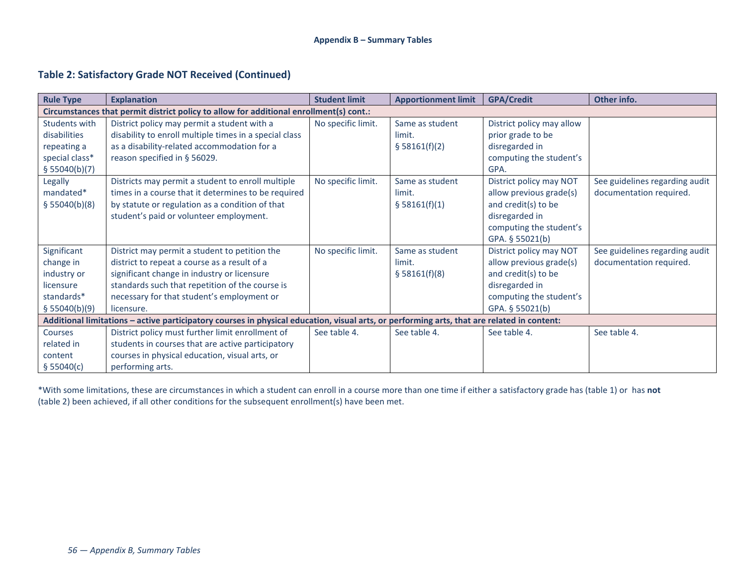## Table 2: Satisfactory Grade NOT Received (Continued)

| Rule Type | Explanation | Student limit | Apportionment limit | GPA/Credit | Other info. |
|---|---|---|---|---|---|
| **Circumstances that permit district policy to allow for additional enrollment(s) cont.:** | | | | | |
| Students with disabilities repeating a special class* § 55040(b)(7) | District policy may permit a student with a disability to enroll multiple times in a special class as a disability-related accommodation for a reason specified in § 56029. | No specific limit. | Same as student limit. § 58161(f)(2) | District policy may allow prior grade to be disregarded in computing the student's GPA. | |
| Legally mandated* § 55040(b)(8) | Districts may permit a student to enroll multiple times in a course that it determines to be required by statute or regulation as a condition of that student's paid or volunteer employment. | No specific limit. | Same as student limit. § 58161(f)(1) | District policy may NOT allow previous grade(s) and credit(s) to be disregarded in computing the student's GPA. § 55021(b) | See guidelines regarding audit documentation required. |
| Significant change in industry or licensure standards* § 55040(b)(9) | District may permit a student to petition the district to repeat a course as a result of a significant change in industry or licensure standards such that repetition of the course is necessary for that student's employment or licensure. | No specific limit. | Same as student limit. § 58161(f)(8) | District policy may NOT allow previous grade(s) and credit(s) to be disregarded in computing the student's GPA. § 55021(b) | See guidelines regarding audit documentation required. |
| **Additional limitations – active participatory courses in physical education, visual arts, or performing arts, that are related in content:** | | | | | |
| Courses related in content § 55040(c) | District policy must further limit enrollment of students in courses that are active participatory courses in physical education, visual arts, or performing arts. | See table 4. | See table 4. | See table 4. | See table 4. |

*With some limitations, these are circumstances in which a student can enroll in a course more than one time if either a satisfactory grade has (table 1) or has **not** (table 2) been achieved, if all other conditions for the subsequent enrollment(s) have been met.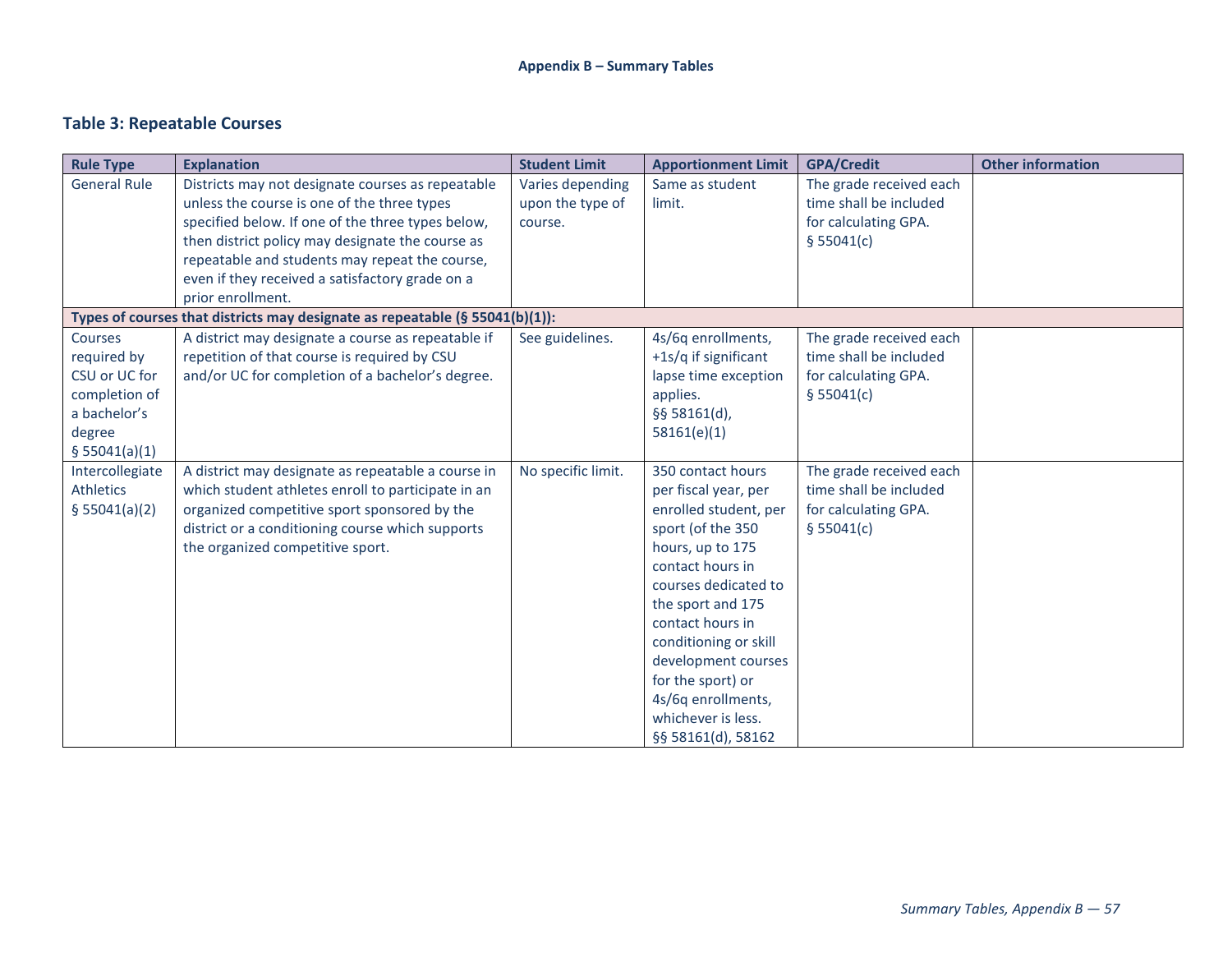### Table 3: Repeatable Courses

| Rule Type | Explanation | Student Limit | Apportionment Limit | GPA/Credit | Other information |
|---|---|---|---|---|---|
| General Rule | Districts may not designate courses as repeatable unless the course is one of the three types specified below. If one of the three types below, then district policy may designate the course as repeatable and students may repeat the course, even if they received a satisfactory grade on a prior enrollment. | Varies depending upon the type of course. | Same as student limit. | The grade received each time shall be included for calculating GPA. § 55041(c) | |
| **Types of courses that districts may designate as repeatable (§ 55041(b)(1)):** | | | | | |
| Courses required by CSU or UC for completion of a bachelor's degree § 55041(a)(1) | A district may designate a course as repeatable if repetition of that course is required by CSU and/or UC for completion of a bachelor's degree. | See guidelines. | 4s/6q enrollments, +1s/q if significant lapse time exception applies. §§ 58161(d), 58161(e)(1) | The grade received each time shall be included for calculating GPA. § 55041(c) | |
| Intercollegiate Athletics § 55041(a)(2) | A district may designate as repeatable a course in which student athletes enroll to participate in an organized competitive sport sponsored by the district or a conditioning course which supports the organized competitive sport. | No specific limit. | 350 contact hours per fiscal year, per enrolled student, per sport (of the 350 hours, up to 175 contact hours in courses dedicated to the sport and 175 contact hours in conditioning or skill development courses for the sport) or 4s/6q enrollments, whichever is less. §§ 58161(d), 58162 | The grade received each time shall be included for calculating GPA. § 55041(c) | |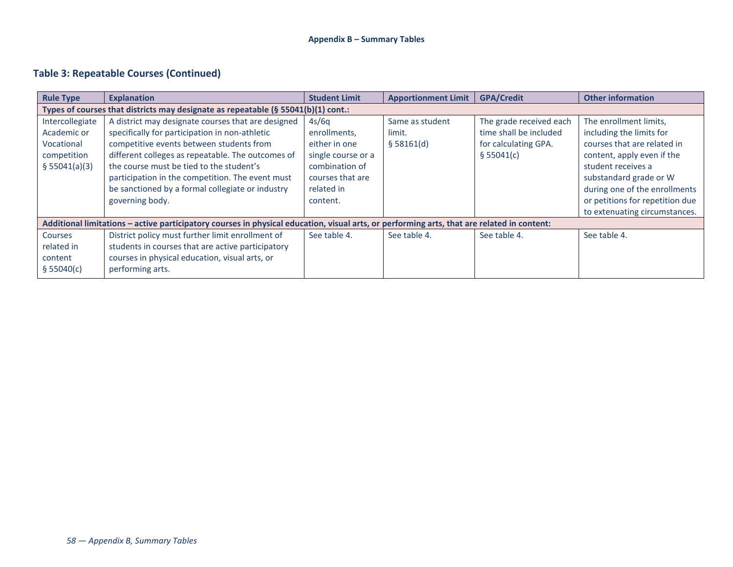## Table 3: Repeatable Courses (Continued)

| Rule Type | Explanation | Student Limit | Apportionment Limit | GPA/Credit | Other information |
|---|---|---|---|---|---|
| **Types of courses that districts may designate as repeatable (§ 55041(b)(1) cont.:** | | | | | |
| Intercollegiate Academic or Vocational competition § 55041(a)(3) | A district may designate courses that are designed specifically for participation in non-athletic competitive events between students from different colleges as repeatable. The outcomes of the course must be tied to the student's participation in the competition. The event must be sanctioned by a formal collegiate or industry governing body. | 4s/6q enrollments, either in one single course or a combination of courses that are related in content. | Same as student limit. § 58161(d) | The grade received each time shall be included for calculating GPA. § 55041(c) | The enrollment limits, including the limits for courses that are related in content, apply even if the student receives a substandard grade or W during one of the enrollments or petitions for repetition due to extenuating circumstances. |
| **Additional limitations – active participatory courses in physical education, visual arts, or performing arts, that are related in content:** | | | | | |
| Courses related in content § 55040(c) | District policy must further limit enrollment of students in courses that are active participatory courses in physical education, visual arts, or performing arts. | See table 4. | See table 4. | See table 4. | See table 4. |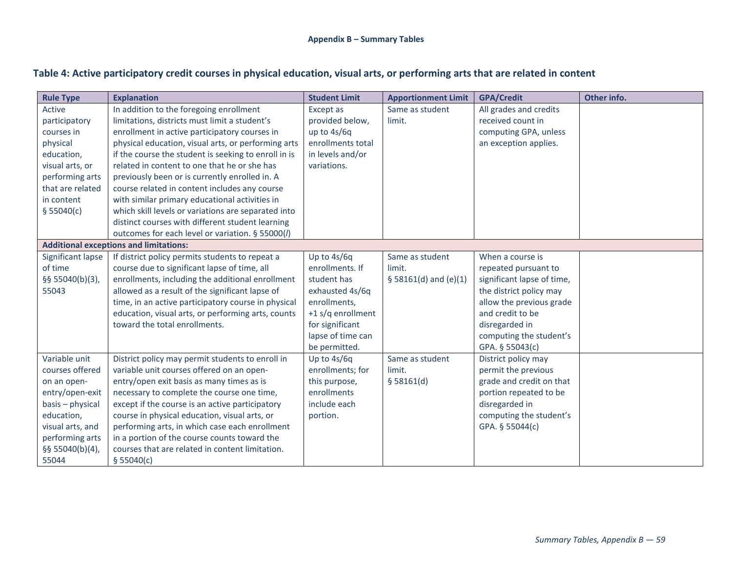Appendix B – Summary Tables

## Table 4: Active participatory credit courses in physical education, visual arts, or performing arts that are related in content

| Rule Type | Explanation | Student Limit | Apportionment Limit | GPA/Credit | Other info. |
|---|---|---|---|---|---|
| Active participatory courses in physical education, visual arts, or performing arts that are related in content § 55040(c) | In addition to the foregoing enrollment limitations, districts must limit a student's enrollment in active participatory courses in physical education, visual arts, or performing arts if the course the student is seeking to enroll in is related in content to one that he or she has previously been or is currently enrolled in. A course related in content includes any course with similar primary educational activities in which skill levels or variations are separated into distinct courses with different student learning outcomes for each level or variation. § 55000(*l*) | Except as provided below, up to 4s/6q enrollments total in levels and/or variations. | Same as student limit. | All grades and credits received count in computing GPA, unless an exception applies. | |
| **Additional exceptions and limitations:** | | | | | |
| Significant lapse of time §§ 55040(b)(3), 55043 | If district policy permits students to repeat a course due to significant lapse of time, all enrollments, including the additional enrollment allowed as a result of the significant lapse of time, in an active participatory course in physical education, visual arts, or performing arts, counts toward the total enrollments. | Up to 4s/6q enrollments. If student has exhausted 4s/6q enrollments, +1 s/q enrollment for significant lapse of time can be permitted. | Same as student limit. § 58161(d) and (e)(1) | When a course is repeated pursuant to significant lapse of time, the district policy may allow the previous grade and credit to be disregarded in computing the student's GPA. § 55043(c) | |
| Variable unit courses offered on an open-entry/open-exit basis – physical education, visual arts, and performing arts §§ 55040(b)(4), 55044 | District policy may permit students to enroll in variable unit courses offered on an open-entry/open exit basis as many times as is necessary to complete the course one time, except if the course is an active participatory course in physical education, visual arts, or performing arts, in which case each enrollment in a portion of the course counts toward the courses that are related in content limitation. § 55040(c) | Up to 4s/6q enrollments; for this purpose, enrollments include each portion. | Same as student limit. § 58161(d) | District policy may permit the previous grade and credit on that portion repeated to be disregarded in computing the student's GPA. § 55044(c) | |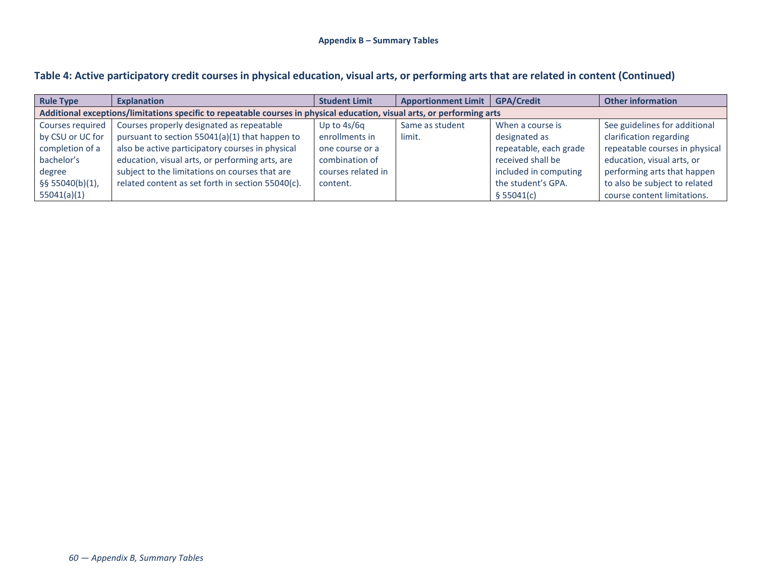## Table 4: Active participatory credit courses in physical education, visual arts, or performing arts that are related in content (Continued)

| Rule Type | Explanation | Student Limit | Apportionment Limit | GPA/Credit | Other information |
|---|---|---|---|---|---|
| **Additional exceptions/limitations specific to repeatable courses in physical education, visual arts, or performing arts** | | | | | |
| Courses required by CSU or UC for completion of a bachelor's degree §§ 55040(b)(1), 55041(a)(1) | Courses properly designated as repeatable pursuant to section 55041(a)(1) that happen to also be active participatory courses in physical education, visual arts, or performing arts, are subject to the limitations on courses that are related content as set forth in section 55040(c). | Up to 4s/6q enrollments in one course or a combination of courses related in content. | Same as student limit. | When a course is designated as repeatable, each grade received shall be included in computing the student's GPA. § 55041(c) | See guidelines for additional clarification regarding repeatable courses in physical education, visual arts, or performing arts that happen to also be subject to related course content limitations. |